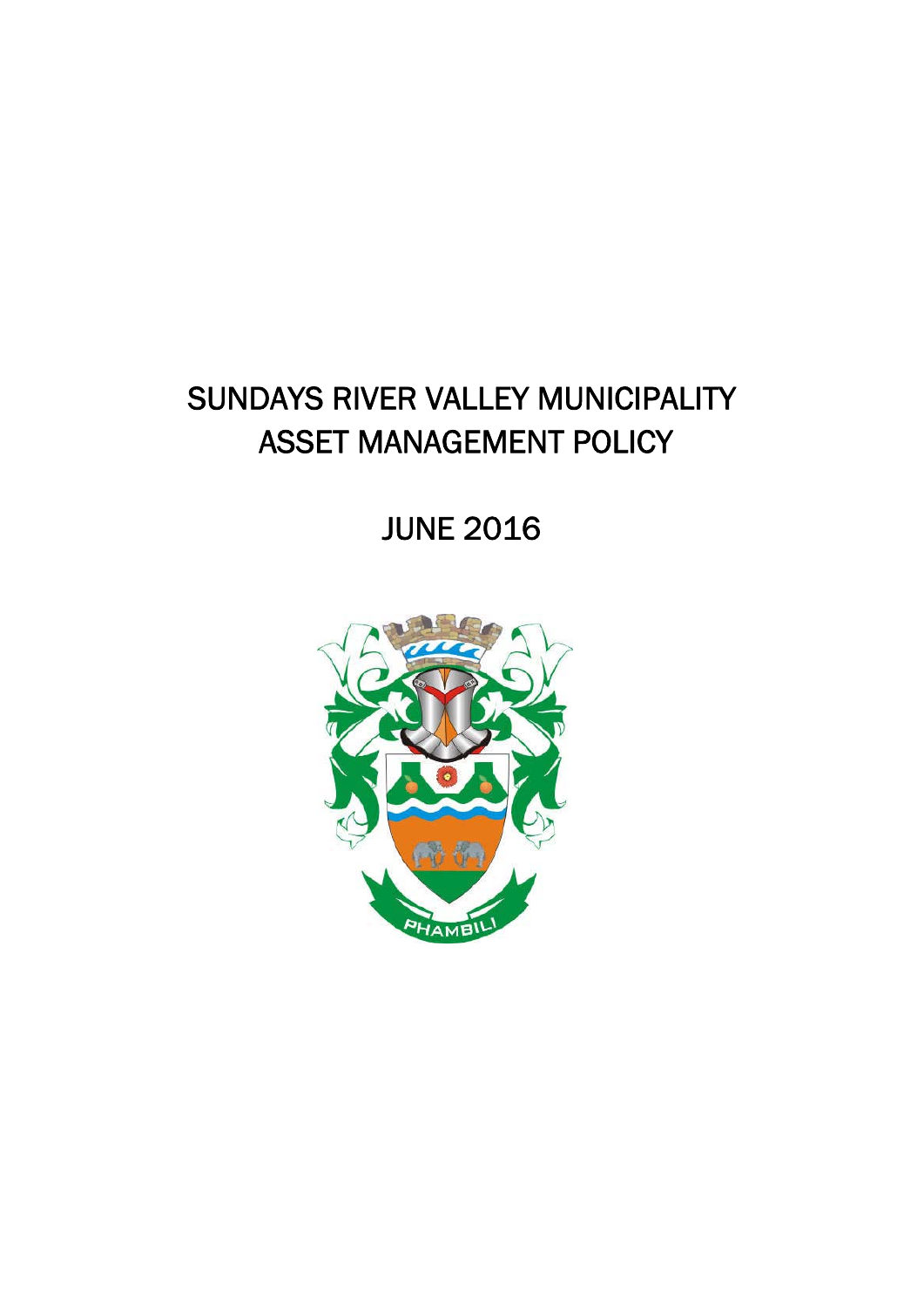# SUNDAYS RIVER VALLEY MUNICIPALITY
# ASSET MANAGEMENT POLICY

## JUNE 2016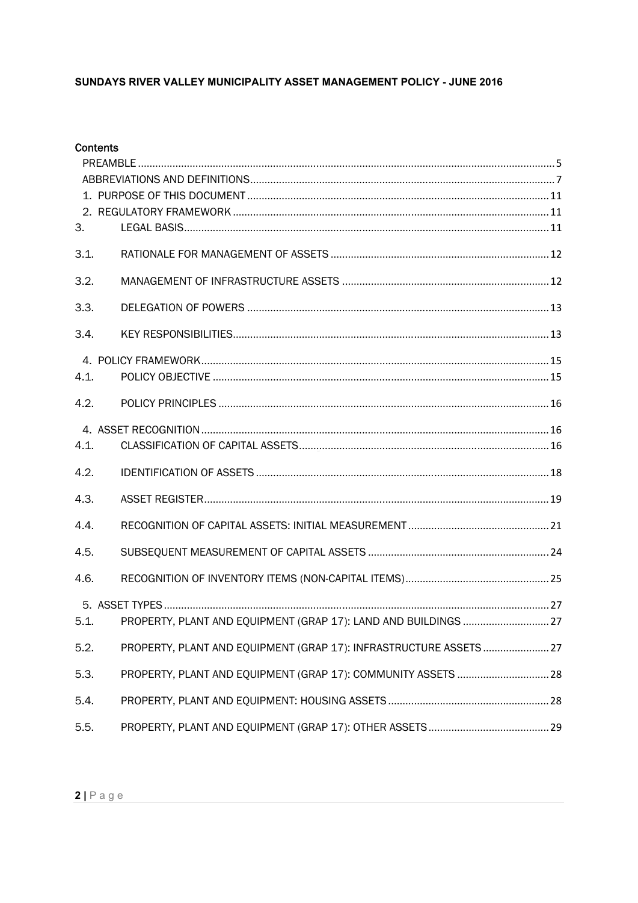**SUNDAYS RIVER VALLEY MUNICIPALITY ASSET MANAGEMENT POLICY - JUNE 2016**

**Contents**

PREAMBLE ..... 5

ABBREVIATIONS AND DEFINITIONS ..... 7

1. PURPOSE OF THIS DOCUMENT ..... 11

2. REGULATORY FRAMEWORK ..... 11

3. LEGAL BASIS ..... 11

3.1. RATIONALE FOR MANAGEMENT OF ASSETS ..... 12

3.2. MANAGEMENT OF INFRASTRUCTURE ASSETS ..... 12

3.3. DELEGATION OF POWERS ..... 13

3.4. KEY RESPONSIBILITIES ..... 13

4. POLICY FRAMEWORK ..... 15

4.1. POLICY OBJECTIVE ..... 15

4.2. POLICY PRINCIPLES ..... 16

4. ASSET RECOGNITION ..... 16

4.1. CLASSIFICATION OF CAPITAL ASSETS ..... 16

4.2. IDENTIFICATION OF ASSETS ..... 18

4.3. ASSET REGISTER ..... 19

4.4. RECOGNITION OF CAPITAL ASSETS: INITIAL MEASUREMENT ..... 21

4.5. SUBSEQUENT MEASUREMENT OF CAPITAL ASSETS ..... 24

4.6. RECOGNITION OF INVENTORY ITEMS (NON-CAPITAL ITEMS) ..... 25

5. ASSET TYPES ..... 27

5.1. PROPERTY, PLANT AND EQUIPMENT (GRAP 17): LAND AND BUILDINGS ..... 27

5.2. PROPERTY, PLANT AND EQUIPMENT (GRAP 17): INFRASTRUCTURE ASSETS ..... 27

5.3. PROPERTY, PLANT AND EQUIPMENT (GRAP 17): COMMUNITY ASSETS ..... 28

5.4. PROPERTY, PLANT AND EQUIPMENT: HOUSING ASSETS ..... 28

5.5. PROPERTY, PLANT AND EQUIPMENT (GRAP 17): OTHER ASSETS ..... 29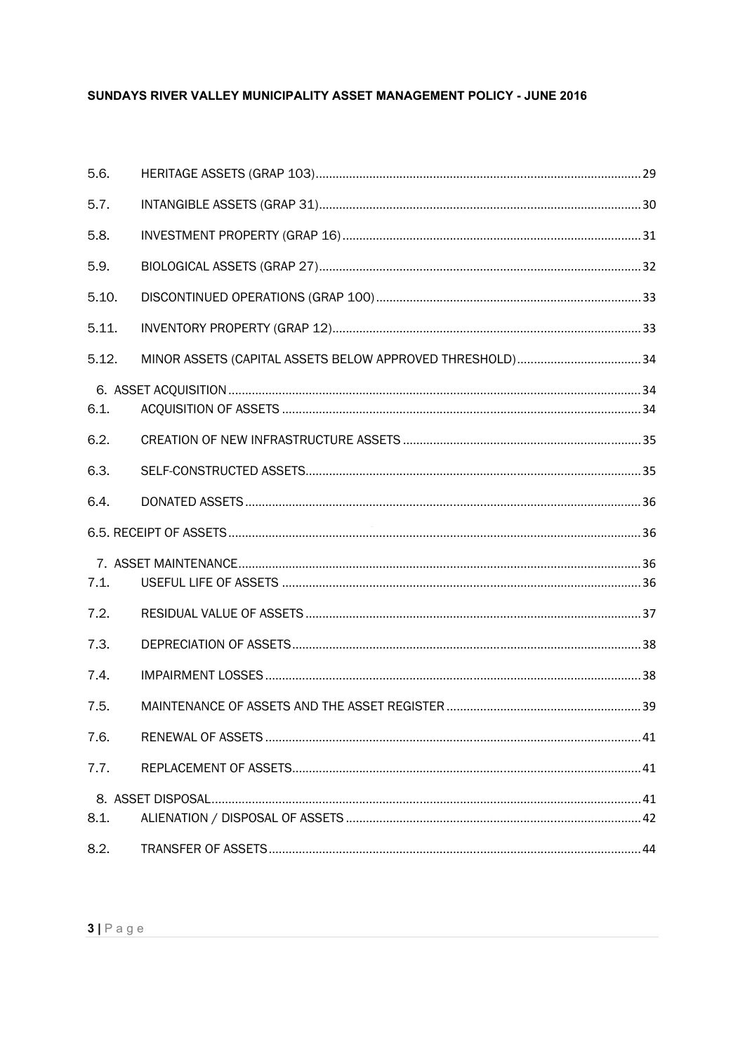| | | |
|---|---|---|
| 5.6. | HERITAGE ASSETS (GRAP 103) | 29 |
| 5.7. | INTANGIBLE ASSETS (GRAP 31) | 30 |
| 5.8. | INVESTMENT PROPERTY (GRAP 16) | 31 |
| 5.9. | BIOLOGICAL ASSETS (GRAP 27) | 32 |
| 5.10. | DISCONTINUED OPERATIONS (GRAP 100) | 33 |
| 5.11. | INVENTORY PROPERTY (GRAP 12) | 33 |
| 5.12. | MINOR ASSETS (CAPITAL ASSETS BELOW APPROVED THRESHOLD) | 34 |
| 6. ASSET ACQUISITION | | 34 |
| 6.1. | ACQUISITION OF ASSETS | 34 |
| 6.2. | CREATION OF NEW INFRASTRUCTURE ASSETS | 35 |
| 6.3. | SELF-CONSTRUCTED ASSETS | 35 |
| 6.4. | DONATED ASSETS | 36 |
| 6.5. RECEIPT OF ASSETS | | 36 |
| 7. ASSET MAINTENANCE | | 36 |
| 7.1. | USEFUL LIFE OF ASSETS | 36 |
| 7.2. | RESIDUAL VALUE OF ASSETS | 37 |
| 7.3. | DEPRECIATION OF ASSETS | 38 |
| 7.4. | IMPAIRMENT LOSSES | 38 |
| 7.5. | MAINTENANCE OF ASSETS AND THE ASSET REGISTER | 39 |
| 7.6. | RENEWAL OF ASSETS | 41 |
| 7.7. | REPLACEMENT OF ASSETS | 41 |
| 8. ASSET DISPOSAL | | 41 |
| 8.1. | ALIENATION / DISPOSAL OF ASSETS | 42 |
| 8.2. | TRANSFER OF ASSETS | 44 |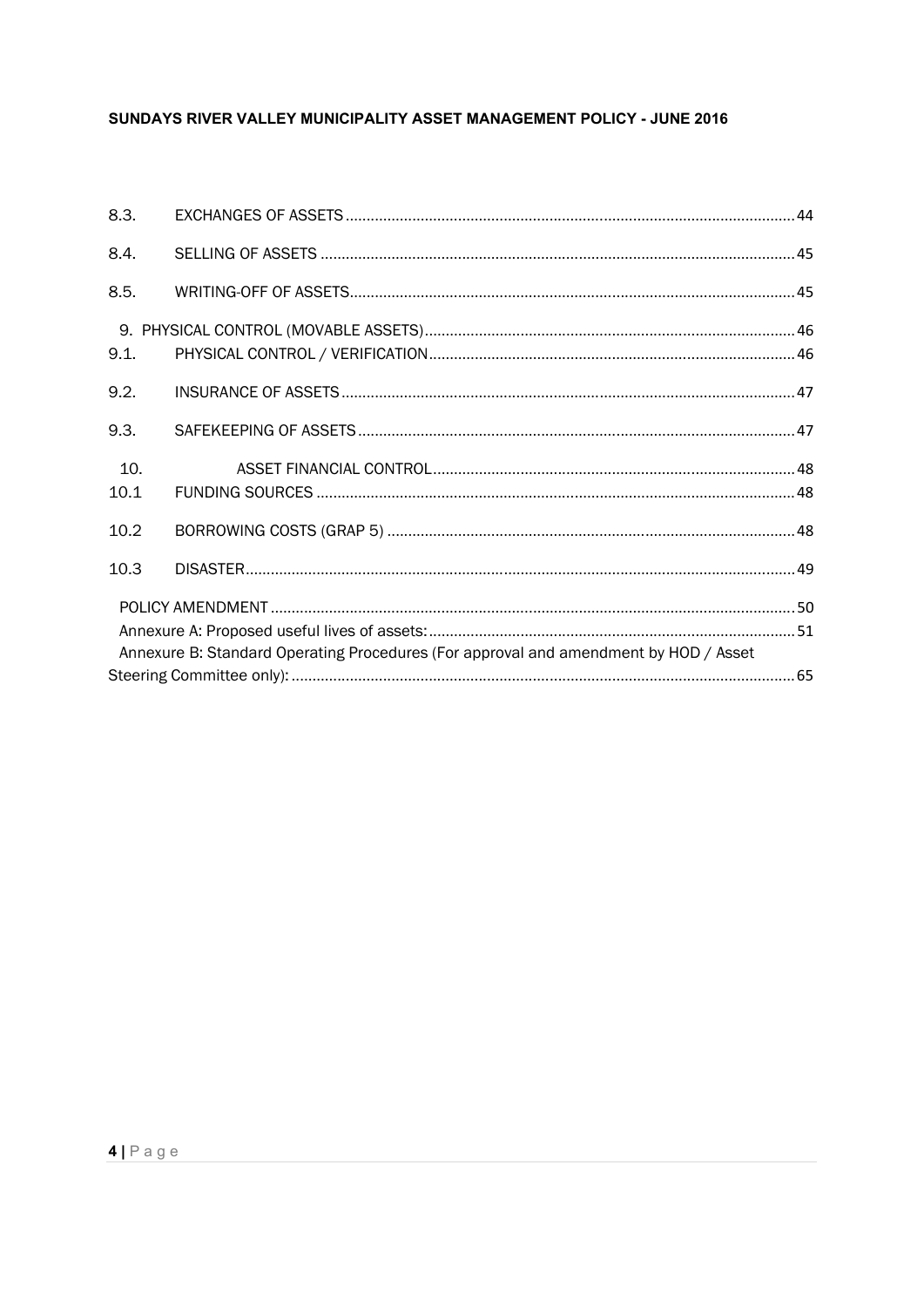| | | |
|---|---|---|
| 8.3. | EXCHANGES OF ASSETS | 44 |
| 8.4. | SELLING OF ASSETS | 45 |
| 8.5. | WRITING-OFF OF ASSETS | 45 |
| 9. | PHYSICAL CONTROL (MOVABLE ASSETS) | 46 |
| 9.1. | PHYSICAL CONTROL / VERIFICATION | 46 |
| 9.2. | INSURANCE OF ASSETS | 47 |
| 9.3. | SAFEKEEPING OF ASSETS | 47 |
| 10. | ASSET FINANCIAL CONTROL | 48 |
| 10.1 | FUNDING SOURCES | 48 |
| 10.2 | BORROWING COSTS (GRAP 5) | 48 |
| 10.3 | DISASTER | 49 |
| | POLICY AMENDMENT | 50 |
| | Annexure A: Proposed useful lives of assets: | 51 |
| | Annexure B: Standard Operating Procedures (For approval and amendment by HOD / Asset Steering Committee only): | 65 |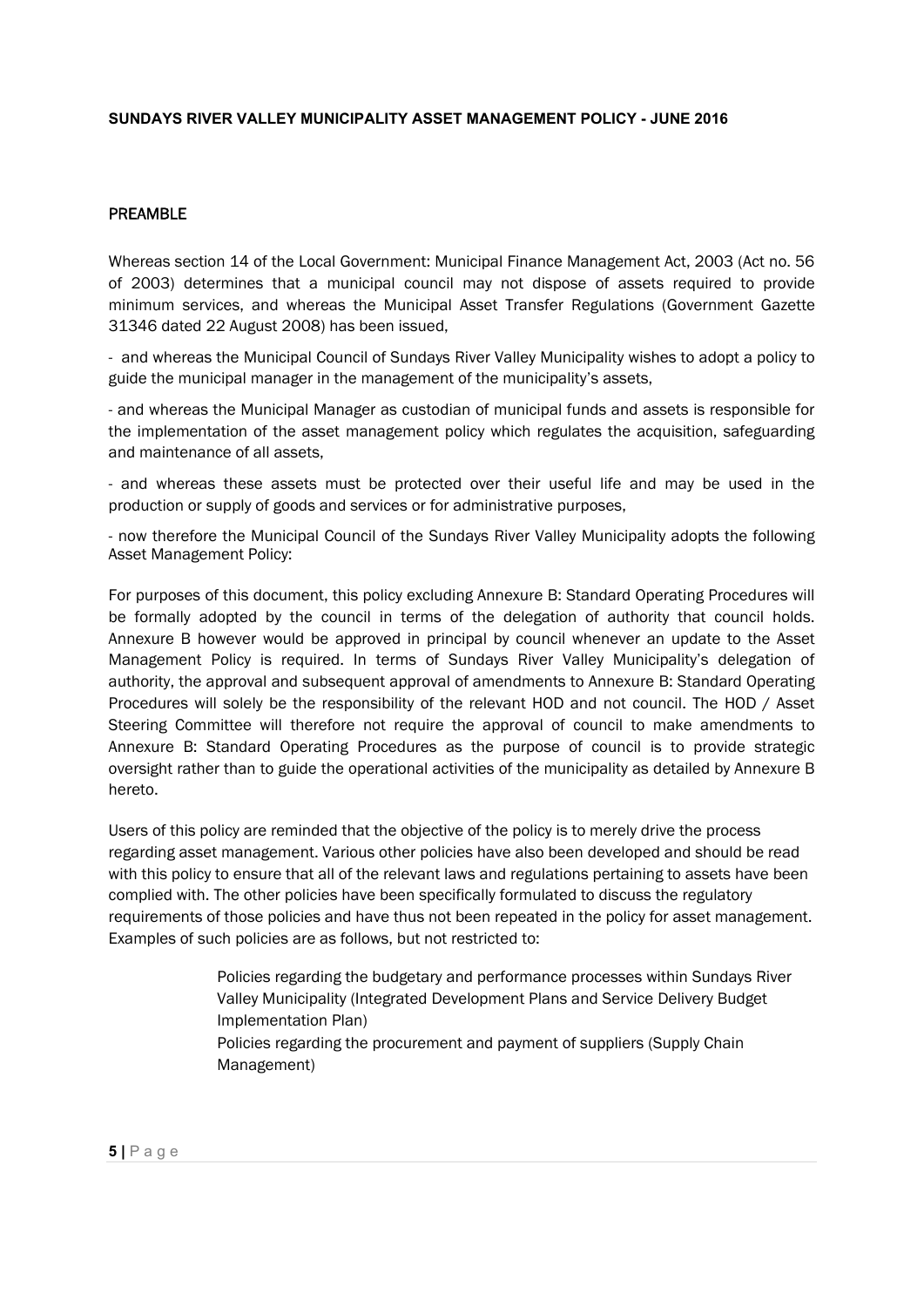**SUNDAYS RIVER VALLEY MUNICIPALITY ASSET MANAGEMENT POLICY - JUNE 2016**

## PREAMBLE

Whereas section 14 of the Local Government: Municipal Finance Management Act, 2003 (Act no. 56 of 2003) determines that a municipal council may not dispose of assets required to provide minimum services, and whereas the Municipal Asset Transfer Regulations (Government Gazette 31346 dated 22 August 2008) has been issued,

- and whereas the Municipal Council of Sundays River Valley Municipality wishes to adopt a policy to guide the municipal manager in the management of the municipality's assets,

- and whereas the Municipal Manager as custodian of municipal funds and assets is responsible for the implementation of the asset management policy which regulates the acquisition, safeguarding and maintenance of all assets,

- and whereas these assets must be protected over their useful life and may be used in the production or supply of goods and services or for administrative purposes,

- now therefore the Municipal Council of the Sundays River Valley Municipality adopts the following Asset Management Policy:

For purposes of this document, this policy excluding Annexure B: Standard Operating Procedures will be formally adopted by the council in terms of the delegation of authority that council holds. Annexure B however would be approved in principal by council whenever an update to the Asset Management Policy is required. In terms of Sundays River Valley Municipality's delegation of authority, the approval and subsequent approval of amendments to Annexure B: Standard Operating Procedures will solely be the responsibility of the relevant HOD and not council. The HOD / Asset Steering Committee will therefore not require the approval of council to make amendments to Annexure B: Standard Operating Procedures as the purpose of council is to provide strategic oversight rather than to guide the operational activities of the municipality as detailed by Annexure B hereto.

Users of this policy are reminded that the objective of the policy is to merely drive the process regarding asset management. Various other policies have also been developed and should be read with this policy to ensure that all of the relevant laws and regulations pertaining to assets have been complied with. The other policies have been specifically formulated to discuss the regulatory requirements of those policies and have thus not been repeated in the policy for asset management. Examples of such policies are as follows, but not restricted to:

- Policies regarding the budgetary and performance processes within Sundays River Valley Municipality (Integrated Development Plans and Service Delivery Budget Implementation Plan)
- Policies regarding the procurement and payment of suppliers (Supply Chain Management)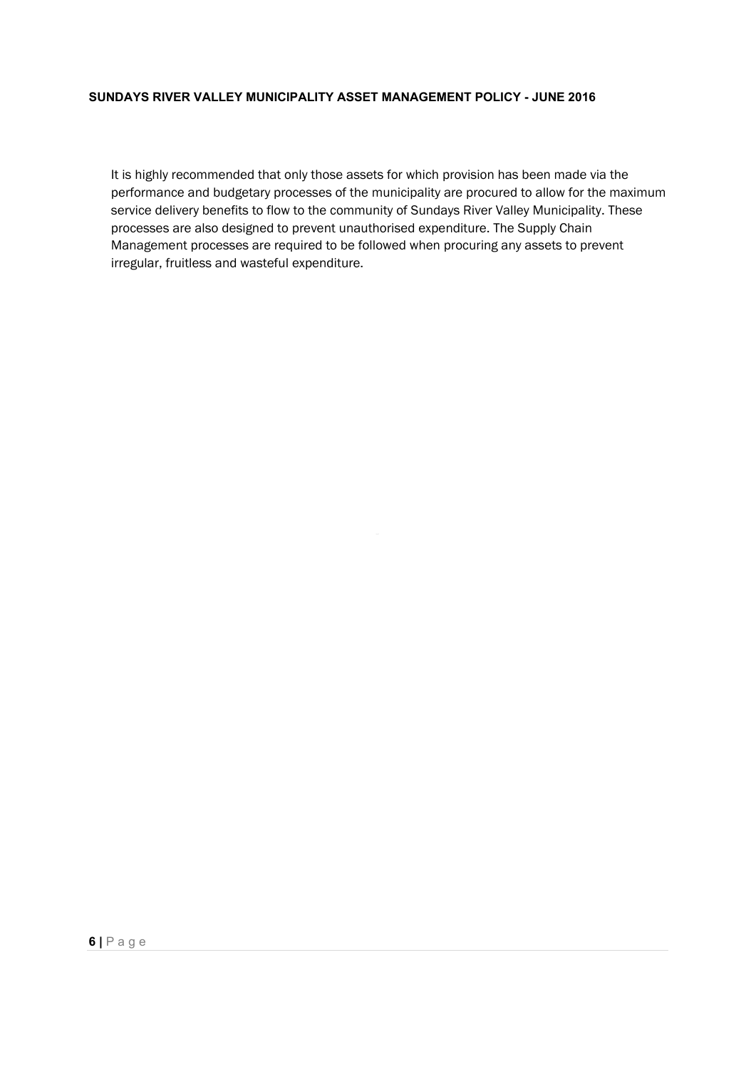It is highly recommended that only those assets for which provision has been made via the performance and budgetary processes of the municipality are procured to allow for the maximum service delivery benefits to flow to the community of Sundays River Valley Municipality. These processes are also designed to prevent unauthorised expenditure. The Supply Chain Management processes are required to be followed when procuring any assets to prevent irregular, fruitless and wasteful expenditure.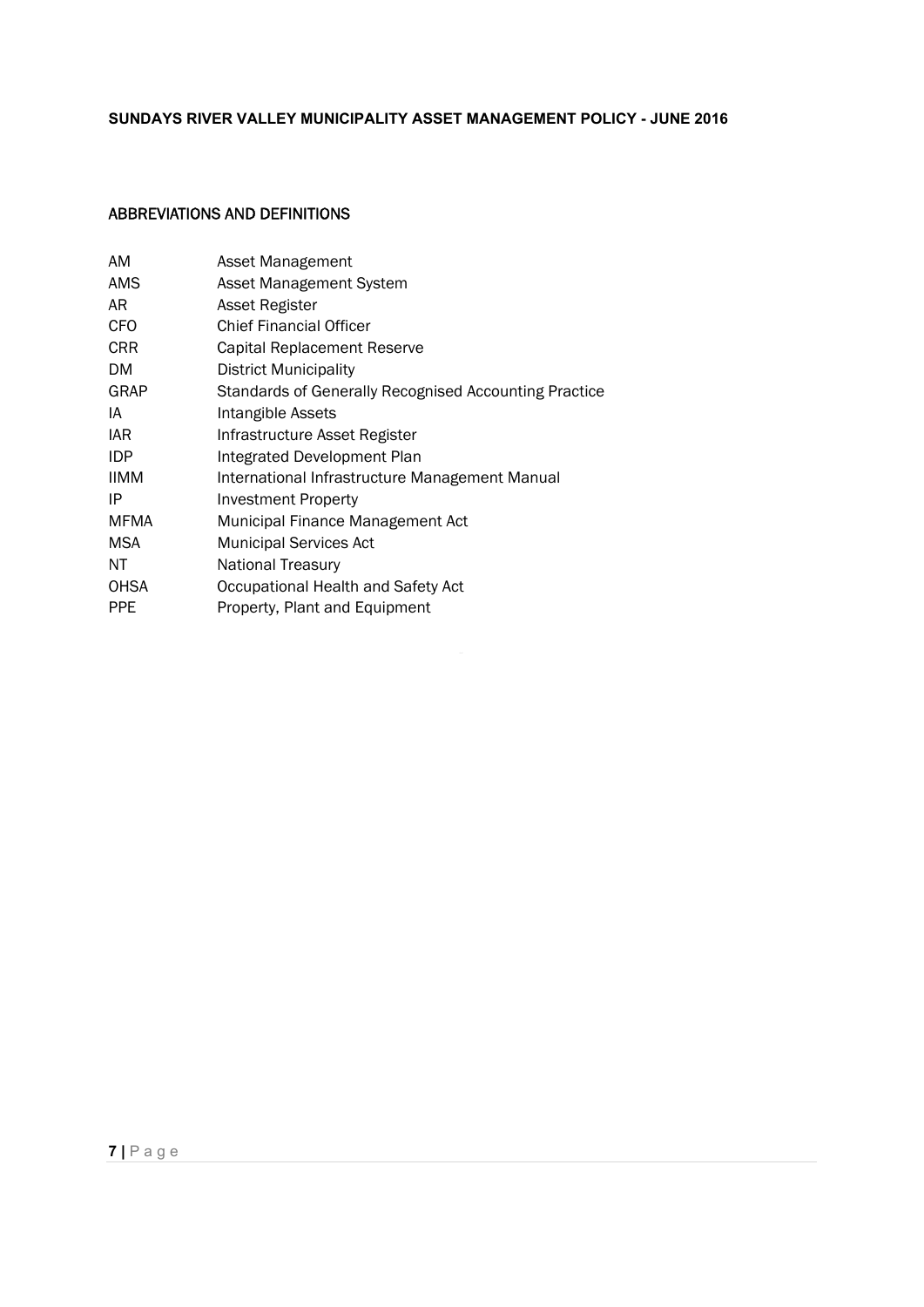## ABBREVIATIONS AND DEFINITIONS

| | |
|---|---|
| AM | Asset Management |
| AMS | Asset Management System |
| AR | Asset Register |
| CFO | Chief Financial Officer |
| CRR | Capital Replacement Reserve |
| DM | District Municipality |
| GRAP | Standards of Generally Recognised Accounting Practice |
| IA | Intangible Assets |
| IAR | Infrastructure Asset Register |
| IDP | Integrated Development Plan |
| IIMM | International Infrastructure Management Manual |
| IP | Investment Property |
| MFMA | Municipal Finance Management Act |
| MSA | Municipal Services Act |
| NT | National Treasury |
| OHSA | Occupational Health and Safety Act |
| PPE | Property, Plant and Equipment |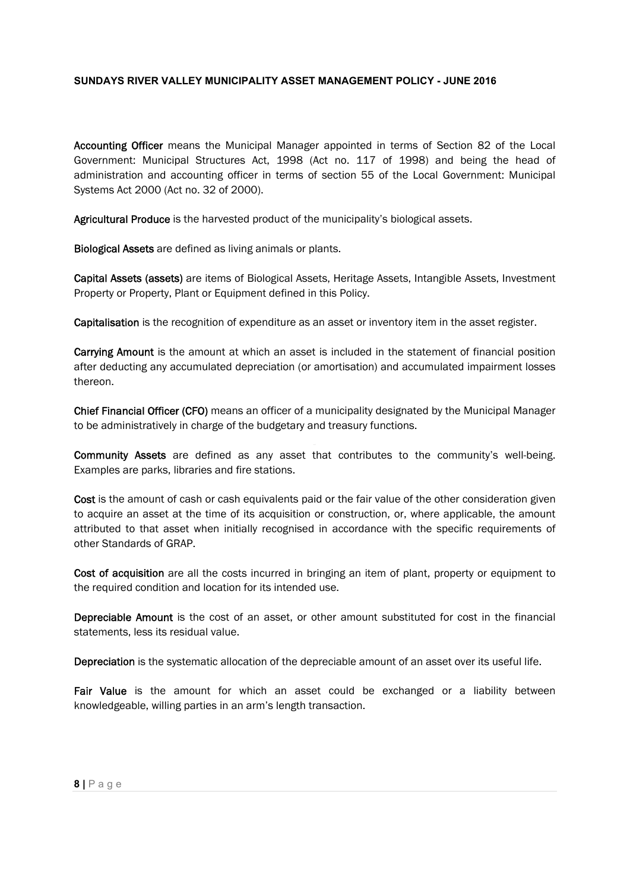**Accounting Officer** means the Municipal Manager appointed in terms of Section 82 of the Local Government: Municipal Structures Act, 1998 (Act no. 117 of 1998) and being the head of administration and accounting officer in terms of section 55 of the Local Government: Municipal Systems Act 2000 (Act no. 32 of 2000).

**Agricultural Produce** is the harvested product of the municipality's biological assets.

**Biological Assets** are defined as living animals or plants.

**Capital Assets (assets)** are items of Biological Assets, Heritage Assets, Intangible Assets, Investment Property or Property, Plant or Equipment defined in this Policy.

**Capitalisation** is the recognition of expenditure as an asset or inventory item in the asset register.

**Carrying Amount** is the amount at which an asset is included in the statement of financial position after deducting any accumulated depreciation (or amortisation) and accumulated impairment losses thereon.

**Chief Financial Officer (CFO)** means an officer of a municipality designated by the Municipal Manager to be administratively in charge of the budgetary and treasury functions.

**Community Assets** are defined as any asset that contributes to the community's well-being. Examples are parks, libraries and fire stations.

**Cost** is the amount of cash or cash equivalents paid or the fair value of the other consideration given to acquire an asset at the time of its acquisition or construction, or, where applicable, the amount attributed to that asset when initially recognised in accordance with the specific requirements of other Standards of GRAP.

**Cost of acquisition** are all the costs incurred in bringing an item of plant, property or equipment to the required condition and location for its intended use.

**Depreciable Amount** is the cost of an asset, or other amount substituted for cost in the financial statements, less its residual value.

**Depreciation** is the systematic allocation of the depreciable amount of an asset over its useful life.

**Fair Value** is the amount for which an asset could be exchanged or a liability between knowledgeable, willing parties in an arm's length transaction.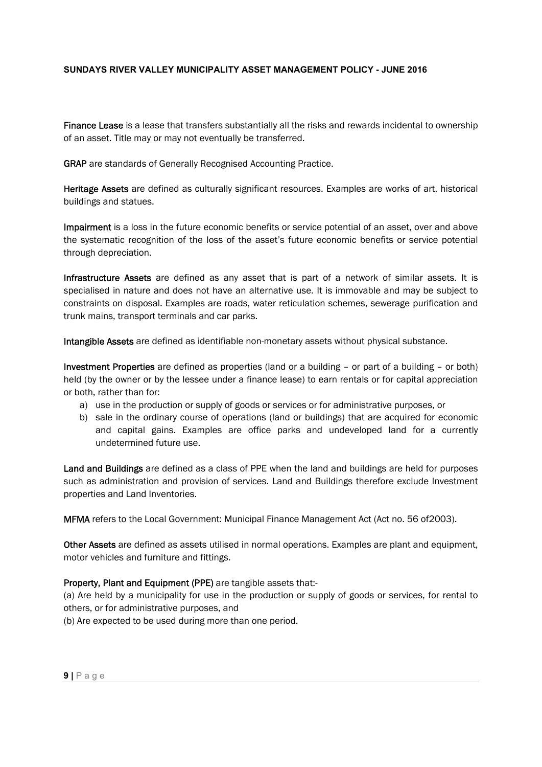**Finance Lease** is a lease that transfers substantially all the risks and rewards incidental to ownership of an asset. Title may or may not eventually be transferred.

**GRAP** are standards of Generally Recognised Accounting Practice.

**Heritage Assets** are defined as culturally significant resources. Examples are works of art, historical buildings and statues.

**Impairment** is a loss in the future economic benefits or service potential of an asset, over and above the systematic recognition of the loss of the asset's future economic benefits or service potential through depreciation.

**Infrastructure Assets** are defined as any asset that is part of a network of similar assets. It is specialised in nature and does not have an alternative use. It is immovable and may be subject to constraints on disposal. Examples are roads, water reticulation schemes, sewerage purification and trunk mains, transport terminals and car parks.

**Intangible Assets** are defined as identifiable non-monetary assets without physical substance.

**Investment Properties** are defined as properties (land or a building – or part of a building – or both) held (by the owner or by the lessee under a finance lease) to earn rentals or for capital appreciation or both, rather than for:

a) use in the production or supply of goods or services or for administrative purposes, or
b) sale in the ordinary course of operations (land or buildings) that are acquired for economic and capital gains. Examples are office parks and undeveloped land for a currently undetermined future use.

**Land and Buildings** are defined as a class of PPE when the land and buildings are held for purposes such as administration and provision of services. Land and Buildings therefore exclude Investment properties and Land Inventories.

**MFMA** refers to the Local Government: Municipal Finance Management Act (Act no. 56 of2003).

**Other Assets** are defined as assets utilised in normal operations. Examples are plant and equipment, motor vehicles and furniture and fittings.

**Property, Plant and Equipment (PPE)** are tangible assets that:-

(a) Are held by a municipality for use in the production or supply of goods or services, for rental to others, or for administrative purposes, and

(b) Are expected to be used during more than one period.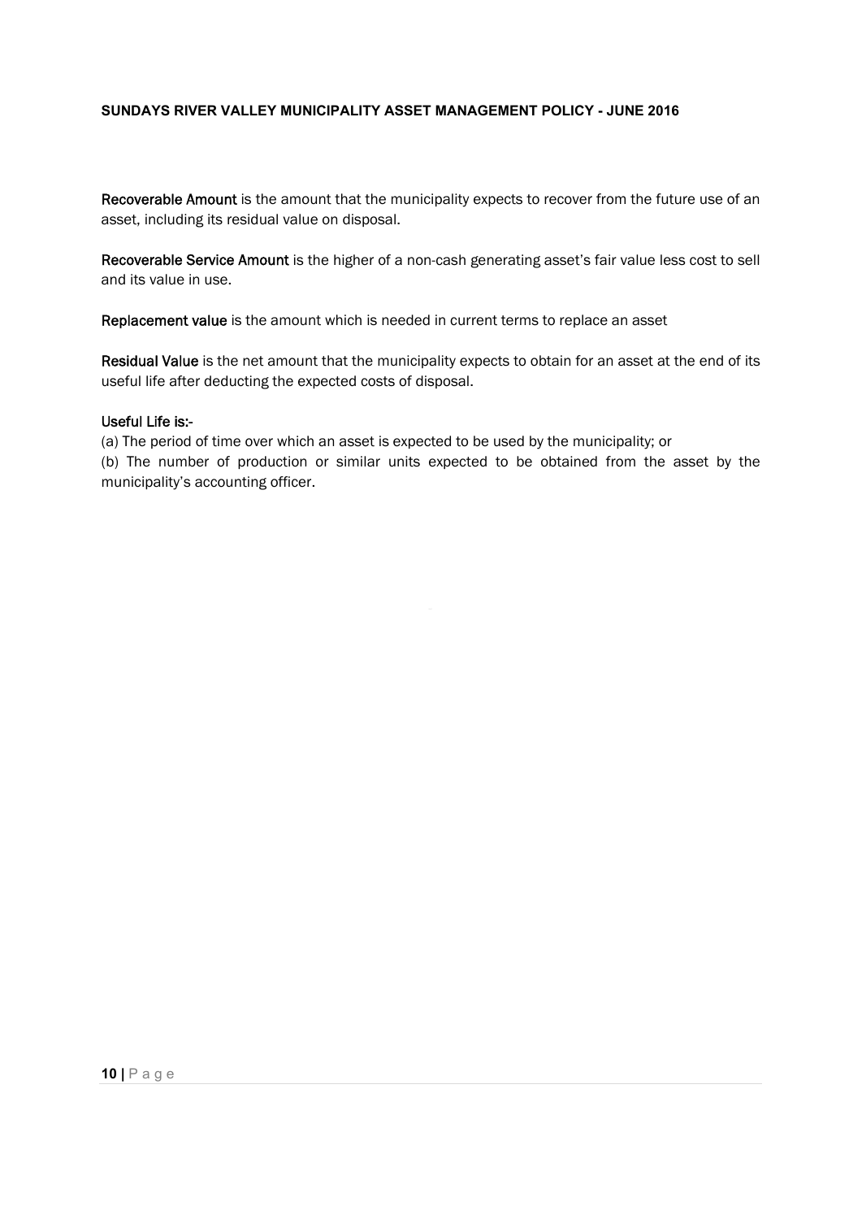**Recoverable Amount** is the amount that the municipality expects to recover from the future use of an asset, including its residual value on disposal.

**Recoverable Service Amount** is the higher of a non-cash generating asset's fair value less cost to sell and its value in use.

**Replacement value** is the amount which is needed in current terms to replace an asset

**Residual Value** is the net amount that the municipality expects to obtain for an asset at the end of its useful life after deducting the expected costs of disposal.

**Useful Life is:-**

(a) The period of time over which an asset is expected to be used by the municipality; or

(b) The number of production or similar units expected to be obtained from the asset by the municipality's accounting officer.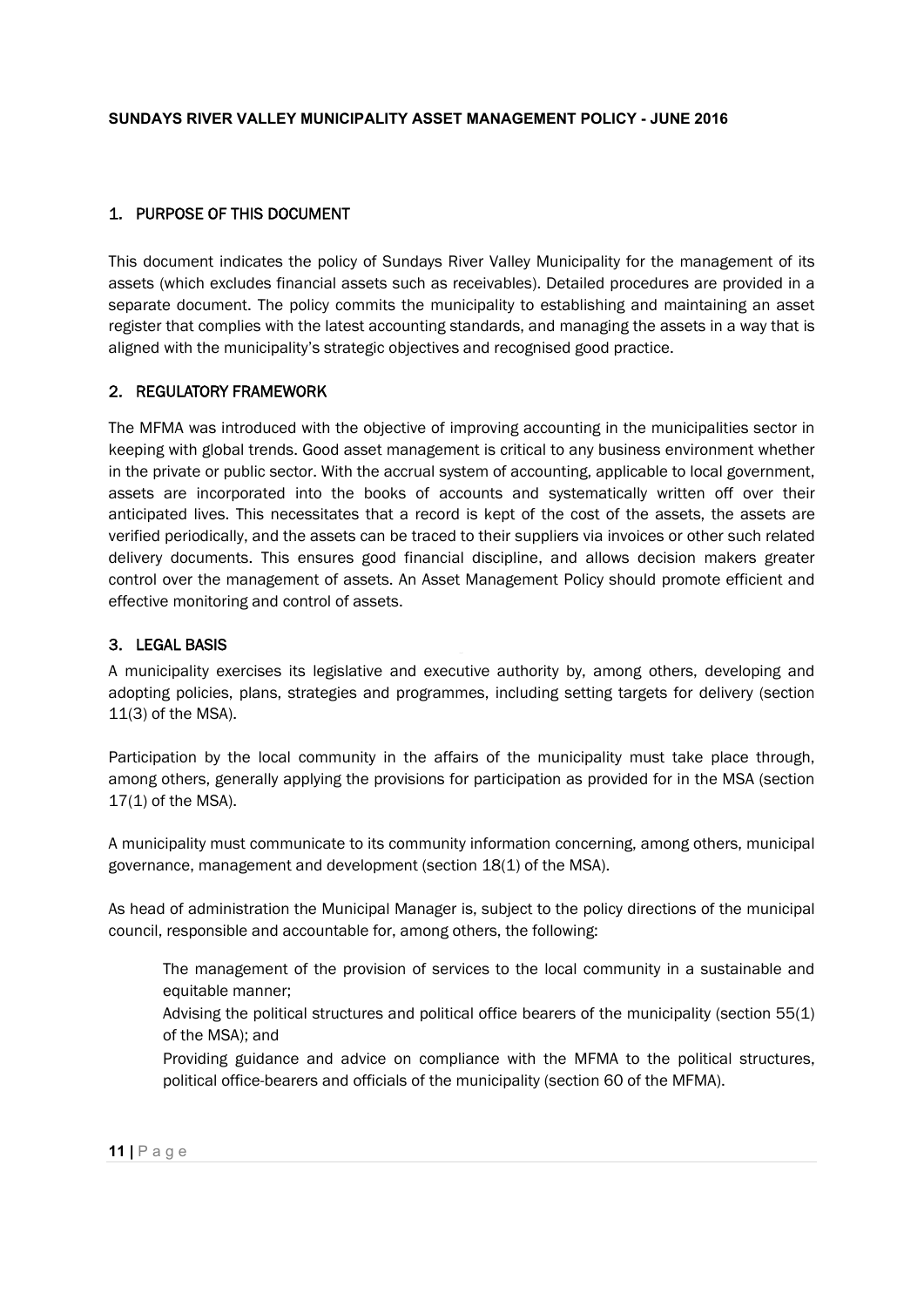## 1. PURPOSE OF THIS DOCUMENT

This document indicates the policy of Sundays River Valley Municipality for the management of its assets (which excludes financial assets such as receivables). Detailed procedures are provided in a separate document. The policy commits the municipality to establishing and maintaining an asset register that complies with the latest accounting standards, and managing the assets in a way that is aligned with the municipality's strategic objectives and recognised good practice.

## 2. REGULATORY FRAMEWORK

The MFMA was introduced with the objective of improving accounting in the municipalities sector in keeping with global trends. Good asset management is critical to any business environment whether in the private or public sector. With the accrual system of accounting, applicable to local government, assets are incorporated into the books of accounts and systematically written off over their anticipated lives. This necessitates that a record is kept of the cost of the assets, the assets are verified periodically, and the assets can be traced to their suppliers via invoices or other such related delivery documents. This ensures good financial discipline, and allows decision makers greater control over the management of assets. An Asset Management Policy should promote efficient and effective monitoring and control of assets.

## 3. LEGAL BASIS

A municipality exercises its legislative and executive authority by, among others, developing and adopting policies, plans, strategies and programmes, including setting targets for delivery (section 11(3) of the MSA).

Participation by the local community in the affairs of the municipality must take place through, among others, generally applying the provisions for participation as provided for in the MSA (section 17(1) of the MSA).

A municipality must communicate to its community information concerning, among others, municipal governance, management and development (section 18(1) of the MSA).

As head of administration the Municipal Manager is, subject to the policy directions of the municipal council, responsible and accountable for, among others, the following:

- The management of the provision of services to the local community in a sustainable and equitable manner;
- Advising the political structures and political office bearers of the municipality (section 55(1) of the MSA); and
- Providing guidance and advice on compliance with the MFMA to the political structures, political office-bearers and officials of the municipality (section 60 of the MFMA).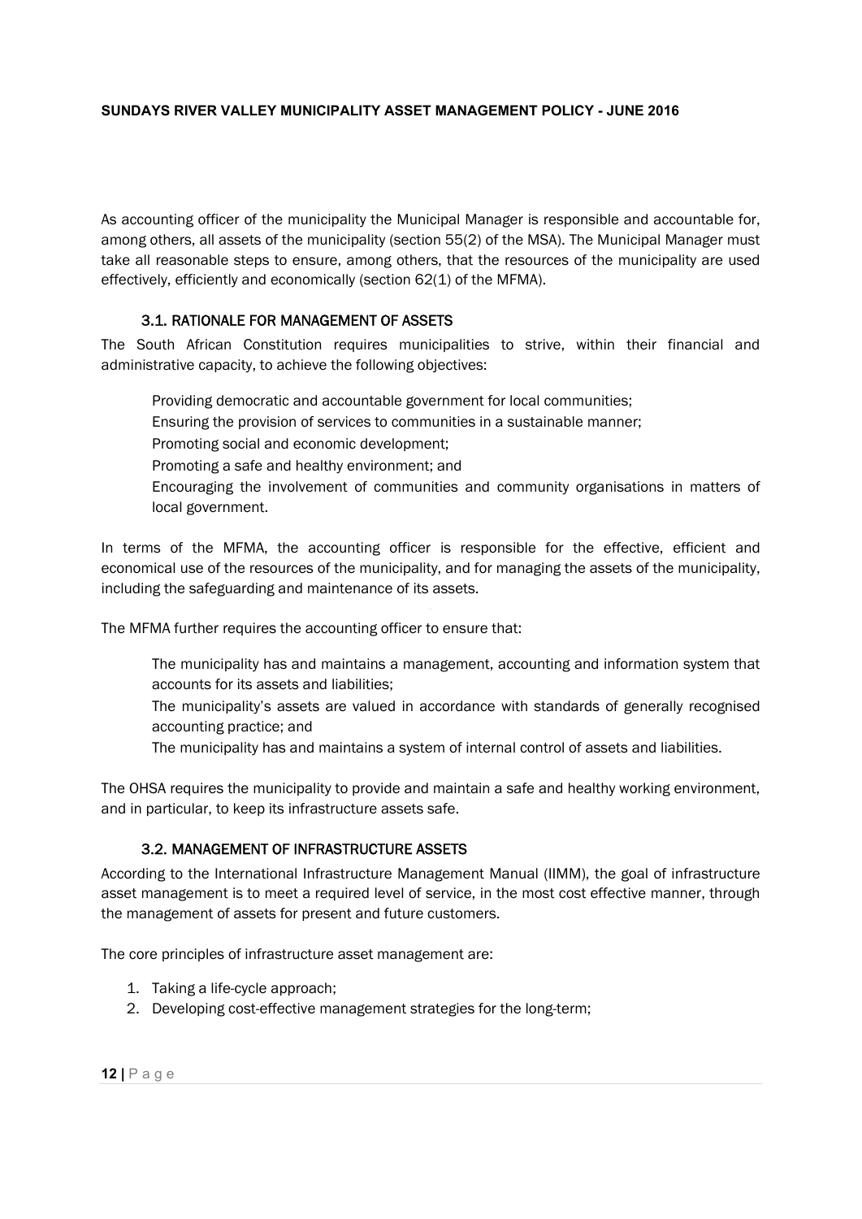As accounting officer of the municipality the Municipal Manager is responsible and accountable for, among others, all assets of the municipality (section 55(2) of the MSA). The Municipal Manager must take all reasonable steps to ensure, among others, that the resources of the municipality are used effectively, efficiently and economically (section 62(1) of the MFMA).

### 3.1. RATIONALE FOR MANAGEMENT OF ASSETS

The South African Constitution requires municipalities to strive, within their financial and administrative capacity, to achieve the following objectives:

- Providing democratic and accountable government for local communities;
- Ensuring the provision of services to communities in a sustainable manner;
- Promoting social and economic development;
- Promoting a safe and healthy environment; and
- Encouraging the involvement of communities and community organisations in matters of local government.

In terms of the MFMA, the accounting officer is responsible for the effective, efficient and economical use of the resources of the municipality, and for managing the assets of the municipality, including the safeguarding and maintenance of its assets.

The MFMA further requires the accounting officer to ensure that:

- The municipality has and maintains a management, accounting and information system that accounts for its assets and liabilities;
- The municipality's assets are valued in accordance with standards of generally recognised accounting practice; and
- The municipality has and maintains a system of internal control of assets and liabilities.

The OHSA requires the municipality to provide and maintain a safe and healthy working environment, and in particular, to keep its infrastructure assets safe.

### 3.2. MANAGEMENT OF INFRASTRUCTURE ASSETS

According to the International Infrastructure Management Manual (IIMM), the goal of infrastructure asset management is to meet a required level of service, in the most cost effective manner, through the management of assets for present and future customers.

The core principles of infrastructure asset management are:

1. Taking a life-cycle approach;
2. Developing cost-effective management strategies for the long-term;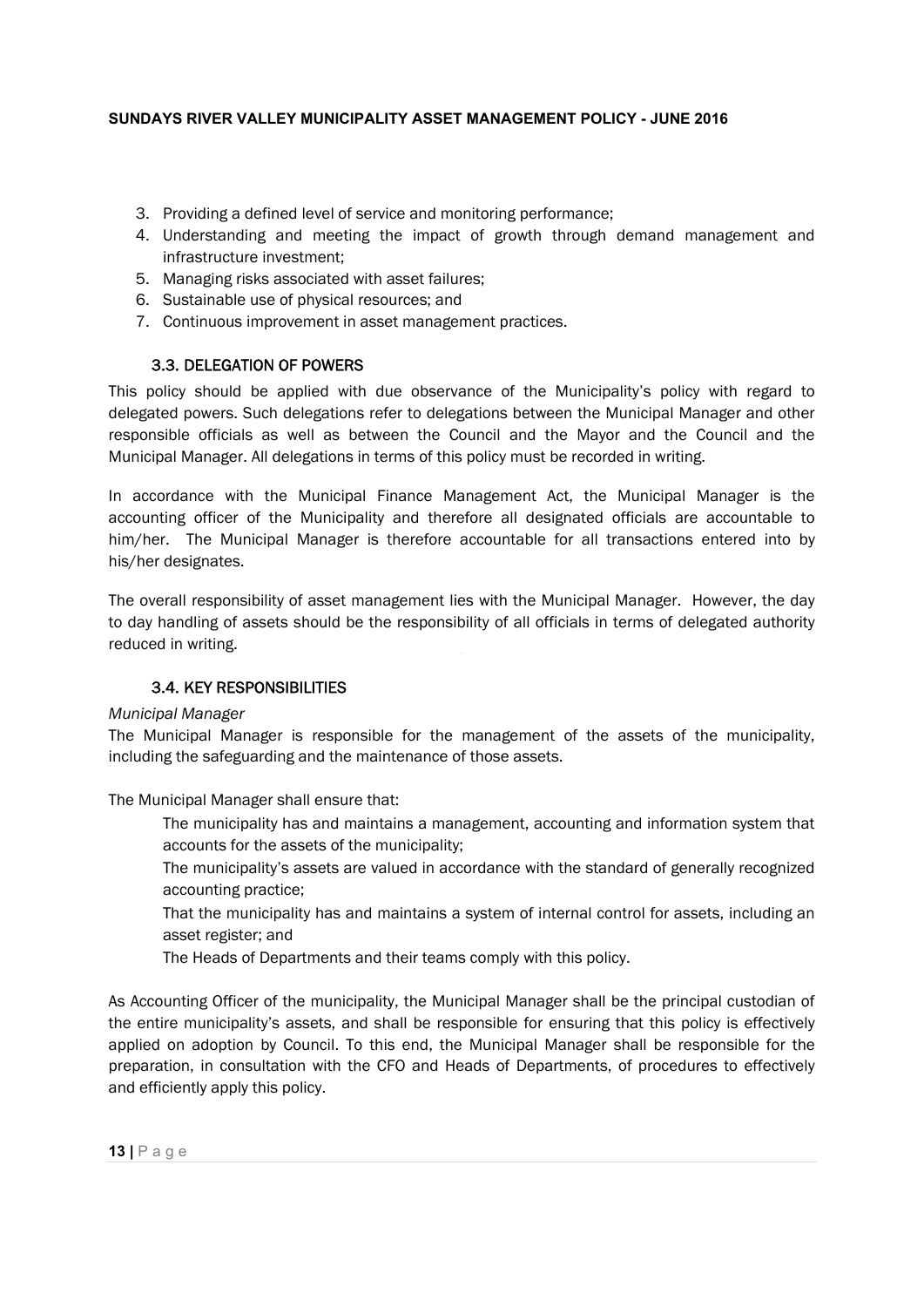3. Providing a defined level of service and monitoring performance;
4. Understanding and meeting the impact of growth through demand management and infrastructure investment;
5. Managing risks associated with asset failures;
6. Sustainable use of physical resources; and
7. Continuous improvement in asset management practices.

### 3.3. DELEGATION OF POWERS

This policy should be applied with due observance of the Municipality's policy with regard to delegated powers. Such delegations refer to delegations between the Municipal Manager and other responsible officials as well as between the Council and the Mayor and the Council and the Municipal Manager. All delegations in terms of this policy must be recorded in writing.

In accordance with the Municipal Finance Management Act, the Municipal Manager is the accounting officer of the Municipality and therefore all designated officials are accountable to him/her. The Municipal Manager is therefore accountable for all transactions entered into by his/her designates.

The overall responsibility of asset management lies with the Municipal Manager. However, the day to day handling of assets should be the responsibility of all officials in terms of delegated authority reduced in writing.

### 3.4. KEY RESPONSIBILITIES

*Municipal Manager*

The Municipal Manager is responsible for the management of the assets of the municipality, including the safeguarding and the maintenance of those assets.

The Municipal Manager shall ensure that:

- The municipality has and maintains a management, accounting and information system that accounts for the assets of the municipality;
- The municipality's assets are valued in accordance with the standard of generally recognized accounting practice;
- That the municipality has and maintains a system of internal control for assets, including an asset register; and
- The Heads of Departments and their teams comply with this policy.

As Accounting Officer of the municipality, the Municipal Manager shall be the principal custodian of the entire municipality's assets, and shall be responsible for ensuring that this policy is effectively applied on adoption by Council. To this end, the Municipal Manager shall be responsible for the preparation, in consultation with the CFO and Heads of Departments, of procedures to effectively and efficiently apply this policy.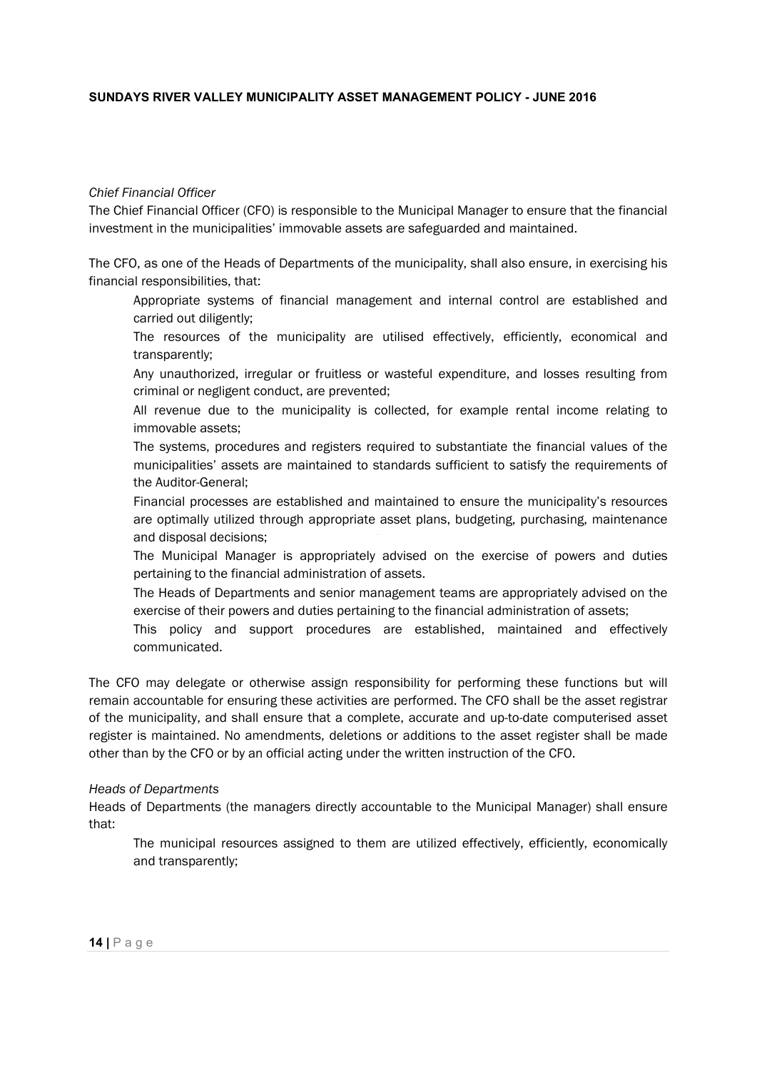*Chief Financial Officer*

The Chief Financial Officer (CFO) is responsible to the Municipal Manager to ensure that the financial investment in the municipalities' immovable assets are safeguarded and maintained.

The CFO, as one of the Heads of Departments of the municipality, shall also ensure, in exercising his financial responsibilities, that:

- Appropriate systems of financial management and internal control are established and carried out diligently;
- The resources of the municipality are utilised effectively, efficiently, economical and transparently;
- Any unauthorized, irregular or fruitless or wasteful expenditure, and losses resulting from criminal or negligent conduct, are prevented;
- All revenue due to the municipality is collected, for example rental income relating to immovable assets;
- The systems, procedures and registers required to substantiate the financial values of the municipalities' assets are maintained to standards sufficient to satisfy the requirements of the Auditor-General;
- Financial processes are established and maintained to ensure the municipality's resources are optimally utilized through appropriate asset plans, budgeting, purchasing, maintenance and disposal decisions;
- The Municipal Manager is appropriately advised on the exercise of powers and duties pertaining to the financial administration of assets.
- The Heads of Departments and senior management teams are appropriately advised on the exercise of their powers and duties pertaining to the financial administration of assets;
- This policy and support procedures are established, maintained and effectively communicated.

The CFO may delegate or otherwise assign responsibility for performing these functions but will remain accountable for ensuring these activities are performed. The CFO shall be the asset registrar of the municipality, and shall ensure that a complete, accurate and up-to-date computerised asset register is maintained. No amendments, deletions or additions to the asset register shall be made other than by the CFO or by an official acting under the written instruction of the CFO.

*Heads of Departments*

Heads of Departments (the managers directly accountable to the Municipal Manager) shall ensure that:

- The municipal resources assigned to them are utilized effectively, efficiently, economically and transparently;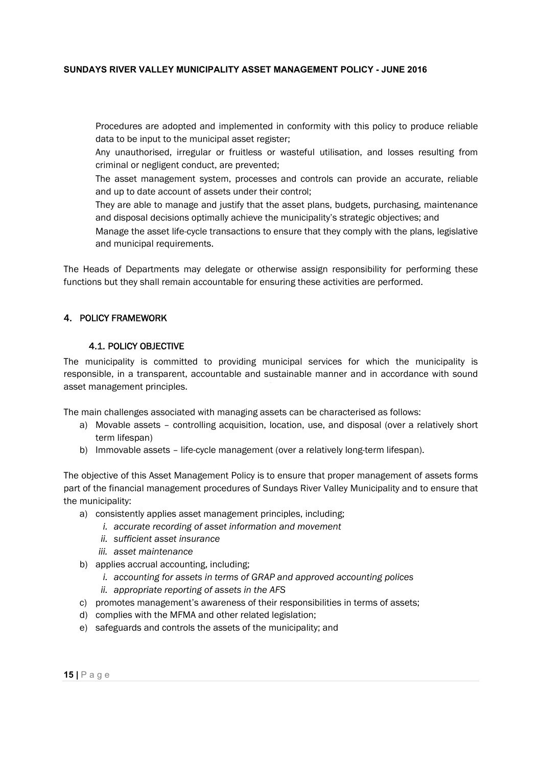Procedures are adopted and implemented in conformity with this policy to produce reliable data to be input to the municipal asset register;

Any unauthorised, irregular or fruitless or wasteful utilisation, and losses resulting from criminal or negligent conduct, are prevented;

The asset management system, processes and controls can provide an accurate, reliable and up to date account of assets under their control;

They are able to manage and justify that the asset plans, budgets, purchasing, maintenance and disposal decisions optimally achieve the municipality's strategic objectives; and

Manage the asset life-cycle transactions to ensure that they comply with the plans, legislative and municipal requirements.

The Heads of Departments may delegate or otherwise assign responsibility for performing these functions but they shall remain accountable for ensuring these activities are performed.

## 4. POLICY FRAMEWORK

### 4.1. POLICY OBJECTIVE

The municipality is committed to providing municipal services for which the municipality is responsible, in a transparent, accountable and sustainable manner and in accordance with sound asset management principles.

The main challenges associated with managing assets can be characterised as follows:

a) Movable assets – controlling acquisition, location, use, and disposal (over a relatively short term lifespan)
b) Immovable assets – life-cycle management (over a relatively long-term lifespan).

The objective of this Asset Management Policy is to ensure that proper management of assets forms part of the financial management procedures of Sundays River Valley Municipality and to ensure that the municipality:

a) consistently applies asset management principles, including;
   i. *accurate recording of asset information and movement*
   ii. *sufficient asset insurance*
   iii. *asset maintenance*
b) applies accrual accounting, including;
   i. *accounting for assets in terms of GRAP and approved accounting polices*
   ii. *appropriate reporting of assets in the AFS*
c) promotes management's awareness of their responsibilities in terms of assets;
d) complies with the MFMA and other related legislation;
e) safeguards and controls the assets of the municipality; and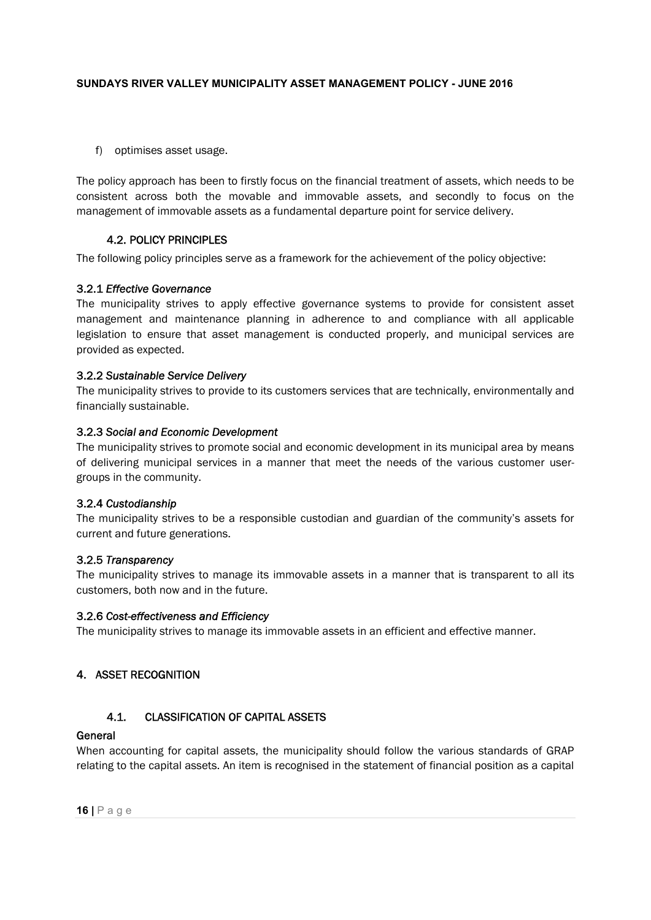f) optimises asset usage.

The policy approach has been to firstly focus on the financial treatment of assets, which needs to be consistent across both the movable and immovable assets, and secondly to focus on the management of immovable assets as a fundamental departure point for service delivery.

### 4.2. POLICY PRINCIPLES

The following policy principles serve as a framework for the achievement of the policy objective:

#### 3.2.1 *Effective Governance*

The municipality strives to apply effective governance systems to provide for consistent asset management and maintenance planning in adherence to and compliance with all applicable legislation to ensure that asset management is conducted properly, and municipal services are provided as expected.

#### 3.2.2 *Sustainable Service Delivery*

The municipality strives to provide to its customers services that are technically, environmentally and financially sustainable.

#### 3.2.3 *Social and Economic Development*

The municipality strives to promote social and economic development in its municipal area by means of delivering municipal services in a manner that meet the needs of the various customer user-groups in the community.

#### 3.2.4 *Custodianship*

The municipality strives to be a responsible custodian and guardian of the community's assets for current and future generations.

#### 3.2.5 *Transparency*

The municipality strives to manage its immovable assets in a manner that is transparent to all its customers, both now and in the future.

#### 3.2.6 *Cost-effectiveness and Efficiency*

The municipality strives to manage its immovable assets in an efficient and effective manner.

## 4. ASSET RECOGNITION

### 4.1. CLASSIFICATION OF CAPITAL ASSETS

**General**

When accounting for capital assets, the municipality should follow the various standards of GRAP relating to the capital assets. An item is recognised in the statement of financial position as a capital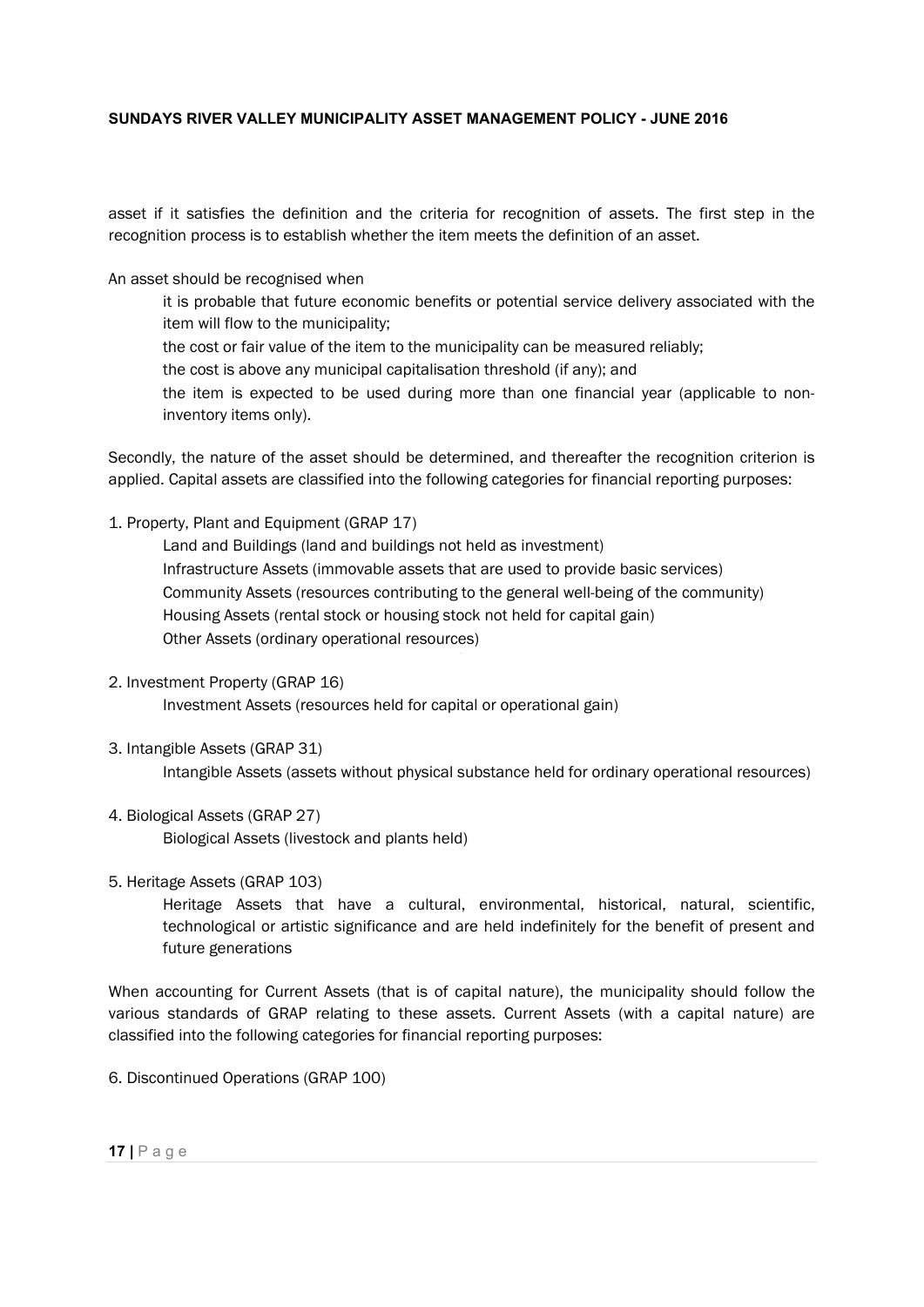asset if it satisfies the definition and the criteria for recognition of assets. The first step in the recognition process is to establish whether the item meets the definition of an asset.

An asset should be recognised when

- it is probable that future economic benefits or potential service delivery associated with the item will flow to the municipality;
- the cost or fair value of the item to the municipality can be measured reliably;
- the cost is above any municipal capitalisation threshold (if any); and
- the item is expected to be used during more than one financial year (applicable to non-inventory items only).

Secondly, the nature of the asset should be determined, and thereafter the recognition criterion is applied. Capital assets are classified into the following categories for financial reporting purposes:

1. Property, Plant and Equipment (GRAP 17)
   - Land and Buildings (land and buildings not held as investment)
   - Infrastructure Assets (immovable assets that are used to provide basic services)
   - Community Assets (resources contributing to the general well-being of the community)
   - Housing Assets (rental stock or housing stock not held for capital gain)
   - Other Assets (ordinary operational resources)

2. Investment Property (GRAP 16)
   - Investment Assets (resources held for capital or operational gain)

3. Intangible Assets (GRAP 31)
   - Intangible Assets (assets without physical substance held for ordinary operational resources)

4. Biological Assets (GRAP 27)
   - Biological Assets (livestock and plants held)

5. Heritage Assets (GRAP 103)
   - Heritage Assets that have a cultural, environmental, historical, natural, scientific, technological or artistic significance and are held indefinitely for the benefit of present and future generations

When accounting for Current Assets (that is of capital nature), the municipality should follow the various standards of GRAP relating to these assets. Current Assets (with a capital nature) are classified into the following categories for financial reporting purposes:

6. Discontinued Operations (GRAP 100)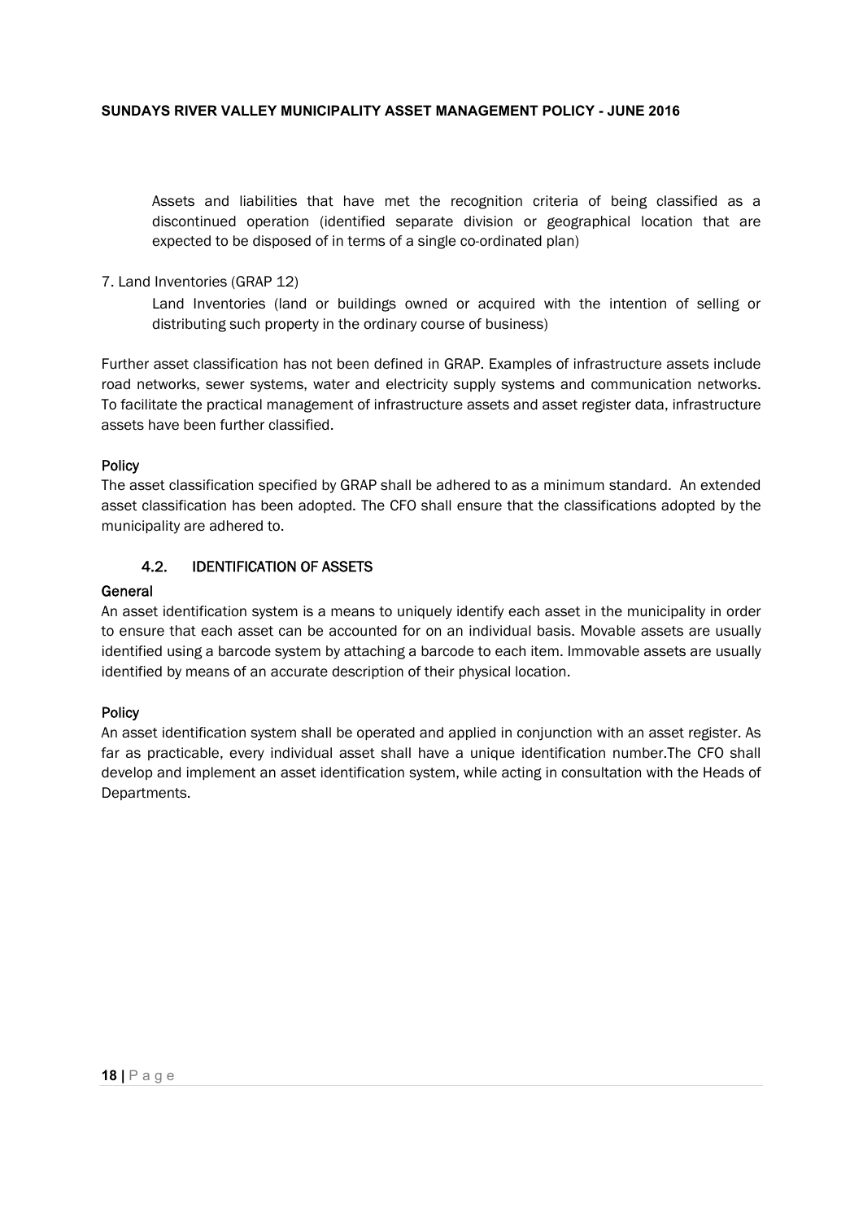Assets and liabilities that have met the recognition criteria of being classified as a discontinued operation (identified separate division or geographical location that are expected to be disposed of in terms of a single co-ordinated plan)

7. Land Inventories (GRAP 12)

Land Inventories (land or buildings owned or acquired with the intention of selling or distributing such property in the ordinary course of business)

Further asset classification has not been defined in GRAP. Examples of infrastructure assets include road networks, sewer systems, water and electricity supply systems and communication networks. To facilitate the practical management of infrastructure assets and asset register data, infrastructure assets have been further classified.

**Policy**

The asset classification specified by GRAP shall be adhered to as a minimum standard. An extended asset classification has been adopted. The CFO shall ensure that the classifications adopted by the municipality are adhered to.

### 4.2. IDENTIFICATION OF ASSETS

**General**

An asset identification system is a means to uniquely identify each asset in the municipality in order to ensure that each asset can be accounted for on an individual basis. Movable assets are usually identified using a barcode system by attaching a barcode to each item. Immovable assets are usually identified by means of an accurate description of their physical location.

**Policy**

An asset identification system shall be operated and applied in conjunction with an asset register. As far as practicable, every individual asset shall have a unique identification number.The CFO shall develop and implement an asset identification system, while acting in consultation with the Heads of Departments.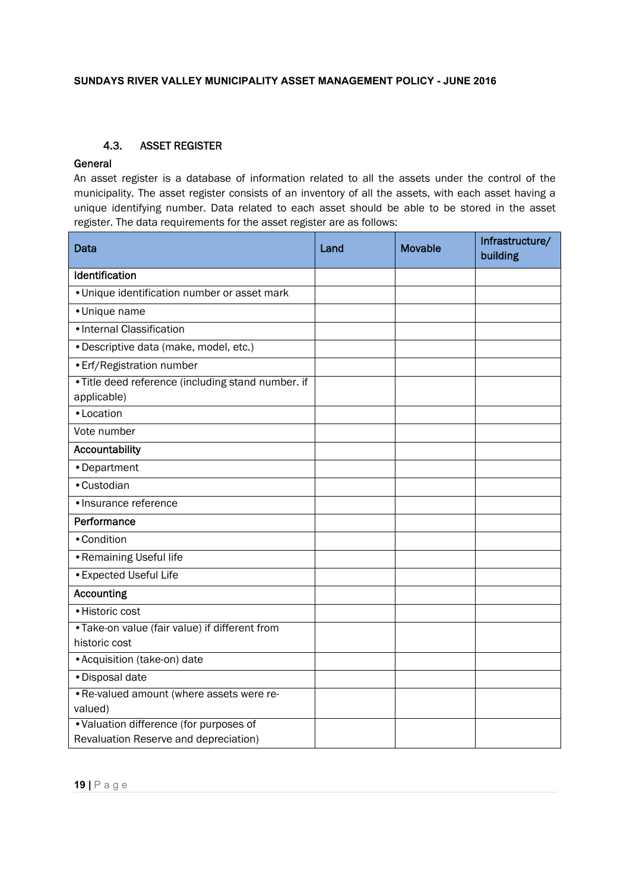### 4.3. ASSET REGISTER

**General**

An asset register is a database of information related to all the assets under the control of the municipality. The asset register consists of an inventory of all the assets, with each asset having a unique identifying number. Data related to each asset should be able to be stored in the asset register. The data requirements for the asset register are as follows:

| Data | Land | Movable | Infrastructure/ building |
|---|---|---|---|
| **Identification** | | | |
| • Unique identification number or asset mark | | | |
| • Unique name | | | |
| • Internal Classification | | | |
| • Descriptive data (make, model, etc.) | | | |
| • Erf/Registration number | | | |
| • Title deed reference (including stand number. if applicable) | | | |
| • Location | | | |
| Vote number | | | |
| **Accountability** | | | |
| • Department | | | |
| • Custodian | | | |
| • Insurance reference | | | |
| **Performance** | | | |
| • Condition | | | |
| • Remaining Useful life | | | |
| • Expected Useful Life | | | |
| **Accounting** | | | |
| • Historic cost | | | |
| • Take-on value (fair value) if different from historic cost | | | |
| • Acquisition (take-on) date | | | |
| • Disposal date | | | |
| • Re-valued amount (where assets were re-valued) | | | |
| • Valuation difference (for purposes of Revaluation Reserve and depreciation) | | | |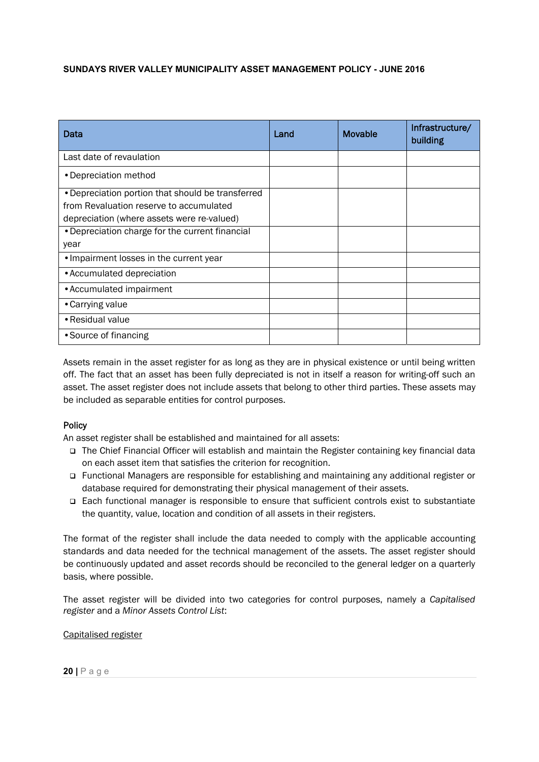| Data | Land | Movable | Infrastructure/ building |
|---|---|---|---|
| Last date of revaluation | | | |
| • Depreciation method | | | |
| • Depreciation portion that should be transferred from Revaluation reserve to accumulated depreciation (where assets were re-valued) | | | |
| • Depreciation charge for the current financial year | | | |
| • Impairment losses in the current year | | | |
| • Accumulated depreciation | | | |
| • Accumulated impairment | | | |
| • Carrying value | | | |
| • Residual value | | | |
| • Source of financing | | | |

Assets remain in the asset register for as long as they are in physical existence or until being written off. The fact that an asset has been fully depreciated is not in itself a reason for writing-off such an asset. The asset register does not include assets that belong to other third parties. These assets may be included as separable entities for control purposes.

**Policy**

An asset register shall be established and maintained for all assets:

- The Chief Financial Officer will establish and maintain the Register containing key financial data on each asset item that satisfies the criterion for recognition.
- Functional Managers are responsible for establishing and maintaining any additional register or database required for demonstrating their physical management of their assets.
- Each functional manager is responsible to ensure that sufficient controls exist to substantiate the quantity, value, location and condition of all assets in their registers.

The format of the register shall include the data needed to comply with the applicable accounting standards and data needed for the technical management of the assets. The asset register should be continuously updated and asset records should be reconciled to the general ledger on a quarterly basis, where possible.

The asset register will be divided into two categories for control purposes, namely a *Capitalised register* and a *Minor Assets Control List*:

<u>Capitalised register</u>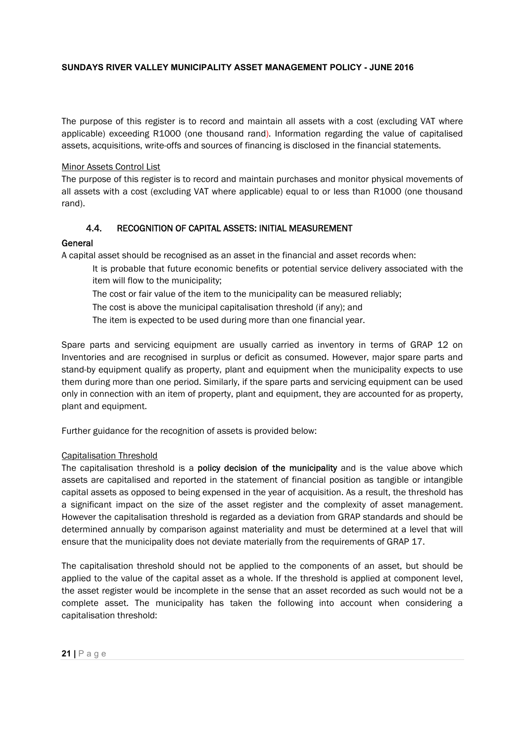The purpose of this register is to record and maintain all assets with a cost (excluding VAT where applicable) exceeding R1000 (one thousand rand). Information regarding the value of capitalised assets, acquisitions, write-offs and sources of financing is disclosed in the financial statements.

Minor Assets Control List

The purpose of this register is to record and maintain purchases and monitor physical movements of all assets with a cost (excluding VAT where applicable) equal to or less than R1000 (one thousand rand).

### 4.4. RECOGNITION OF CAPITAL ASSETS: INITIAL MEASUREMENT

**General**

A capital asset should be recognised as an asset in the financial and asset records when:

- It is probable that future economic benefits or potential service delivery associated with the item will flow to the municipality;
- The cost or fair value of the item to the municipality can be measured reliably;
- The cost is above the municipal capitalisation threshold (if any); and
- The item is expected to be used during more than one financial year.

Spare parts and servicing equipment are usually carried as inventory in terms of GRAP 12 on Inventories and are recognised in surplus or deficit as consumed. However, major spare parts and stand-by equipment qualify as property, plant and equipment when the municipality expects to use them during more than one period. Similarly, if the spare parts and servicing equipment can be used only in connection with an item of property, plant and equipment, they are accounted for as property, plant and equipment.

Further guidance for the recognition of assets is provided below:

Capitalisation Threshold

The capitalisation threshold is a **policy decision of the municipality** and is the value above which assets are capitalised and reported in the statement of financial position as tangible or intangible capital assets as opposed to being expensed in the year of acquisition. As a result, the threshold has a significant impact on the size of the asset register and the complexity of asset management. However the capitalisation threshold is regarded as a deviation from GRAP standards and should be determined annually by comparison against materiality and must be determined at a level that will ensure that the municipality does not deviate materially from the requirements of GRAP 17.

The capitalisation threshold should not be applied to the components of an asset, but should be applied to the value of the capital asset as a whole. If the threshold is applied at component level, the asset register would be incomplete in the sense that an asset recorded as such would not be a complete asset. The municipality has taken the following into account when considering a capitalisation threshold: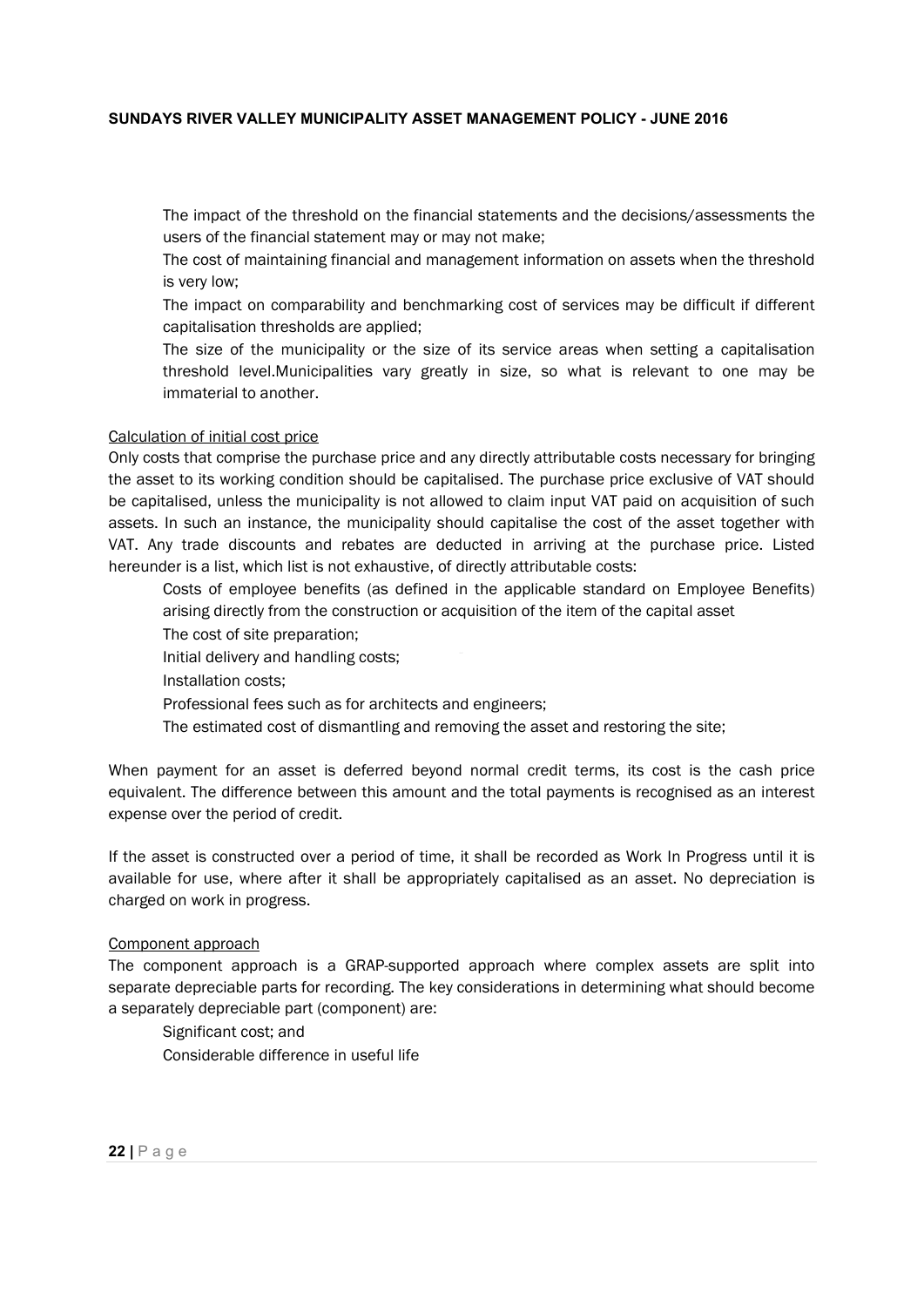- The impact of the threshold on the financial statements and the decisions/assessments the users of the financial statement may or may not make;
- The cost of maintaining financial and management information on assets when the threshold is very low;
- The impact on comparability and benchmarking cost of services may be difficult if different capitalisation thresholds are applied;
- The size of the municipality or the size of its service areas when setting a capitalisation threshold level.Municipalities vary greatly in size, so what is relevant to one may be immaterial to another.

Calculation of initial cost price

Only costs that comprise the purchase price and any directly attributable costs necessary for bringing the asset to its working condition should be capitalised. The purchase price exclusive of VAT should be capitalised, unless the municipality is not allowed to claim input VAT paid on acquisition of such assets. In such an instance, the municipality should capitalise the cost of the asset together with VAT. Any trade discounts and rebates are deducted in arriving at the purchase price. Listed hereunder is a list, which list is not exhaustive, of directly attributable costs:

- Costs of employee benefits (as defined in the applicable standard on Employee Benefits) arising directly from the construction or acquisition of the item of the capital asset
- The cost of site preparation;
- Initial delivery and handling costs;
- Installation costs;
- Professional fees such as for architects and engineers;
- The estimated cost of dismantling and removing the asset and restoring the site;

When payment for an asset is deferred beyond normal credit terms, its cost is the cash price equivalent. The difference between this amount and the total payments is recognised as an interest expense over the period of credit.

If the asset is constructed over a period of time, it shall be recorded as Work In Progress until it is available for use, where after it shall be appropriately capitalised as an asset. No depreciation is charged on work in progress.

Component approach

The component approach is a GRAP-supported approach where complex assets are split into separate depreciable parts for recording. The key considerations in determining what should become a separately depreciable part (component) are:

- Significant cost; and
- Considerable difference in useful life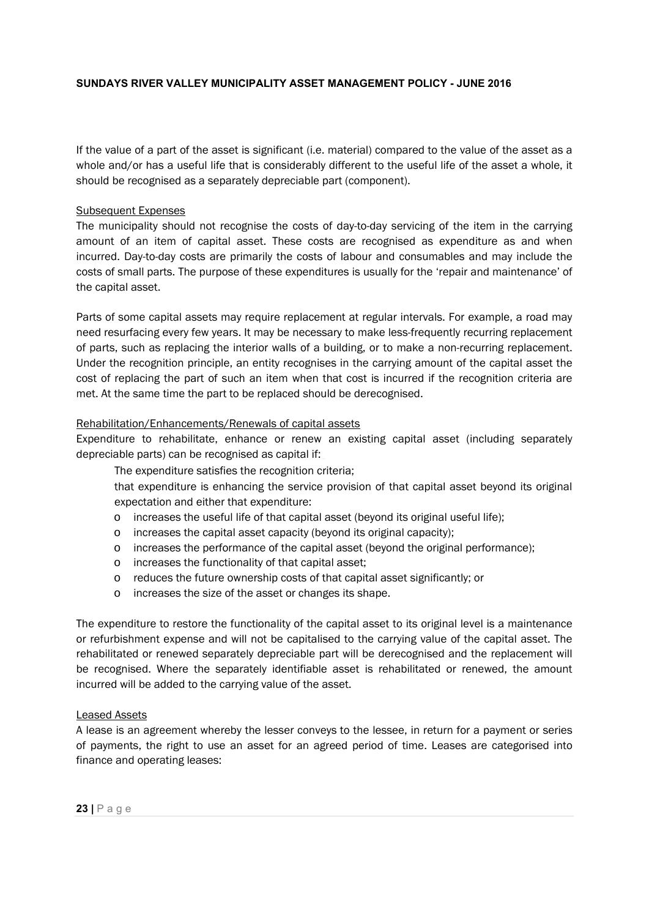If the value of a part of the asset is significant (i.e. material) compared to the value of the asset as a whole and/or has a useful life that is considerably different to the useful life of the asset a whole, it should be recognised as a separately depreciable part (component).

Subsequent Expenses

The municipality should not recognise the costs of day-to-day servicing of the item in the carrying amount of an item of capital asset. These costs are recognised as expenditure as and when incurred. Day-to-day costs are primarily the costs of labour and consumables and may include the costs of small parts. The purpose of these expenditures is usually for the 'repair and maintenance' of the capital asset.

Parts of some capital assets may require replacement at regular intervals. For example, a road may need resurfacing every few years. It may be necessary to make less-frequently recurring replacement of parts, such as replacing the interior walls of a building, or to make a non-recurring replacement. Under the recognition principle, an entity recognises in the carrying amount of the capital asset the cost of replacing the part of such an item when that cost is incurred if the recognition criteria are met. At the same time the part to be replaced should be derecognised.

Rehabilitation/Enhancements/Renewals of capital assets

Expenditure to rehabilitate, enhance or renew an existing capital asset (including separately depreciable parts) can be recognised as capital if:

- The expenditure satisfies the recognition criteria;
- that expenditure is enhancing the service provision of that capital asset beyond its original expectation and either that expenditure:
  - increases the useful life of that capital asset (beyond its original useful life);
  - increases the capital asset capacity (beyond its original capacity);
  - increases the performance of the capital asset (beyond the original performance);
  - increases the functionality of that capital asset;
  - reduces the future ownership costs of that capital asset significantly; or
  - increases the size of the asset or changes its shape.

The expenditure to restore the functionality of the capital asset to its original level is a maintenance or refurbishment expense and will not be capitalised to the carrying value of the capital asset. The rehabilitated or renewed separately depreciable part will be derecognised and the replacement will be recognised. Where the separately identifiable asset is rehabilitated or renewed, the amount incurred will be added to the carrying value of the asset.

Leased Assets

A lease is an agreement whereby the lesser conveys to the lessee, in return for a payment or series of payments, the right to use an asset for an agreed period of time. Leases are categorised into finance and operating leases: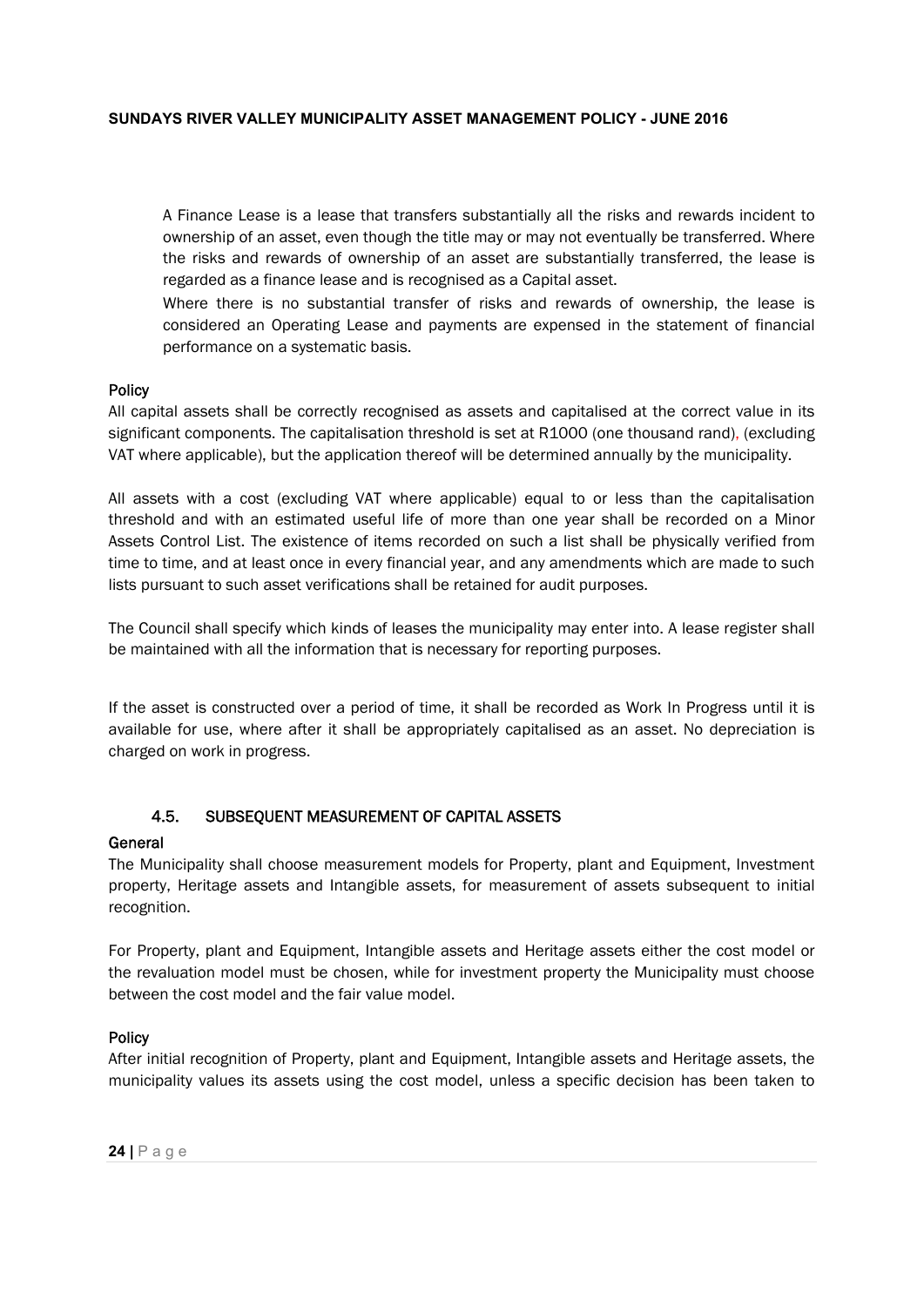A Finance Lease is a lease that transfers substantially all the risks and rewards incident to ownership of an asset, even though the title may or may not eventually be transferred. Where the risks and rewards of ownership of an asset are substantially transferred, the lease is regarded as a finance lease and is recognised as a Capital asset.

Where there is no substantial transfer of risks and rewards of ownership, the lease is considered an Operating Lease and payments are expensed in the statement of financial performance on a systematic basis.

**Policy**

All capital assets shall be correctly recognised as assets and capitalised at the correct value in its significant components. The capitalisation threshold is set at R1000 (one thousand rand), (excluding VAT where applicable), but the application thereof will be determined annually by the municipality.

All assets with a cost (excluding VAT where applicable) equal to or less than the capitalisation threshold and with an estimated useful life of more than one year shall be recorded on a Minor Assets Control List. The existence of items recorded on such a list shall be physically verified from time to time, and at least once in every financial year, and any amendments which are made to such lists pursuant to such asset verifications shall be retained for audit purposes.

The Council shall specify which kinds of leases the municipality may enter into. A lease register shall be maintained with all the information that is necessary for reporting purposes.

If the asset is constructed over a period of time, it shall be recorded as Work In Progress until it is available for use, where after it shall be appropriately capitalised as an asset. No depreciation is charged on work in progress.

### 4.5. SUBSEQUENT MEASUREMENT OF CAPITAL ASSETS

**General**

The Municipality shall choose measurement models for Property, plant and Equipment, Investment property, Heritage assets and Intangible assets, for measurement of assets subsequent to initial recognition.

For Property, plant and Equipment, Intangible assets and Heritage assets either the cost model or the revaluation model must be chosen, while for investment property the Municipality must choose between the cost model and the fair value model.

**Policy**

After initial recognition of Property, plant and Equipment, Intangible assets and Heritage assets, the municipality values its assets using the cost model, unless a specific decision has been taken to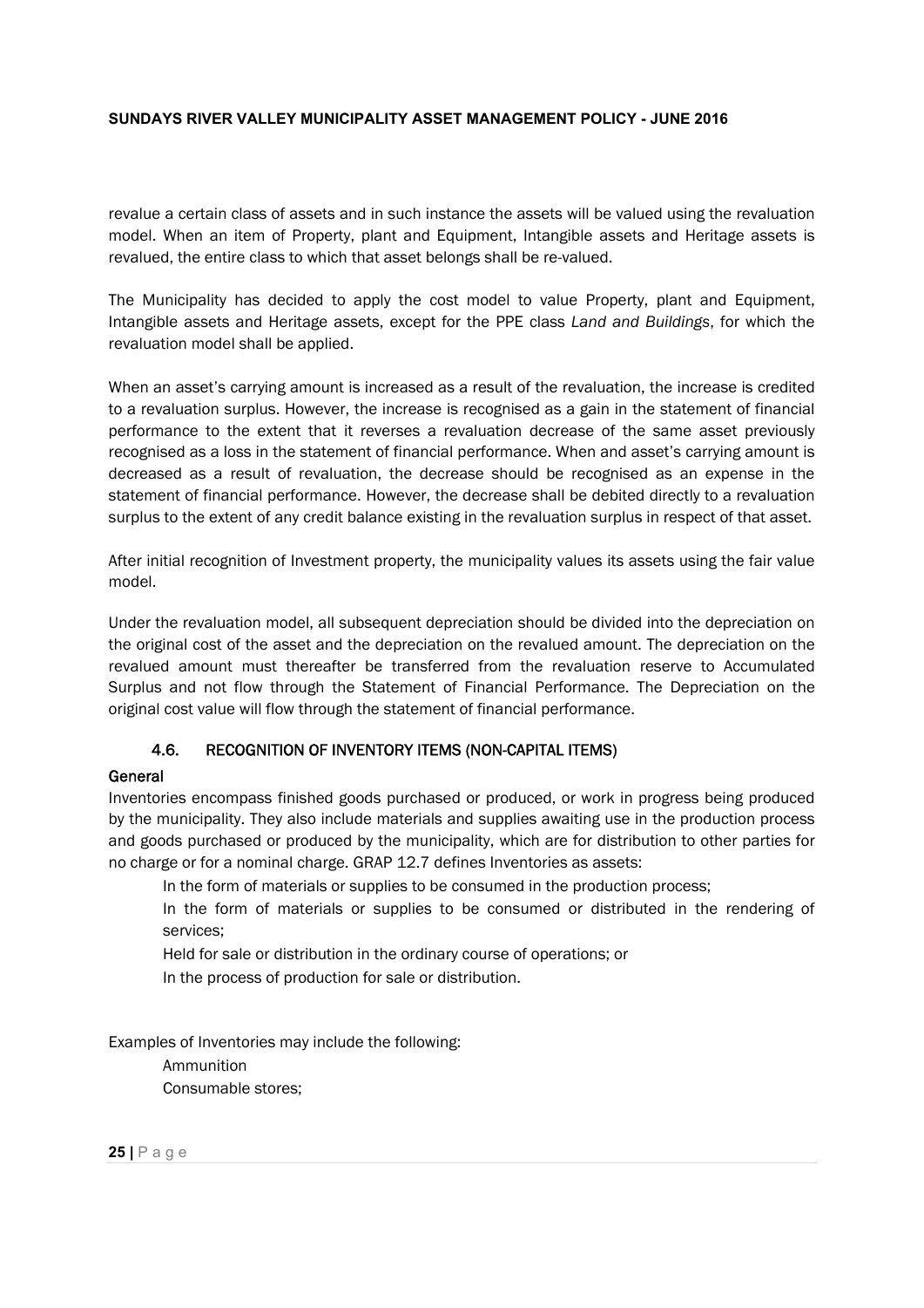revalue a certain class of assets and in such instance the assets will be valued using the revaluation model. When an item of Property, plant and Equipment, Intangible assets and Heritage assets is revalued, the entire class to which that asset belongs shall be re-valued.

The Municipality has decided to apply the cost model to value Property, plant and Equipment, Intangible assets and Heritage assets, except for the PPE class *Land and Buildings*, for which the revaluation model shall be applied.

When an asset's carrying amount is increased as a result of the revaluation, the increase is credited to a revaluation surplus. However, the increase is recognised as a gain in the statement of financial performance to the extent that it reverses a revaluation decrease of the same asset previously recognised as a loss in the statement of financial performance. When and asset's carrying amount is decreased as a result of revaluation, the decrease should be recognised as an expense in the statement of financial performance. However, the decrease shall be debited directly to a revaluation surplus to the extent of any credit balance existing in the revaluation surplus in respect of that asset.

After initial recognition of Investment property, the municipality values its assets using the fair value model.

Under the revaluation model, all subsequent depreciation should be divided into the depreciation on the original cost of the asset and the depreciation on the revalued amount. The depreciation on the revalued amount must thereafter be transferred from the revaluation reserve to Accumulated Surplus and not flow through the Statement of Financial Performance. The Depreciation on the original cost value will flow through the statement of financial performance.

### 4.6. RECOGNITION OF INVENTORY ITEMS (NON-CAPITAL ITEMS)

**General**

Inventories encompass finished goods purchased or produced, or work in progress being produced by the municipality. They also include materials and supplies awaiting use in the production process and goods purchased or produced by the municipality, which are for distribution to other parties for no charge or for a nominal charge. GRAP 12.7 defines Inventories as assets:

- In the form of materials or supplies to be consumed in the production process;
- In the form of materials or supplies to be consumed or distributed in the rendering of services;
- Held for sale or distribution in the ordinary course of operations; or
- In the process of production for sale or distribution.

Examples of Inventories may include the following:

- Ammunition
- Consumable stores;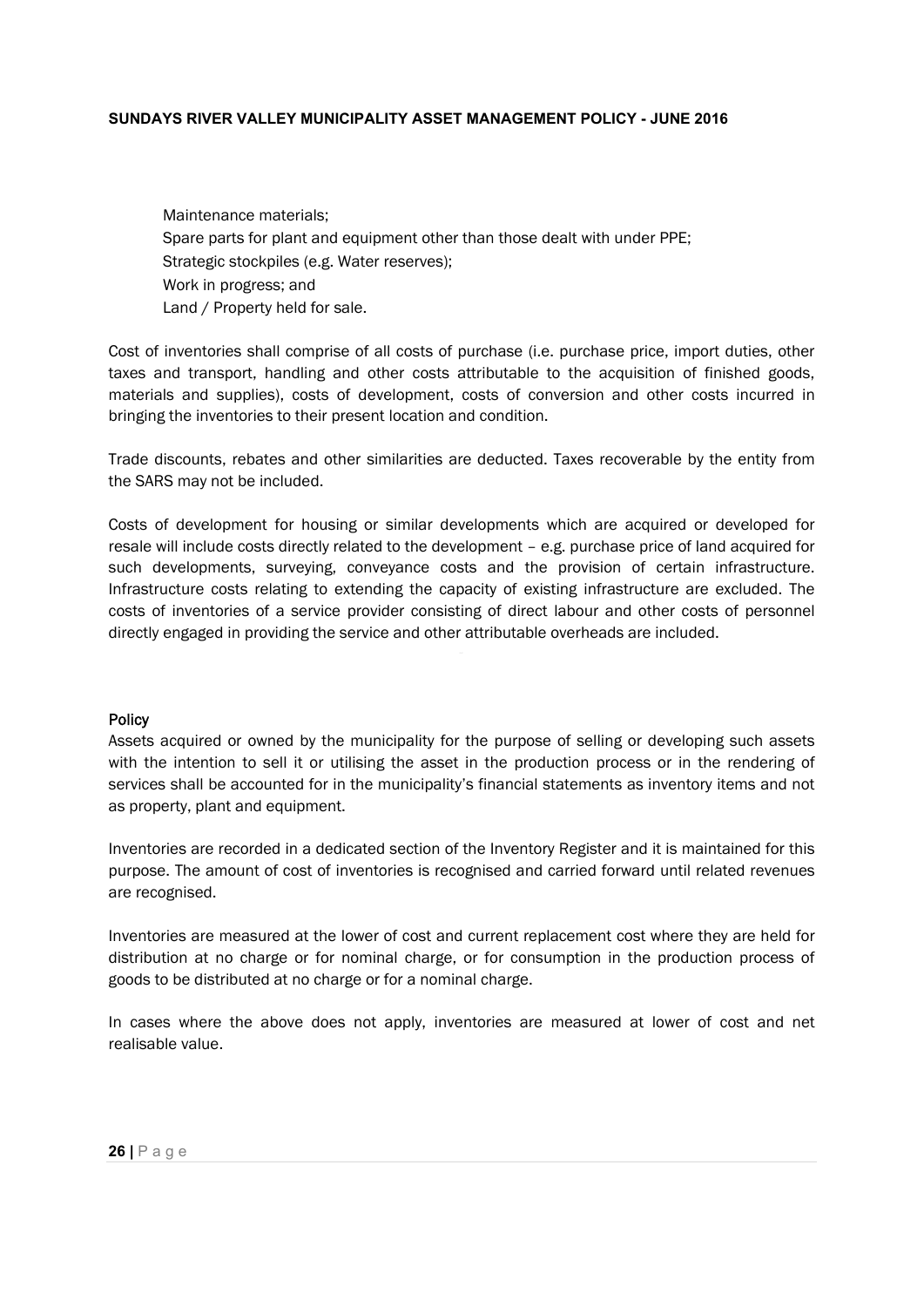- Maintenance materials;
- Spare parts for plant and equipment other than those dealt with under PPE;
- Strategic stockpiles (e.g. Water reserves);
- Work in progress; and
- Land / Property held for sale.

Cost of inventories shall comprise of all costs of purchase (i.e. purchase price, import duties, other taxes and transport, handling and other costs attributable to the acquisition of finished goods, materials and supplies), costs of development, costs of conversion and other costs incurred in bringing the inventories to their present location and condition.

Trade discounts, rebates and other similarities are deducted. Taxes recoverable by the entity from the SARS may not be included.

Costs of development for housing or similar developments which are acquired or developed for resale will include costs directly related to the development – e.g. purchase price of land acquired for such developments, surveying, conveyance costs and the provision of certain infrastructure. Infrastructure costs relating to extending the capacity of existing infrastructure are excluded. The costs of inventories of a service provider consisting of direct labour and other costs of personnel directly engaged in providing the service and other attributable overheads are included.

**Policy**

Assets acquired or owned by the municipality for the purpose of selling or developing such assets with the intention to sell it or utilising the asset in the production process or in the rendering of services shall be accounted for in the municipality's financial statements as inventory items and not as property, plant and equipment.

Inventories are recorded in a dedicated section of the Inventory Register and it is maintained for this purpose. The amount of cost of inventories is recognised and carried forward until related revenues are recognised.

Inventories are measured at the lower of cost and current replacement cost where they are held for distribution at no charge or for nominal charge, or for consumption in the production process of goods to be distributed at no charge or for a nominal charge.

In cases where the above does not apply, inventories are measured at lower of cost and net realisable value.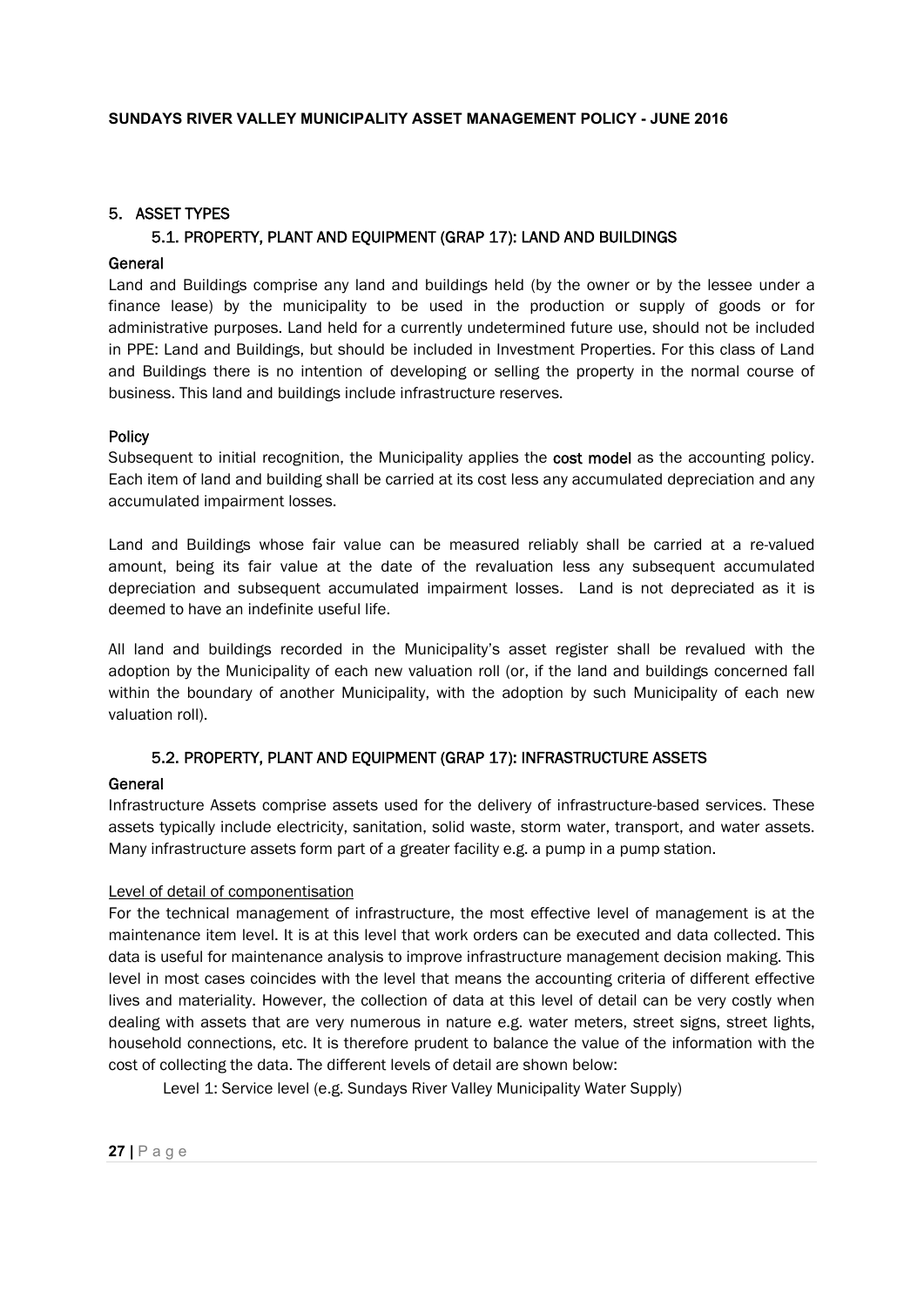## 5. ASSET TYPES

### 5.1. PROPERTY, PLANT AND EQUIPMENT (GRAP 17): LAND AND BUILDINGS

#### General

Land and Buildings comprise any land and buildings held (by the owner or by the lessee under a finance lease) by the municipality to be used in the production or supply of goods or for administrative purposes. Land held for a currently undetermined future use, should not be included in PPE: Land and Buildings, but should be included in Investment Properties. For this class of Land and Buildings there is no intention of developing or selling the property in the normal course of business. This land and buildings include infrastructure reserves.

#### Policy

Subsequent to initial recognition, the Municipality applies the **cost model** as the accounting policy. Each item of land and building shall be carried at its cost less any accumulated depreciation and any accumulated impairment losses.

Land and Buildings whose fair value can be measured reliably shall be carried at a re-valued amount, being its fair value at the date of the revaluation less any subsequent accumulated depreciation and subsequent accumulated impairment losses. Land is not depreciated as it is deemed to have an indefinite useful life.

All land and buildings recorded in the Municipality's asset register shall be revalued with the adoption by the Municipality of each new valuation roll (or, if the land and buildings concerned fall within the boundary of another Municipality, with the adoption by such Municipality of each new valuation roll).

### 5.2. PROPERTY, PLANT AND EQUIPMENT (GRAP 17): INFRASTRUCTURE ASSETS

#### General

Infrastructure Assets comprise assets used for the delivery of infrastructure-based services. These assets typically include electricity, sanitation, solid waste, storm water, transport, and water assets. Many infrastructure assets form part of a greater facility e.g. a pump in a pump station.

Level of detail of componentisation

For the technical management of infrastructure, the most effective level of management is at the maintenance item level. It is at this level that work orders can be executed and data collected. This data is useful for maintenance analysis to improve infrastructure management decision making. This level in most cases coincides with the level that means the accounting criteria of different effective lives and materiality. However, the collection of data at this level of detail can be very costly when dealing with assets that are very numerous in nature e.g. water meters, street signs, street lights, household connections, etc. It is therefore prudent to balance the value of the information with the cost of collecting the data. The different levels of detail are shown below:

Level 1: Service level (e.g. Sundays River Valley Municipality Water Supply)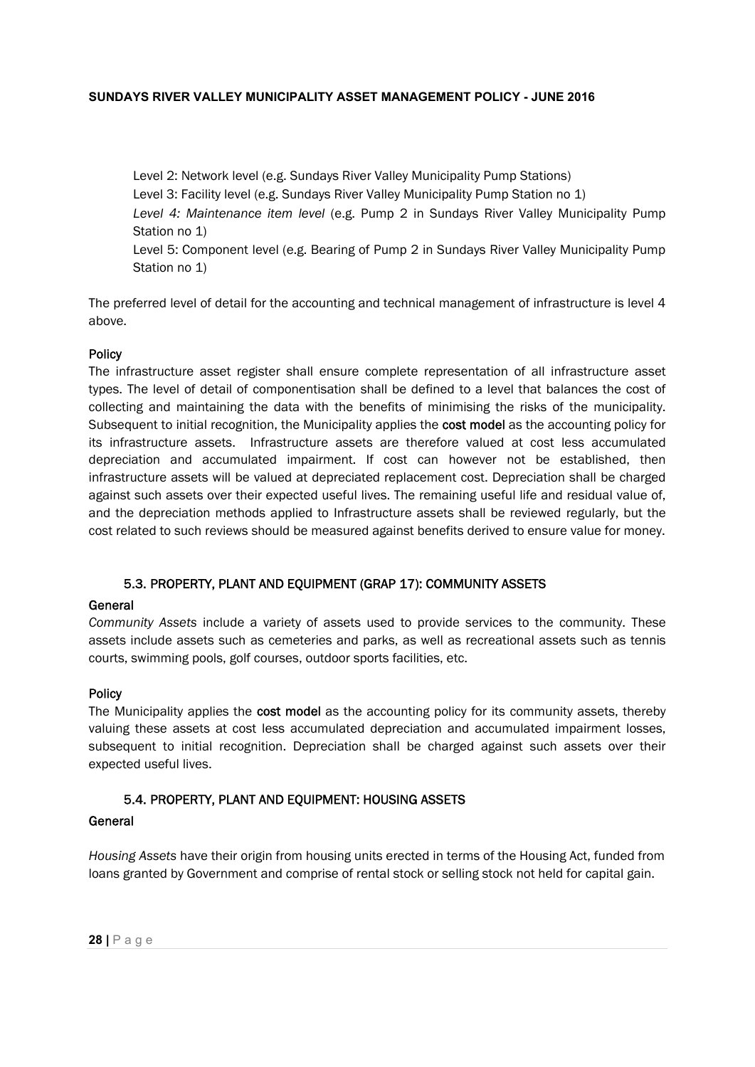Level 2: Network level (e.g. Sundays River Valley Municipality Pump Stations)
Level 3: Facility level (e.g. Sundays River Valley Municipality Pump Station no 1)
*Level 4: Maintenance item level* (e.g. Pump 2 in Sundays River Valley Municipality Pump Station no 1)
Level 5: Component level (e.g. Bearing of Pump 2 in Sundays River Valley Municipality Pump Station no 1)

The preferred level of detail for the accounting and technical management of infrastructure is level 4 above.

**Policy**

The infrastructure asset register shall ensure complete representation of all infrastructure asset types. The level of detail of componentisation shall be defined to a level that balances the cost of collecting and maintaining the data with the benefits of minimising the risks of the municipality. Subsequent to initial recognition, the Municipality applies the **cost model** as the accounting policy for its infrastructure assets. Infrastructure assets are therefore valued at cost less accumulated depreciation and accumulated impairment. If cost can however not be established, then infrastructure assets will be valued at depreciated replacement cost. Depreciation shall be charged against such assets over their expected useful lives. The remaining useful life and residual value of, and the depreciation methods applied to Infrastructure assets shall be reviewed regularly, but the cost related to such reviews should be measured against benefits derived to ensure value for money.

### 5.3. PROPERTY, PLANT AND EQUIPMENT (GRAP 17): COMMUNITY ASSETS

**General**

*Community Assets* include a variety of assets used to provide services to the community. These assets include assets such as cemeteries and parks, as well as recreational assets such as tennis courts, swimming pools, golf courses, outdoor sports facilities, etc.

**Policy**

The Municipality applies the **cost model** as the accounting policy for its community assets, thereby valuing these assets at cost less accumulated depreciation and accumulated impairment losses, subsequent to initial recognition. Depreciation shall be charged against such assets over their expected useful lives.

### 5.4. PROPERTY, PLANT AND EQUIPMENT: HOUSING ASSETS

**General**

*Housing Assets* have their origin from housing units erected in terms of the Housing Act, funded from loans granted by Government and comprise of rental stock or selling stock not held for capital gain.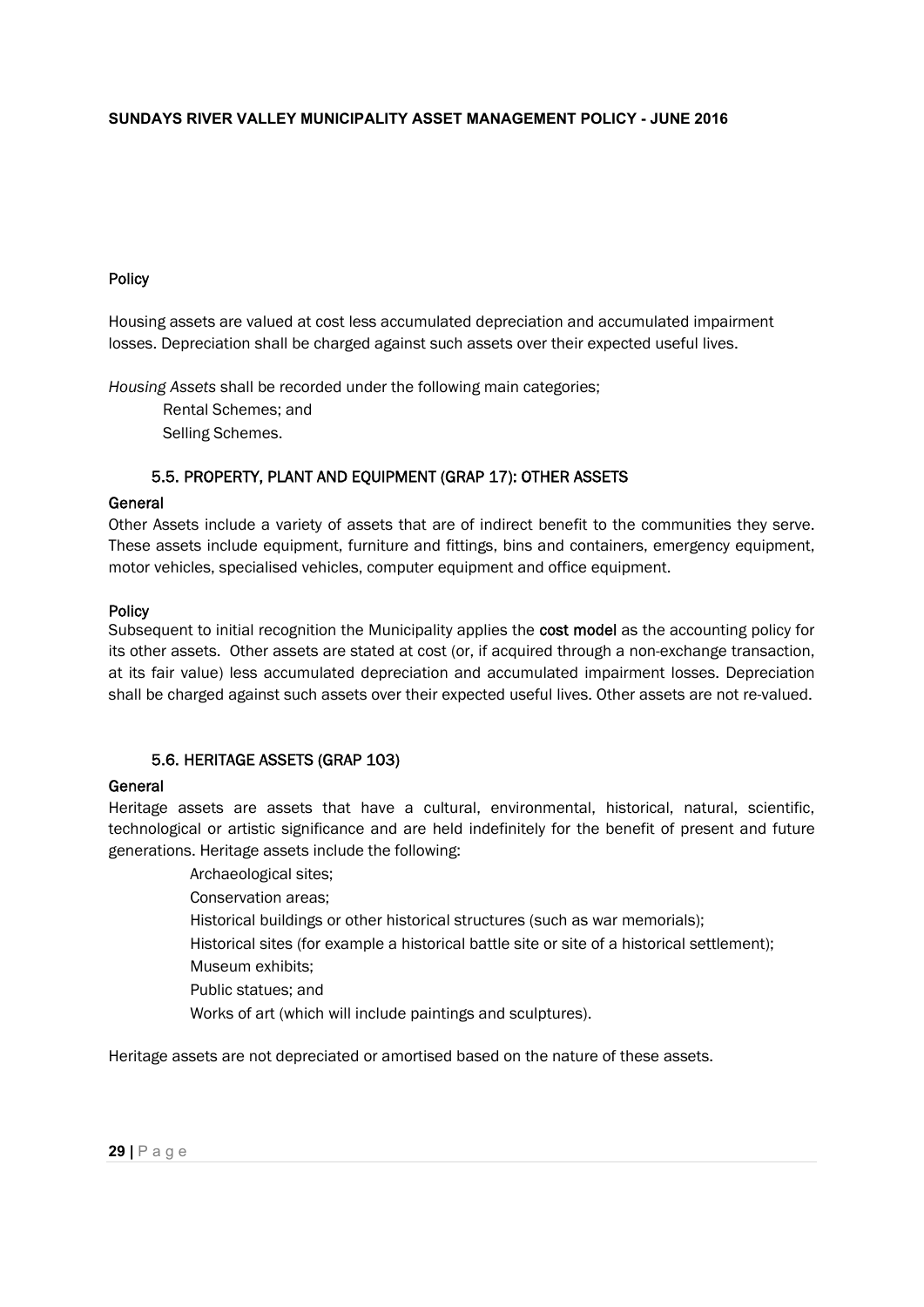**Policy**

Housing assets are valued at cost less accumulated depreciation and accumulated impairment losses. Depreciation shall be charged against such assets over their expected useful lives.

*Housing Assets* shall be recorded under the following main categories;

- Rental Schemes; and
- Selling Schemes.

### 5.5. PROPERTY, PLANT AND EQUIPMENT (GRAP 17): OTHER ASSETS

**General**

Other Assets include a variety of assets that are of indirect benefit to the communities they serve. These assets include equipment, furniture and fittings, bins and containers, emergency equipment, motor vehicles, specialised vehicles, computer equipment and office equipment.

**Policy**

Subsequent to initial recognition the Municipality applies the **cost model** as the accounting policy for its other assets. Other assets are stated at cost (or, if acquired through a non-exchange transaction, at its fair value) less accumulated depreciation and accumulated impairment losses. Depreciation shall be charged against such assets over their expected useful lives. Other assets are not re-valued.

### 5.6. HERITAGE ASSETS (GRAP 103)

**General**

Heritage assets are assets that have a cultural, environmental, historical, natural, scientific, technological or artistic significance and are held indefinitely for the benefit of present and future generations. Heritage assets include the following:

- Archaeological sites;
- Conservation areas;
- Historical buildings or other historical structures (such as war memorials);
- Historical sites (for example a historical battle site or site of a historical settlement);
- Museum exhibits;
- Public statues; and
- Works of art (which will include paintings and sculptures).

Heritage assets are not depreciated or amortised based on the nature of these assets.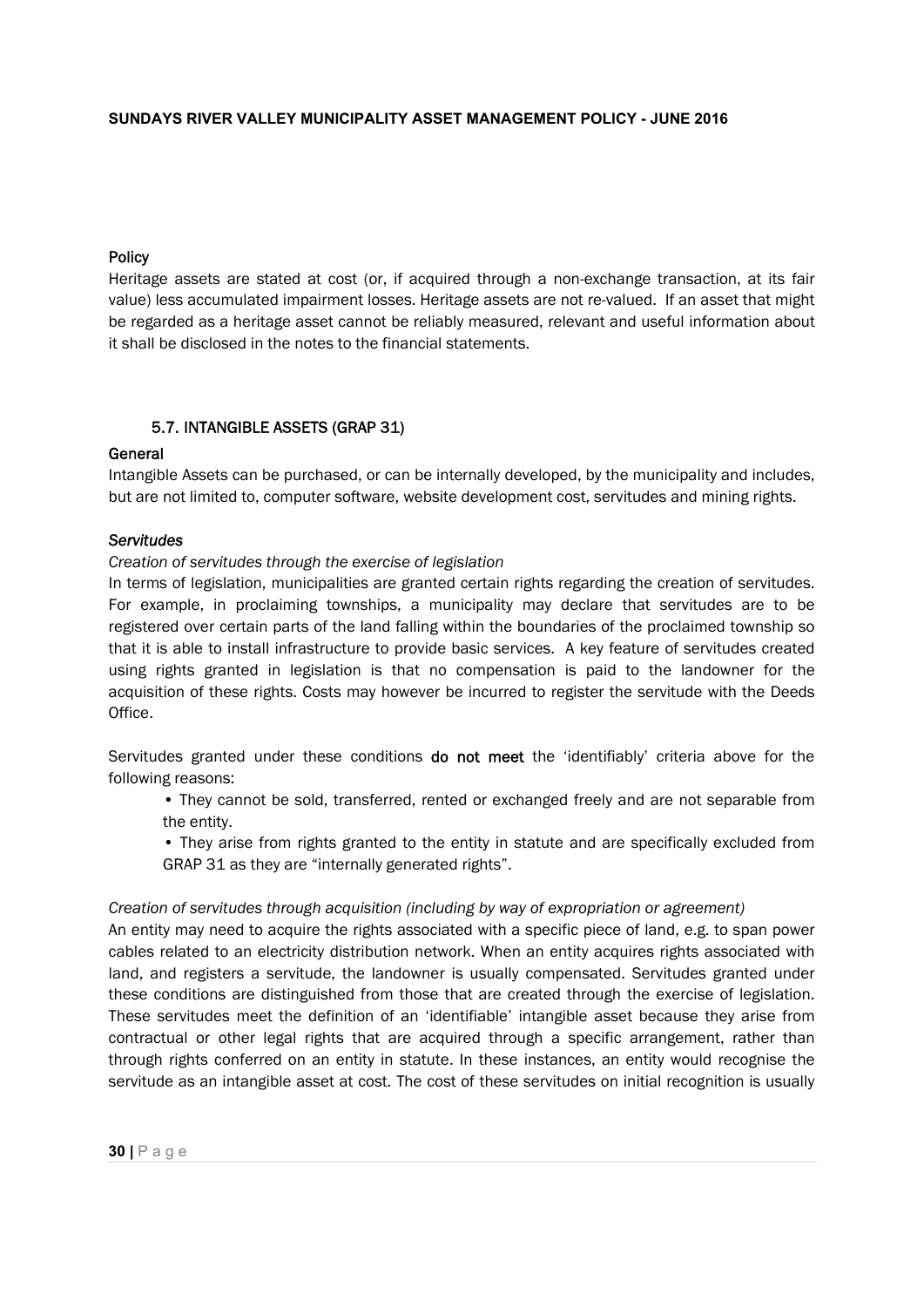**Policy**

Heritage assets are stated at cost (or, if acquired through a non-exchange transaction, at its fair value) less accumulated impairment losses. Heritage assets are not re-valued. If an asset that might be regarded as a heritage asset cannot be reliably measured, relevant and useful information about it shall be disclosed in the notes to the financial statements.

## 5.7. INTANGIBLE ASSETS (GRAP 31)

**General**

Intangible Assets can be purchased, or can be internally developed, by the municipality and includes, but are not limited to, computer software, website development cost, servitudes and mining rights.

***Servitudes***

*Creation of servitudes through the exercise of legislation*

In terms of legislation, municipalities are granted certain rights regarding the creation of servitudes. For example, in proclaiming townships, a municipality may declare that servitudes are to be registered over certain parts of the land falling within the boundaries of the proclaimed township so that it is able to install infrastructure to provide basic services. A key feature of servitudes created using rights granted in legislation is that no compensation is paid to the landowner for the acquisition of these rights. Costs may however be incurred to register the servitude with the Deeds Office.

Servitudes granted under these conditions **do not meet** the 'identifiably' criteria above for the following reasons:

- They cannot be sold, transferred, rented or exchanged freely and are not separable from the entity.
- They arise from rights granted to the entity in statute and are specifically excluded from GRAP 31 as they are "internally generated rights".

*Creation of servitudes through acquisition (including by way of expropriation or agreement)*

An entity may need to acquire the rights associated with a specific piece of land, e.g. to span power cables related to an electricity distribution network. When an entity acquires rights associated with land, and registers a servitude, the landowner is usually compensated. Servitudes granted under these conditions are distinguished from those that are created through the exercise of legislation. These servitudes meet the definition of an 'identifiable' intangible asset because they arise from contractual or other legal rights that are acquired through a specific arrangement, rather than through rights conferred on an entity in statute. In these instances, an entity would recognise the servitude as an intangible asset at cost. The cost of these servitudes on initial recognition is usually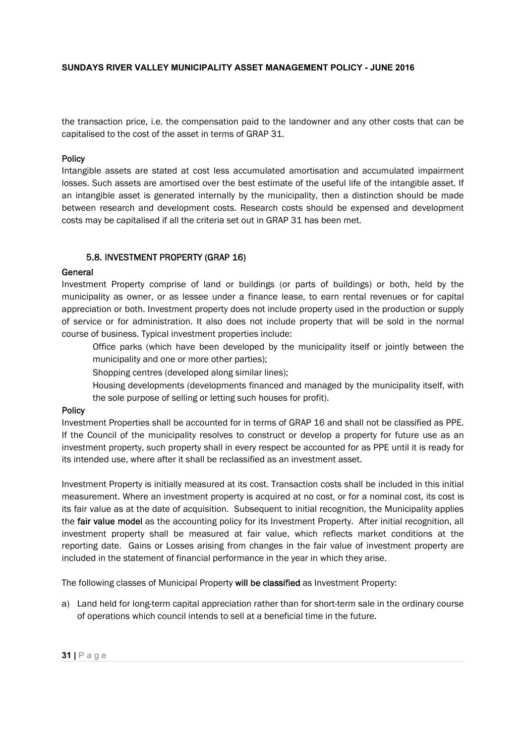the transaction price, i.e. the compensation paid to the landowner and any other costs that can be capitalised to the cost of the asset in terms of GRAP 31.

**Policy**

Intangible assets are stated at cost less accumulated amortisation and accumulated impairment losses. Such assets are amortised over the best estimate of the useful life of the intangible asset. If an intangible asset is generated internally by the municipality, then a distinction should be made between research and development costs. Research costs should be expensed and development costs may be capitalised if all the criteria set out in GRAP 31 has been met.

### 5.8. INVESTMENT PROPERTY (GRAP 16)

**General**

Investment Property comprise of land or buildings (or parts of buildings) or both, held by the municipality as owner, or as lessee under a finance lease, to earn rental revenues or for capital appreciation or both. Investment property does not include property used in the production or supply of service or for administration. It also does not include property that will be sold in the normal course of business. Typical investment properties include:

- Office parks (which have been developed by the municipality itself or jointly between the municipality and one or more other parties);
- Shopping centres (developed along similar lines);
- Housing developments (developments financed and managed by the municipality itself, with the sole purpose of selling or letting such houses for profit).

**Policy**

Investment Properties shall be accounted for in terms of GRAP 16 and shall not be classified as PPE. If the Council of the municipality resolves to construct or develop a property for future use as an investment property, such property shall in every respect be accounted for as PPE until it is ready for its intended use, where after it shall be reclassified as an investment asset.

Investment Property is initially measured at its cost. Transaction costs shall be included in this initial measurement. Where an investment property is acquired at no cost, or for a nominal cost, its cost is its fair value as at the date of acquisition. Subsequent to initial recognition, the Municipality applies the **fair value model** as the accounting policy for its Investment Property. After initial recognition, all investment property shall be measured at fair value, which reflects market conditions at the reporting date. Gains or Losses arising from changes in the fair value of investment property are included in the statement of financial performance in the year in which they arise.

The following classes of Municipal Property **will be classified** as Investment Property:

a) Land held for long-term capital appreciation rather than for short-term sale in the ordinary course of operations which council intends to sell at a beneficial time in the future.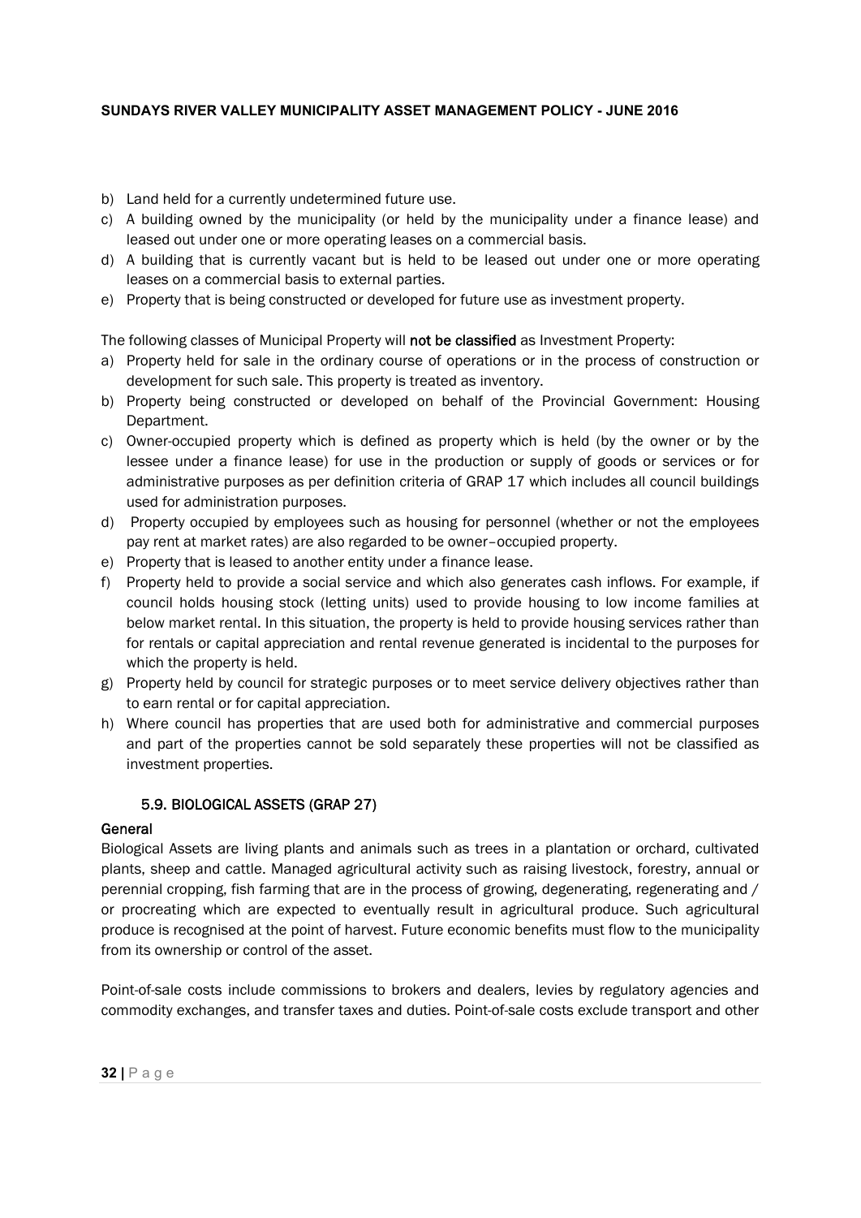b) Land held for a currently undetermined future use.
c) A building owned by the municipality (or held by the municipality under a finance lease) and leased out under one or more operating leases on a commercial basis.
d) A building that is currently vacant but is held to be leased out under one or more operating leases on a commercial basis to external parties.
e) Property that is being constructed or developed for future use as investment property.

The following classes of Municipal Property will **not be classified** as Investment Property:

a) Property held for sale in the ordinary course of operations or in the process of construction or development for such sale. This property is treated as inventory.
b) Property being constructed or developed on behalf of the Provincial Government: Housing Department.
c) Owner-occupied property which is defined as property which is held (by the owner or by the lessee under a finance lease) for use in the production or supply of goods or services or for administrative purposes as per definition criteria of GRAP 17 which includes all council buildings used for administration purposes.
d) Property occupied by employees such as housing for personnel (whether or not the employees pay rent at market rates) are also regarded to be owner–occupied property.
e) Property that is leased to another entity under a finance lease.
f) Property held to provide a social service and which also generates cash inflows. For example, if council holds housing stock (letting units) used to provide housing to low income families at below market rental. In this situation, the property is held to provide housing services rather than for rentals or capital appreciation and rental revenue generated is incidental to the purposes for which the property is held.
g) Property held by council for strategic purposes or to meet service delivery objectives rather than to earn rental or for capital appreciation.
h) Where council has properties that are used both for administrative and commercial purposes and part of the properties cannot be sold separately these properties will not be classified as investment properties.

### 5.9. BIOLOGICAL ASSETS (GRAP 27)

**General**

Biological Assets are living plants and animals such as trees in a plantation or orchard, cultivated plants, sheep and cattle. Managed agricultural activity such as raising livestock, forestry, annual or perennial cropping, fish farming that are in the process of growing, degenerating, regenerating and / or procreating which are expected to eventually result in agricultural produce. Such agricultural produce is recognised at the point of harvest. Future economic benefits must flow to the municipality from its ownership or control of the asset.

Point-of-sale costs include commissions to brokers and dealers, levies by regulatory agencies and commodity exchanges, and transfer taxes and duties. Point-of-sale costs exclude transport and other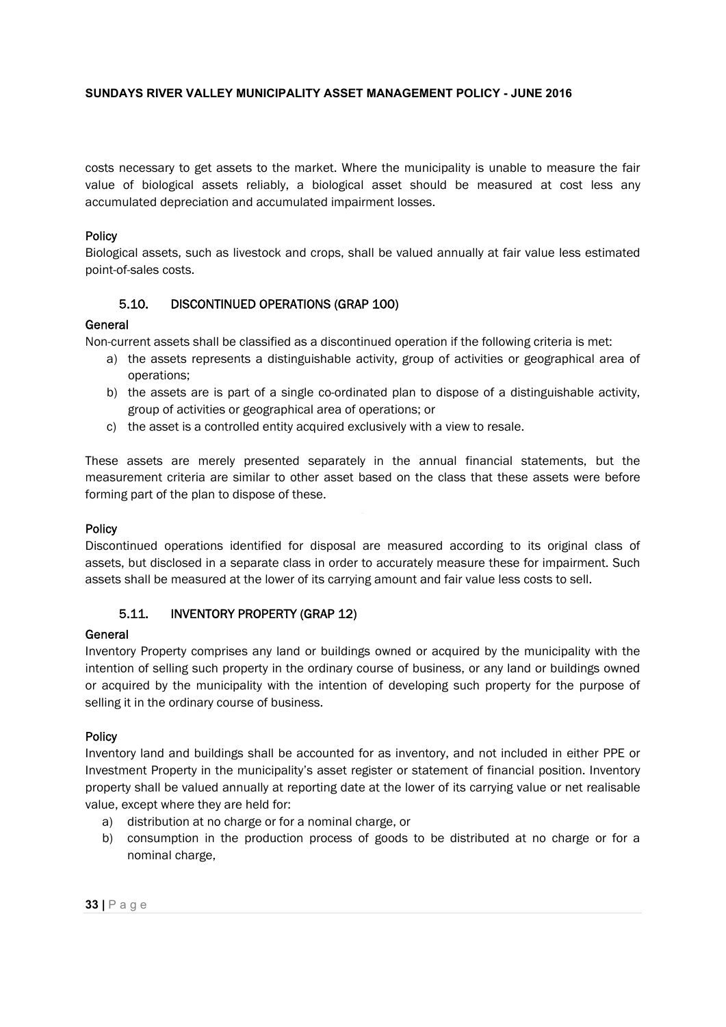costs necessary to get assets to the market. Where the municipality is unable to measure the fair value of biological assets reliably, a biological asset should be measured at cost less any accumulated depreciation and accumulated impairment losses.

**Policy**

Biological assets, such as livestock and crops, shall be valued annually at fair value less estimated point-of-sales costs.

### 5.10. DISCONTINUED OPERATIONS (GRAP 100)

**General**

Non-current assets shall be classified as a discontinued operation if the following criteria is met:

a) the assets represents a distinguishable activity, group of activities or geographical area of operations;
b) the assets are is part of a single co-ordinated plan to dispose of a distinguishable activity, group of activities or geographical area of operations; or
c) the asset is a controlled entity acquired exclusively with a view to resale.

These assets are merely presented separately in the annual financial statements, but the measurement criteria are similar to other asset based on the class that these assets were before forming part of the plan to dispose of these.

**Policy**

Discontinued operations identified for disposal are measured according to its original class of assets, but disclosed in a separate class in order to accurately measure these for impairment. Such assets shall be measured at the lower of its carrying amount and fair value less costs to sell.

### 5.11. INVENTORY PROPERTY (GRAP 12)

**General**

Inventory Property comprises any land or buildings owned or acquired by the municipality with the intention of selling such property in the ordinary course of business, or any land or buildings owned or acquired by the municipality with the intention of developing such property for the purpose of selling it in the ordinary course of business.

**Policy**

Inventory land and buildings shall be accounted for as inventory, and not included in either PPE or Investment Property in the municipality's asset register or statement of financial position. Inventory property shall be valued annually at reporting date at the lower of its carrying value or net realisable value, except where they are held for:

a) distribution at no charge or for a nominal charge, or
b) consumption in the production process of goods to be distributed at no charge or for a nominal charge,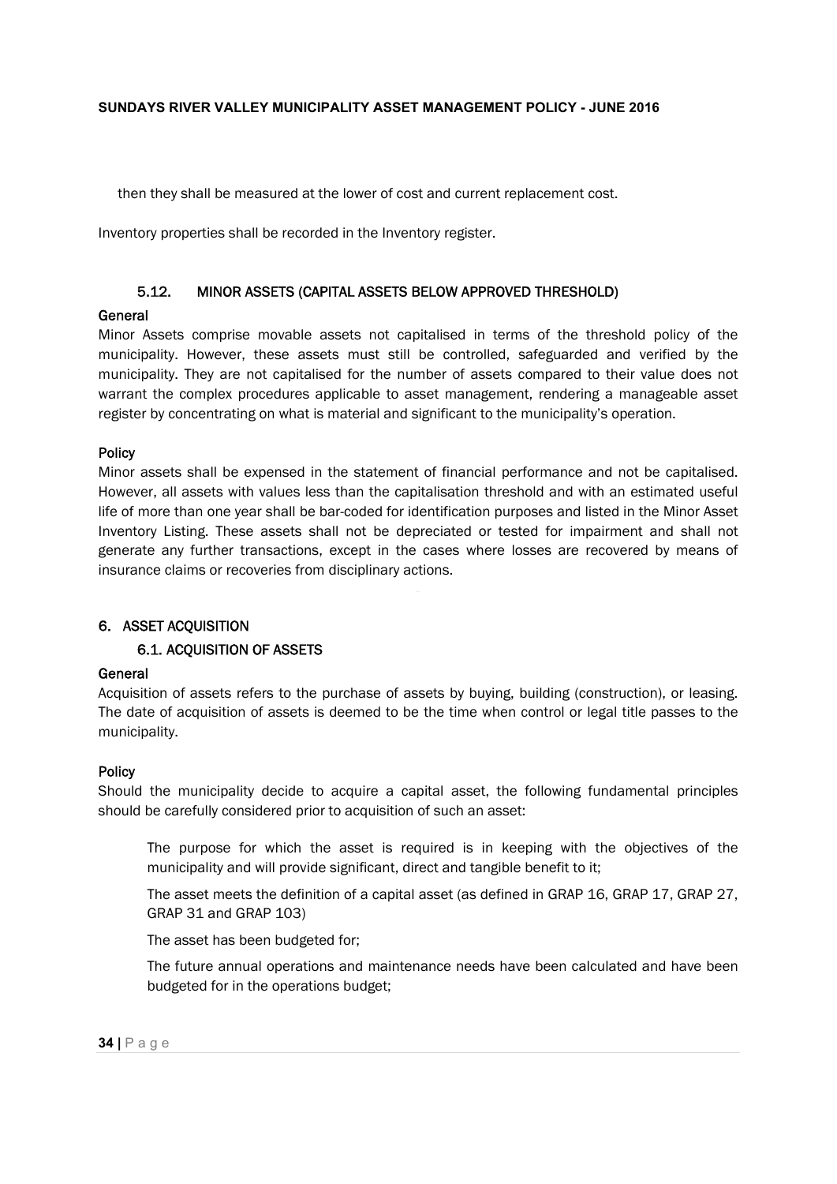then they shall be measured at the lower of cost and current replacement cost.

Inventory properties shall be recorded in the Inventory register.

### 5.12. MINOR ASSETS (CAPITAL ASSETS BELOW APPROVED THRESHOLD)

**General**

Minor Assets comprise movable assets not capitalised in terms of the threshold policy of the municipality. However, these assets must still be controlled, safeguarded and verified by the municipality. They are not capitalised for the number of assets compared to their value does not warrant the complex procedures applicable to asset management, rendering a manageable asset register by concentrating on what is material and significant to the municipality's operation.

**Policy**

Minor assets shall be expensed in the statement of financial performance and not be capitalised. However, all assets with values less than the capitalisation threshold and with an estimated useful life of more than one year shall be bar-coded for identification purposes and listed in the Minor Asset Inventory Listing. These assets shall not be depreciated or tested for impairment and shall not generate any further transactions, except in the cases where losses are recovered by means of insurance claims or recoveries from disciplinary actions.

## 6. ASSET ACQUISITION

### 6.1. ACQUISITION OF ASSETS

**General**

Acquisition of assets refers to the purchase of assets by buying, building (construction), or leasing. The date of acquisition of assets is deemed to be the time when control or legal title passes to the municipality.

**Policy**

Should the municipality decide to acquire a capital asset, the following fundamental principles should be carefully considered prior to acquisition of such an asset:

- The purpose for which the asset is required is in keeping with the objectives of the municipality and will provide significant, direct and tangible benefit to it;
- The asset meets the definition of a capital asset (as defined in GRAP 16, GRAP 17, GRAP 27, GRAP 31 and GRAP 103)
- The asset has been budgeted for;
- The future annual operations and maintenance needs have been calculated and have been budgeted for in the operations budget;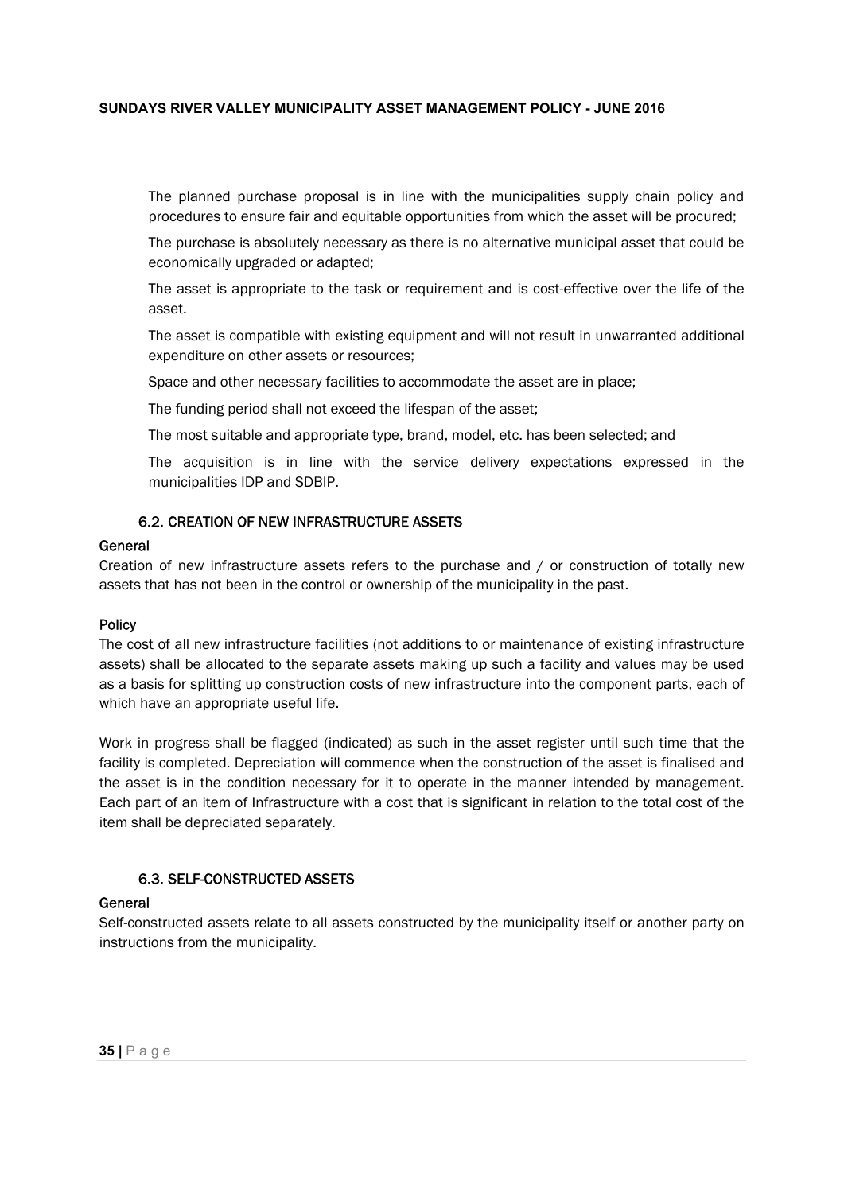The planned purchase proposal is in line with the municipalities supply chain policy and procedures to ensure fair and equitable opportunities from which the asset will be procured;

The purchase is absolutely necessary as there is no alternative municipal asset that could be economically upgraded or adapted;

The asset is appropriate to the task or requirement and is cost-effective over the life of the asset.

The asset is compatible with existing equipment and will not result in unwarranted additional expenditure on other assets or resources;

Space and other necessary facilities to accommodate the asset are in place;

The funding period shall not exceed the lifespan of the asset;

The most suitable and appropriate type, brand, model, etc. has been selected; and

The acquisition is in line with the service delivery expectations expressed in the municipalities IDP and SDBIP.

### 6.2. CREATION OF NEW INFRASTRUCTURE ASSETS

**General**

Creation of new infrastructure assets refers to the purchase and / or construction of totally new assets that has not been in the control or ownership of the municipality in the past.

**Policy**

The cost of all new infrastructure facilities (not additions to or maintenance of existing infrastructure assets) shall be allocated to the separate assets making up such a facility and values may be used as a basis for splitting up construction costs of new infrastructure into the component parts, each of which have an appropriate useful life.

Work in progress shall be flagged (indicated) as such in the asset register until such time that the facility is completed. Depreciation will commence when the construction of the asset is finalised and the asset is in the condition necessary for it to operate in the manner intended by management. Each part of an item of Infrastructure with a cost that is significant in relation to the total cost of the item shall be depreciated separately.

### 6.3. SELF-CONSTRUCTED ASSETS

**General**

Self-constructed assets relate to all assets constructed by the municipality itself or another party on instructions from the municipality.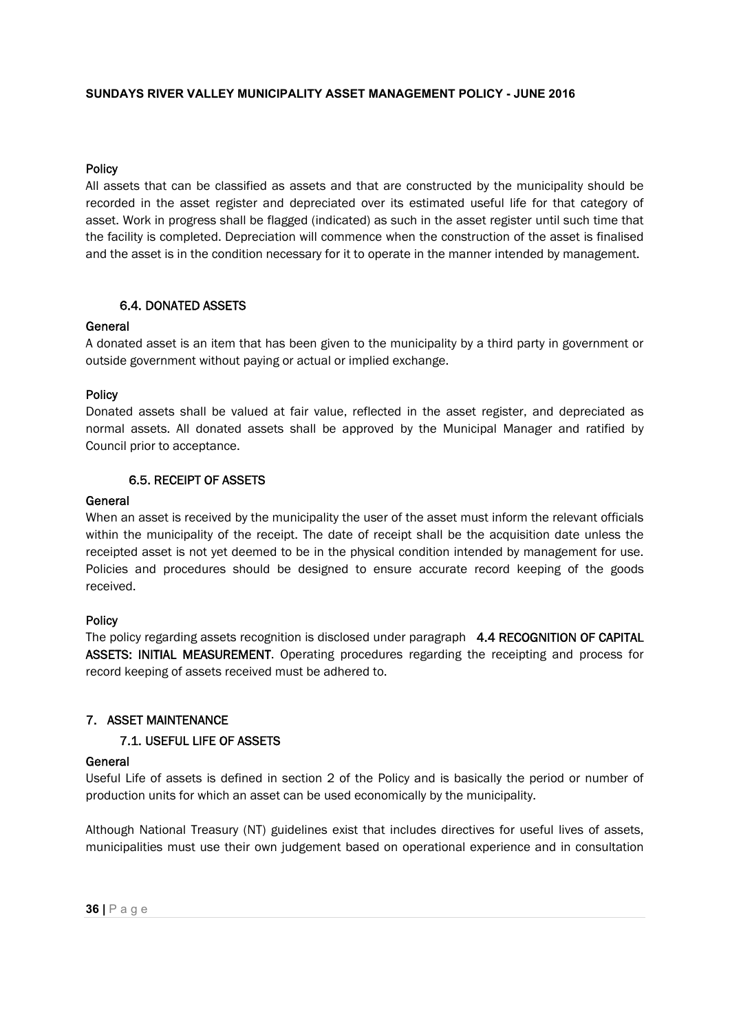**Policy**

All assets that can be classified as assets and that are constructed by the municipality should be recorded in the asset register and depreciated over its estimated useful life for that category of asset. Work in progress shall be flagged (indicated) as such in the asset register until such time that the facility is completed. Depreciation will commence when the construction of the asset is finalised and the asset is in the condition necessary for it to operate in the manner intended by management.

### 6.4. DONATED ASSETS

**General**

A donated asset is an item that has been given to the municipality by a third party in government or outside government without paying or actual or implied exchange.

**Policy**

Donated assets shall be valued at fair value, reflected in the asset register, and depreciated as normal assets. All donated assets shall be approved by the Municipal Manager and ratified by Council prior to acceptance.

### 6.5. RECEIPT OF ASSETS

**General**

When an asset is received by the municipality the user of the asset must inform the relevant officials within the municipality of the receipt. The date of receipt shall be the acquisition date unless the receipted asset is not yet deemed to be in the physical condition intended by management for use. Policies and procedures should be designed to ensure accurate record keeping of the goods received.

**Policy**

The policy regarding assets recognition is disclosed under paragraph **4.4 RECOGNITION OF CAPITAL ASSETS: INITIAL MEASUREMENT**. Operating procedures regarding the receipting and process for record keeping of assets received must be adhered to.

## 7. ASSET MAINTENANCE

### 7.1. USEFUL LIFE OF ASSETS

**General**

Useful Life of assets is defined in section 2 of the Policy and is basically the period or number of production units for which an asset can be used economically by the municipality.

Although National Treasury (NT) guidelines exist that includes directives for useful lives of assets, municipalities must use their own judgement based on operational experience and in consultation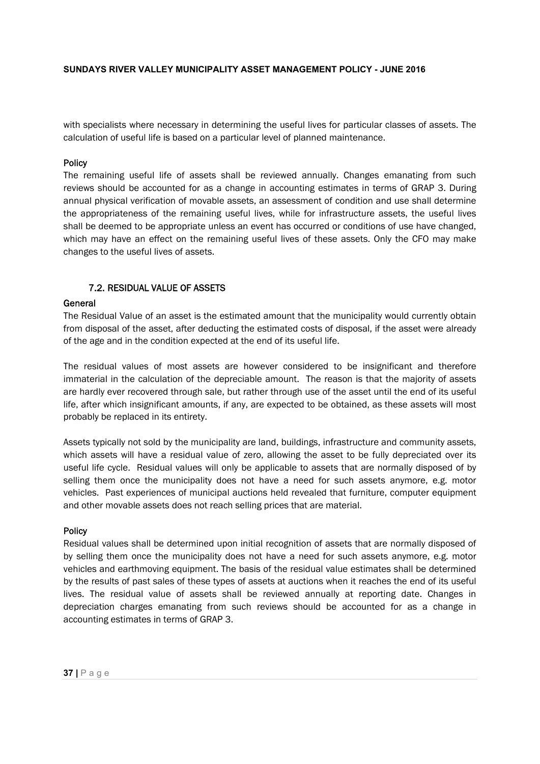with specialists where necessary in determining the useful lives for particular classes of assets. The calculation of useful life is based on a particular level of planned maintenance.

**Policy**

The remaining useful life of assets shall be reviewed annually. Changes emanating from such reviews should be accounted for as a change in accounting estimates in terms of GRAP 3. During annual physical verification of movable assets, an assessment of condition and use shall determine the appropriateness of the remaining useful lives, while for infrastructure assets, the useful lives shall be deemed to be appropriate unless an event has occurred or conditions of use have changed, which may have an effect on the remaining useful lives of these assets. Only the CFO may make changes to the useful lives of assets.

### 7.2. RESIDUAL VALUE OF ASSETS

**General**

The Residual Value of an asset is the estimated amount that the municipality would currently obtain from disposal of the asset, after deducting the estimated costs of disposal, if the asset were already of the age and in the condition expected at the end of its useful life.

The residual values of most assets are however considered to be insignificant and therefore immaterial in the calculation of the depreciable amount. The reason is that the majority of assets are hardly ever recovered through sale, but rather through use of the asset until the end of its useful life, after which insignificant amounts, if any, are expected to be obtained, as these assets will most probably be replaced in its entirety.

Assets typically not sold by the municipality are land, buildings, infrastructure and community assets, which assets will have a residual value of zero, allowing the asset to be fully depreciated over its useful life cycle. Residual values will only be applicable to assets that are normally disposed of by selling them once the municipality does not have a need for such assets anymore, e.g. motor vehicles. Past experiences of municipal auctions held revealed that furniture, computer equipment and other movable assets does not reach selling prices that are material.

**Policy**

Residual values shall be determined upon initial recognition of assets that are normally disposed of by selling them once the municipality does not have a need for such assets anymore, e.g. motor vehicles and earthmoving equipment. The basis of the residual value estimates shall be determined by the results of past sales of these types of assets at auctions when it reaches the end of its useful lives. The residual value of assets shall be reviewed annually at reporting date. Changes in depreciation charges emanating from such reviews should be accounted for as a change in accounting estimates in terms of GRAP 3.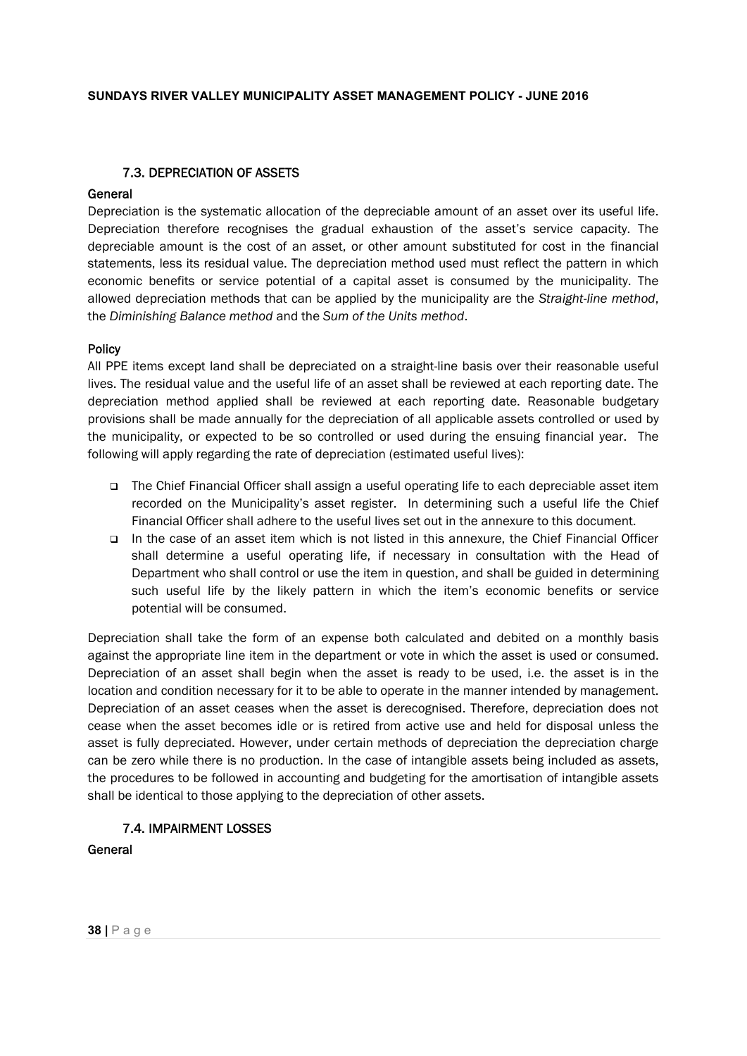### 7.3. DEPRECIATION OF ASSETS

**General**

Depreciation is the systematic allocation of the depreciable amount of an asset over its useful life. Depreciation therefore recognises the gradual exhaustion of the asset's service capacity. The depreciable amount is the cost of an asset, or other amount substituted for cost in the financial statements, less its residual value. The depreciation method used must reflect the pattern in which economic benefits or service potential of a capital asset is consumed by the municipality. The allowed depreciation methods that can be applied by the municipality are the *Straight-line method*, the *Diminishing Balance method* and the *Sum of the Units method*.

**Policy**

All PPE items except land shall be depreciated on a straight-line basis over their reasonable useful lives. The residual value and the useful life of an asset shall be reviewed at each reporting date. The depreciation method applied shall be reviewed at each reporting date. Reasonable budgetary provisions shall be made annually for the depreciation of all applicable assets controlled or used by the municipality, or expected to be so controlled or used during the ensuing financial year. The following will apply regarding the rate of depreciation (estimated useful lives):

- The Chief Financial Officer shall assign a useful operating life to each depreciable asset item recorded on the Municipality's asset register. In determining such a useful life the Chief Financial Officer shall adhere to the useful lives set out in the annexure to this document.
- In the case of an asset item which is not listed in this annexure, the Chief Financial Officer shall determine a useful operating life, if necessary in consultation with the Head of Department who shall control or use the item in question, and shall be guided in determining such useful life by the likely pattern in which the item's economic benefits or service potential will be consumed.

Depreciation shall take the form of an expense both calculated and debited on a monthly basis against the appropriate line item in the department or vote in which the asset is used or consumed. Depreciation of an asset shall begin when the asset is ready to be used, i.e. the asset is in the location and condition necessary for it to be able to operate in the manner intended by management. Depreciation of an asset ceases when the asset is derecognised. Therefore, depreciation does not cease when the asset becomes idle or is retired from active use and held for disposal unless the asset is fully depreciated. However, under certain methods of depreciation the depreciation charge can be zero while there is no production. In the case of intangible assets being included as assets, the procedures to be followed in accounting and budgeting for the amortisation of intangible assets shall be identical to those applying to the depreciation of other assets.

### 7.4. IMPAIRMENT LOSSES

**General**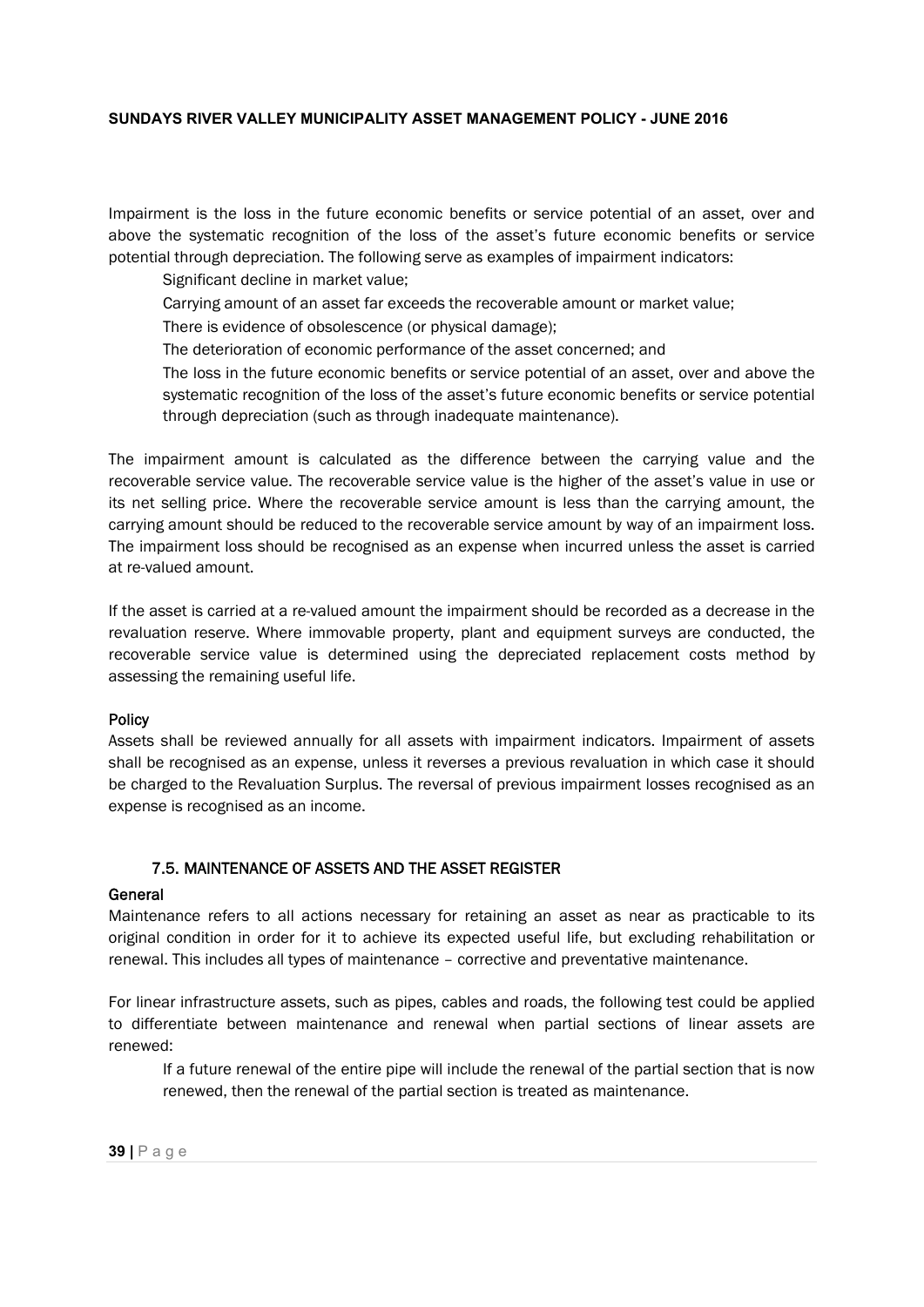Impairment is the loss in the future economic benefits or service potential of an asset, over and above the systematic recognition of the loss of the asset's future economic benefits or service potential through depreciation. The following serve as examples of impairment indicators:

- Significant decline in market value;
- Carrying amount of an asset far exceeds the recoverable amount or market value;
- There is evidence of obsolescence (or physical damage);
- The deterioration of economic performance of the asset concerned; and
- The loss in the future economic benefits or service potential of an asset, over and above the systematic recognition of the loss of the asset's future economic benefits or service potential through depreciation (such as through inadequate maintenance).

The impairment amount is calculated as the difference between the carrying value and the recoverable service value. The recoverable service value is the higher of the asset's value in use or its net selling price. Where the recoverable service amount is less than the carrying amount, the carrying amount should be reduced to the recoverable service amount by way of an impairment loss. The impairment loss should be recognised as an expense when incurred unless the asset is carried at re-valued amount.

If the asset is carried at a re-valued amount the impairment should be recorded as a decrease in the revaluation reserve. Where immovable property, plant and equipment surveys are conducted, the recoverable service value is determined using the depreciated replacement costs method by assessing the remaining useful life.

**Policy**

Assets shall be reviewed annually for all assets with impairment indicators. Impairment of assets shall be recognised as an expense, unless it reverses a previous revaluation in which case it should be charged to the Revaluation Surplus. The reversal of previous impairment losses recognised as an expense is recognised as an income.

### 7.5. MAINTENANCE OF ASSETS AND THE ASSET REGISTER

**General**

Maintenance refers to all actions necessary for retaining an asset as near as practicable to its original condition in order for it to achieve its expected useful life, but excluding rehabilitation or renewal. This includes all types of maintenance – corrective and preventative maintenance.

For linear infrastructure assets, such as pipes, cables and roads, the following test could be applied to differentiate between maintenance and renewal when partial sections of linear assets are renewed:

- If a future renewal of the entire pipe will include the renewal of the partial section that is now renewed, then the renewal of the partial section is treated as maintenance.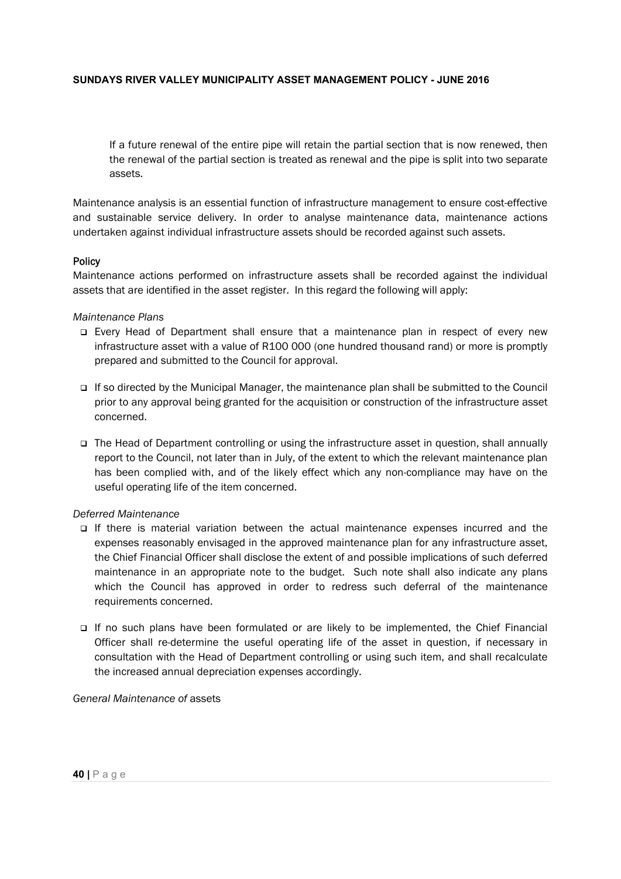If a future renewal of the entire pipe will retain the partial section that is now renewed, then the renewal of the partial section is treated as renewal and the pipe is split into two separate assets.

Maintenance analysis is an essential function of infrastructure management to ensure cost-effective and sustainable service delivery. In order to analyse maintenance data, maintenance actions undertaken against individual infrastructure assets should be recorded against such assets.

**Policy**

Maintenance actions performed on infrastructure assets shall be recorded against the individual assets that are identified in the asset register. In this regard the following will apply:

*Maintenance Plans*

- Every Head of Department shall ensure that a maintenance plan in respect of every new infrastructure asset with a value of R100 000 (one hundred thousand rand) or more is promptly prepared and submitted to the Council for approval.
- If so directed by the Municipal Manager, the maintenance plan shall be submitted to the Council prior to any approval being granted for the acquisition or construction of the infrastructure asset concerned.
- The Head of Department controlling or using the infrastructure asset in question, shall annually report to the Council, not later than in July, of the extent to which the relevant maintenance plan has been complied with, and of the likely effect which any non-compliance may have on the useful operating life of the item concerned.

*Deferred Maintenance*

- If there is material variation between the actual maintenance expenses incurred and the expenses reasonably envisaged in the approved maintenance plan for any infrastructure asset, the Chief Financial Officer shall disclose the extent of and possible implications of such deferred maintenance in an appropriate note to the budget. Such note shall also indicate any plans which the Council has approved in order to redress such deferral of the maintenance requirements concerned.
- If no such plans have been formulated or are likely to be implemented, the Chief Financial Officer shall re-determine the useful operating life of the asset in question, if necessary in consultation with the Head of Department controlling or using such item, and shall recalculate the increased annual depreciation expenses accordingly.

*General Maintenance of* assets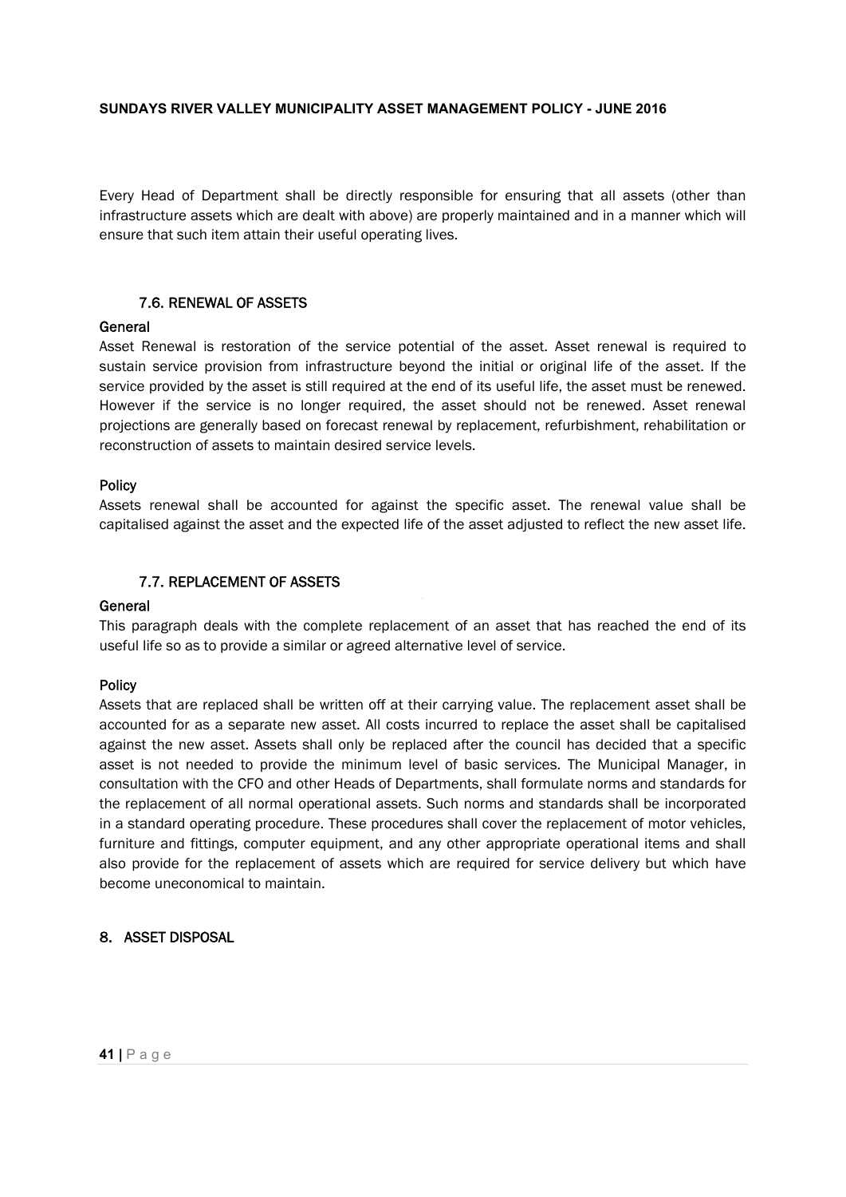Every Head of Department shall be directly responsible for ensuring that all assets (other than infrastructure assets which are dealt with above) are properly maintained and in a manner which will ensure that such item attain their useful operating lives.

### 7.6. RENEWAL OF ASSETS

**General**

Asset Renewal is restoration of the service potential of the asset. Asset renewal is required to sustain service provision from infrastructure beyond the initial or original life of the asset. If the service provided by the asset is still required at the end of its useful life, the asset must be renewed. However if the service is no longer required, the asset should not be renewed. Asset renewal projections are generally based on forecast renewal by replacement, refurbishment, rehabilitation or reconstruction of assets to maintain desired service levels.

**Policy**

Assets renewal shall be accounted for against the specific asset. The renewal value shall be capitalised against the asset and the expected life of the asset adjusted to reflect the new asset life.

### 7.7. REPLACEMENT OF ASSETS

**General**

This paragraph deals with the complete replacement of an asset that has reached the end of its useful life so as to provide a similar or agreed alternative level of service.

**Policy**

Assets that are replaced shall be written off at their carrying value. The replacement asset shall be accounted for as a separate new asset. All costs incurred to replace the asset shall be capitalised against the new asset. Assets shall only be replaced after the council has decided that a specific asset is not needed to provide the minimum level of basic services. The Municipal Manager, in consultation with the CFO and other Heads of Departments, shall formulate norms and standards for the replacement of all normal operational assets. Such norms and standards shall be incorporated in a standard operating procedure. These procedures shall cover the replacement of motor vehicles, furniture and fittings, computer equipment, and any other appropriate operational items and shall also provide for the replacement of assets which are required for service delivery but which have become uneconomical to maintain.

## 8. ASSET DISPOSAL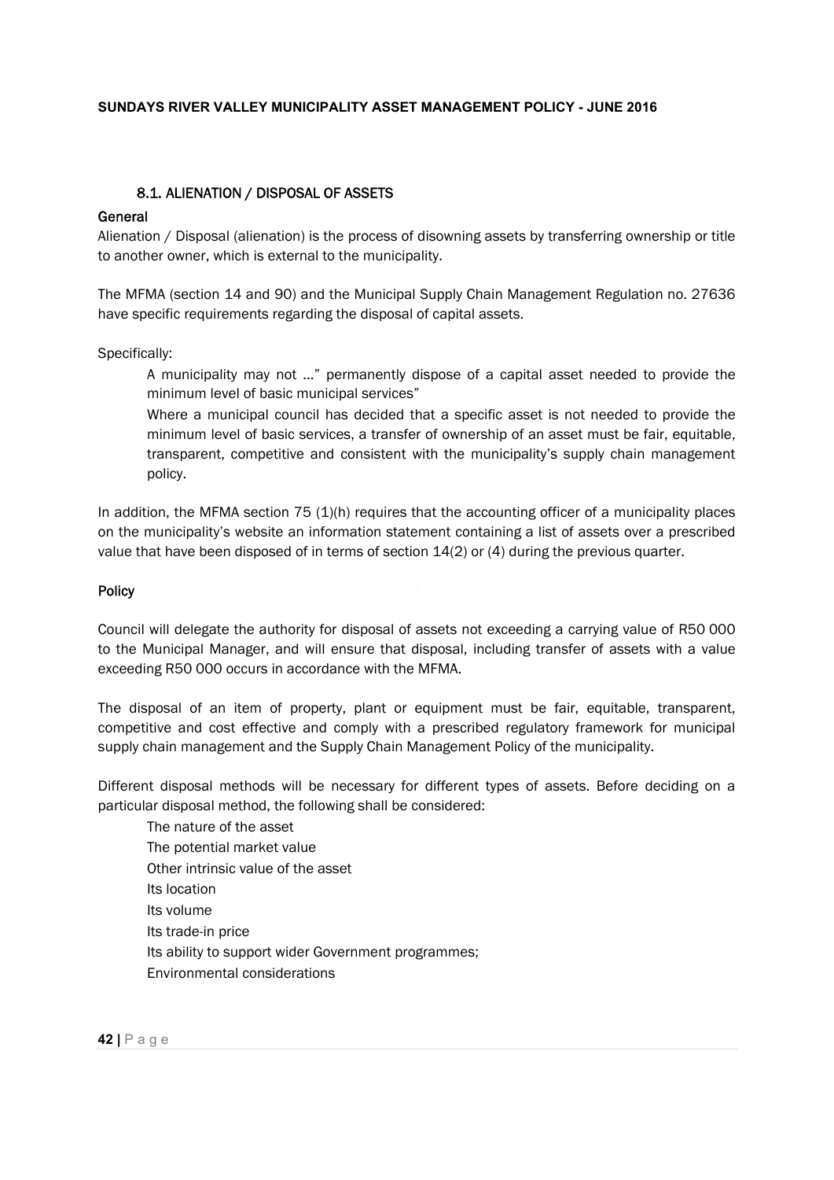### 8.1. ALIENATION / DISPOSAL OF ASSETS

**General**

Alienation / Disposal (alienation) is the process of disowning assets by transferring ownership or title to another owner, which is external to the municipality.

The MFMA (section 14 and 90) and the Municipal Supply Chain Management Regulation no. 27636 have specific requirements regarding the disposal of capital assets.

Specifically:

- A municipality may not …" permanently dispose of a capital asset needed to provide the minimum level of basic municipal services"
- Where a municipal council has decided that a specific asset is not needed to provide the minimum level of basic services, a transfer of ownership of an asset must be fair, equitable, transparent, competitive and consistent with the municipality's supply chain management policy.

In addition, the MFMA section 75 (1)(h) requires that the accounting officer of a municipality places on the municipality's website an information statement containing a list of assets over a prescribed value that have been disposed of in terms of section 14(2) or (4) during the previous quarter.

**Policy**

Council will delegate the authority for disposal of assets not exceeding a carrying value of R50 000 to the Municipal Manager, and will ensure that disposal, including transfer of assets with a value exceeding R50 000 occurs in accordance with the MFMA.

The disposal of an item of property, plant or equipment must be fair, equitable, transparent, competitive and cost effective and comply with a prescribed regulatory framework for municipal supply chain management and the Supply Chain Management Policy of the municipality.

Different disposal methods will be necessary for different types of assets. Before deciding on a particular disposal method, the following shall be considered:

- The nature of the asset
- The potential market value
- Other intrinsic value of the asset
- Its location
- Its volume
- Its trade-in price
- Its ability to support wider Government programmes;
- Environmental considerations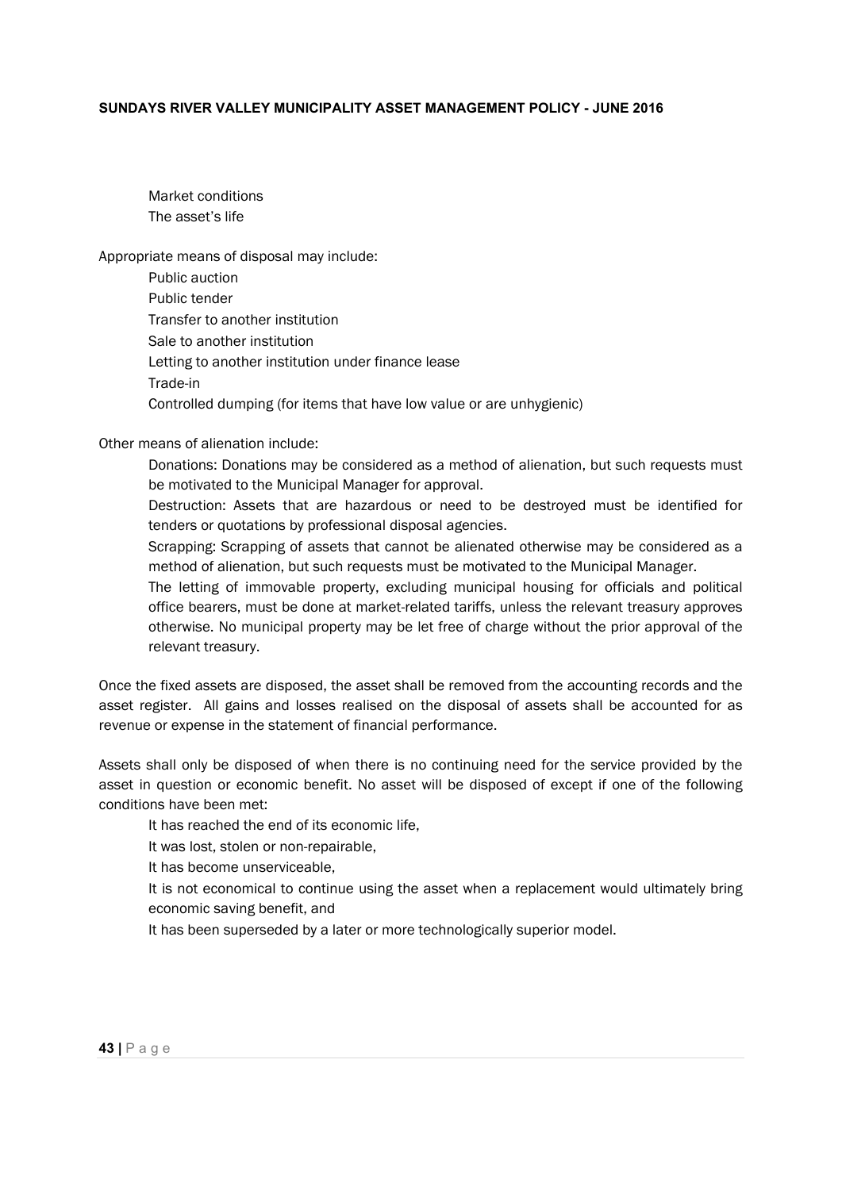- Market conditions
- The asset's life

Appropriate means of disposal may include:

- Public auction
- Public tender
- Transfer to another institution
- Sale to another institution
- Letting to another institution under finance lease
- Trade-in
- Controlled dumping (for items that have low value or are unhygienic)

Other means of alienation include:

- Donations: Donations may be considered as a method of alienation, but such requests must be motivated to the Municipal Manager for approval.
- Destruction: Assets that are hazardous or need to be destroyed must be identified for tenders or quotations by professional disposal agencies.
- Scrapping: Scrapping of assets that cannot be alienated otherwise may be considered as a method of alienation, but such requests must be motivated to the Municipal Manager.
- The letting of immovable property, excluding municipal housing for officials and political office bearers, must be done at market-related tariffs, unless the relevant treasury approves otherwise. No municipal property may be let free of charge without the prior approval of the relevant treasury.

Once the fixed assets are disposed, the asset shall be removed from the accounting records and the asset register. All gains and losses realised on the disposal of assets shall be accounted for as revenue or expense in the statement of financial performance.

Assets shall only be disposed of when there is no continuing need for the service provided by the asset in question or economic benefit. No asset will be disposed of except if one of the following conditions have been met:

- It has reached the end of its economic life,
- It was lost, stolen or non-repairable,
- It has become unserviceable,
- It is not economical to continue using the asset when a replacement would ultimately bring economic saving benefit, and
- It has been superseded by a later or more technologically superior model.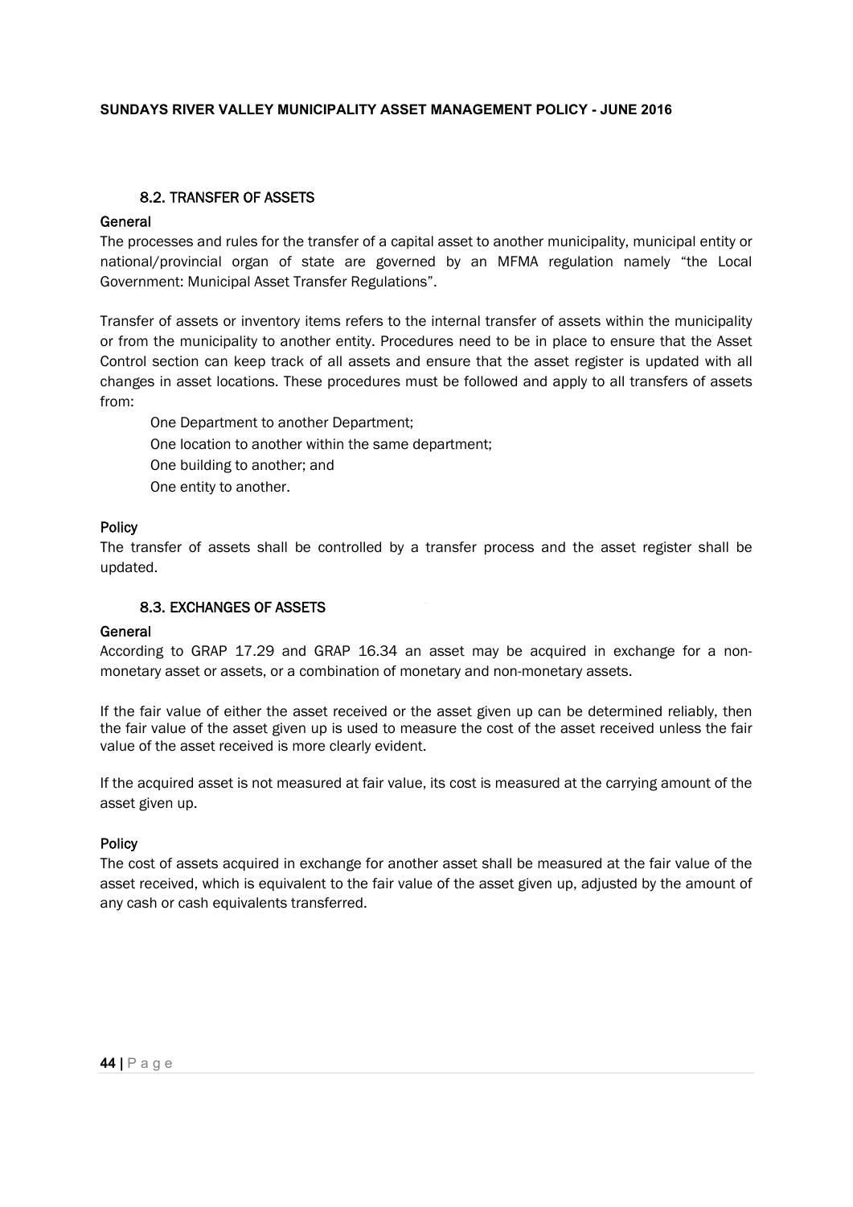### 8.2. TRANSFER OF ASSETS

**General**

The processes and rules for the transfer of a capital asset to another municipality, municipal entity or national/provincial organ of state are governed by an MFMA regulation namely "the Local Government: Municipal Asset Transfer Regulations".

Transfer of assets or inventory items refers to the internal transfer of assets within the municipality or from the municipality to another entity. Procedures need to be in place to ensure that the Asset Control section can keep track of all assets and ensure that the asset register is updated with all changes in asset locations. These procedures must be followed and apply to all transfers of assets from:

- One Department to another Department;
- One location to another within the same department;
- One building to another; and
- One entity to another.

**Policy**

The transfer of assets shall be controlled by a transfer process and the asset register shall be updated.

### 8.3. EXCHANGES OF ASSETS

**General**

According to GRAP 17.29 and GRAP 16.34 an asset may be acquired in exchange for a non-monetary asset or assets, or a combination of monetary and non-monetary assets.

If the fair value of either the asset received or the asset given up can be determined reliably, then the fair value of the asset given up is used to measure the cost of the asset received unless the fair value of the asset received is more clearly evident.

If the acquired asset is not measured at fair value, its cost is measured at the carrying amount of the asset given up.

**Policy**

The cost of assets acquired in exchange for another asset shall be measured at the fair value of the asset received, which is equivalent to the fair value of the asset given up, adjusted by the amount of any cash or cash equivalents transferred.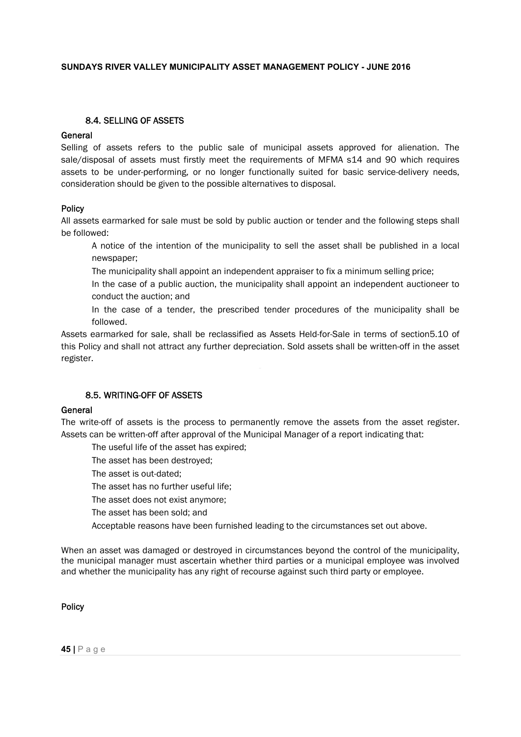### 8.4. SELLING OF ASSETS

**General**

Selling of assets refers to the public sale of municipal assets approved for alienation. The sale/disposal of assets must firstly meet the requirements of MFMA s14 and 90 which requires assets to be under-performing, or no longer functionally suited for basic service-delivery needs, consideration should be given to the possible alternatives to disposal.

**Policy**

All assets earmarked for sale must be sold by public auction or tender and the following steps shall be followed:

- A notice of the intention of the municipality to sell the asset shall be published in a local newspaper;
- The municipality shall appoint an independent appraiser to fix a minimum selling price;
- In the case of a public auction, the municipality shall appoint an independent auctioneer to conduct the auction; and
- In the case of a tender, the prescribed tender procedures of the municipality shall be followed.

Assets earmarked for sale, shall be reclassified as Assets Held-for-Sale in terms of section5.10 of this Policy and shall not attract any further depreciation. Sold assets shall be written-off in the asset register.

### 8.5. WRITING-OFF OF ASSETS

**General**

The write-off of assets is the process to permanently remove the assets from the asset register. Assets can be written-off after approval of the Municipal Manager of a report indicating that:

- The useful life of the asset has expired;
- The asset has been destroyed;
- The asset is out-dated;
- The asset has no further useful life;
- The asset does not exist anymore;
- The asset has been sold; and
- Acceptable reasons have been furnished leading to the circumstances set out above.

When an asset was damaged or destroyed in circumstances beyond the control of the municipality, the municipal manager must ascertain whether third parties or a municipal employee was involved and whether the municipality has any right of recourse against such third party or employee.

**Policy**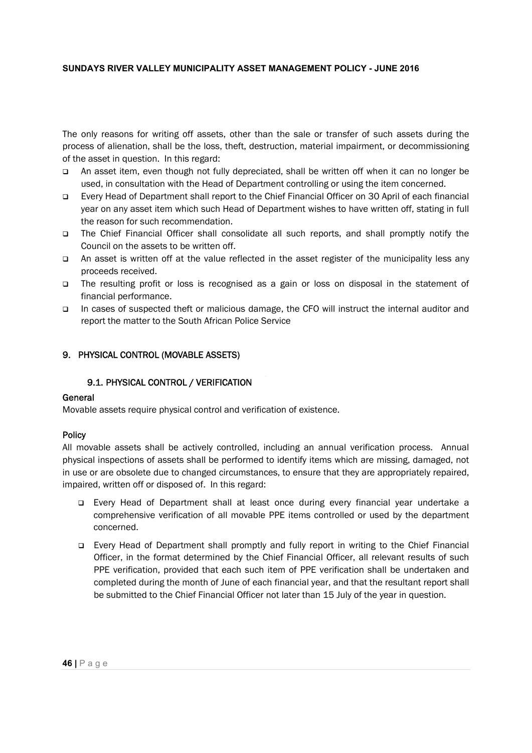The only reasons for writing off assets, other than the sale or transfer of such assets during the process of alienation, shall be the loss, theft, destruction, material impairment, or decommissioning of the asset in question. In this regard:

- An asset item, even though not fully depreciated, shall be written off when it can no longer be used, in consultation with the Head of Department controlling or using the item concerned.
- Every Head of Department shall report to the Chief Financial Officer on 30 April of each financial year on any asset item which such Head of Department wishes to have written off, stating in full the reason for such recommendation.
- The Chief Financial Officer shall consolidate all such reports, and shall promptly notify the Council on the assets to be written off.
- An asset is written off at the value reflected in the asset register of the municipality less any proceeds received.
- The resulting profit or loss is recognised as a gain or loss on disposal in the statement of financial performance.
- In cases of suspected theft or malicious damage, the CFO will instruct the internal auditor and report the matter to the South African Police Service

## 9. PHYSICAL CONTROL (MOVABLE ASSETS)

### 9.1. PHYSICAL CONTROL / VERIFICATION

**General**

Movable assets require physical control and verification of existence.

**Policy**

All movable assets shall be actively controlled, including an annual verification process. Annual physical inspections of assets shall be performed to identify items which are missing, damaged, not in use or are obsolete due to changed circumstances, to ensure that they are appropriately repaired, impaired, written off or disposed of. In this regard:

- Every Head of Department shall at least once during every financial year undertake a comprehensive verification of all movable PPE items controlled or used by the department concerned.
- Every Head of Department shall promptly and fully report in writing to the Chief Financial Officer, in the format determined by the Chief Financial Officer, all relevant results of such PPE verification, provided that each such item of PPE verification shall be undertaken and completed during the month of June of each financial year, and that the resultant report shall be submitted to the Chief Financial Officer not later than 15 July of the year in question.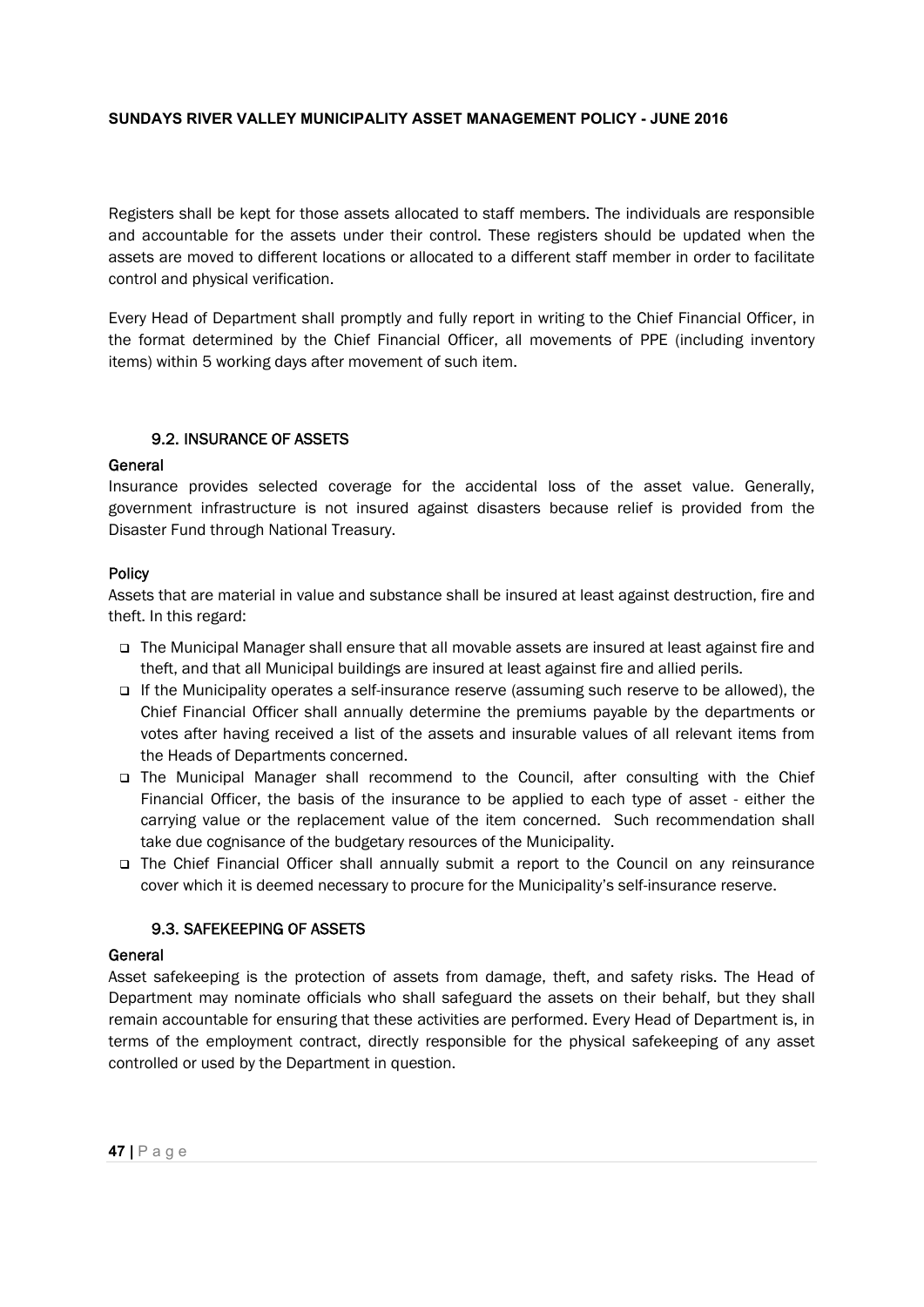Registers shall be kept for those assets allocated to staff members. The individuals are responsible and accountable for the assets under their control. These registers should be updated when the assets are moved to different locations or allocated to a different staff member in order to facilitate control and physical verification.

Every Head of Department shall promptly and fully report in writing to the Chief Financial Officer, in the format determined by the Chief Financial Officer, all movements of PPE (including inventory items) within 5 working days after movement of such item.

### 9.2. INSURANCE OF ASSETS

**General**

Insurance provides selected coverage for the accidental loss of the asset value. Generally, government infrastructure is not insured against disasters because relief is provided from the Disaster Fund through National Treasury.

**Policy**

Assets that are material in value and substance shall be insured at least against destruction, fire and theft. In this regard:

- The Municipal Manager shall ensure that all movable assets are insured at least against fire and theft, and that all Municipal buildings are insured at least against fire and allied perils.
- If the Municipality operates a self-insurance reserve (assuming such reserve to be allowed), the Chief Financial Officer shall annually determine the premiums payable by the departments or votes after having received a list of the assets and insurable values of all relevant items from the Heads of Departments concerned.
- The Municipal Manager shall recommend to the Council, after consulting with the Chief Financial Officer, the basis of the insurance to be applied to each type of asset - either the carrying value or the replacement value of the item concerned. Such recommendation shall take due cognisance of the budgetary resources of the Municipality.
- The Chief Financial Officer shall annually submit a report to the Council on any reinsurance cover which it is deemed necessary to procure for the Municipality's self-insurance reserve.

### 9.3. SAFEKEEPING OF ASSETS

**General**

Asset safekeeping is the protection of assets from damage, theft, and safety risks. The Head of Department may nominate officials who shall safeguard the assets on their behalf, but they shall remain accountable for ensuring that these activities are performed. Every Head of Department is, in terms of the employment contract, directly responsible for the physical safekeeping of any asset controlled or used by the Department in question.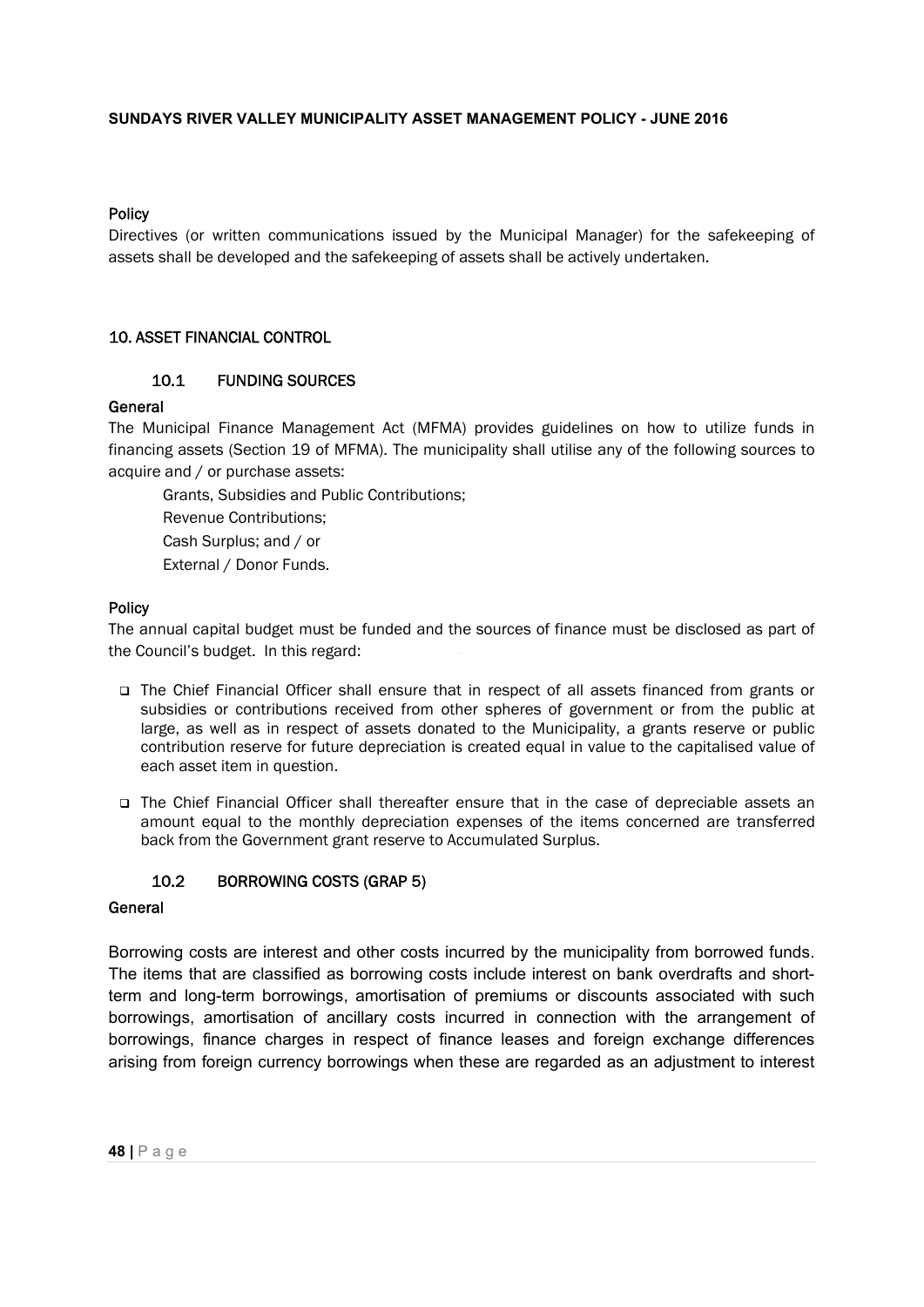**Policy**

Directives (or written communications issued by the Municipal Manager) for the safekeeping of assets shall be developed and the safekeeping of assets shall be actively undertaken.

## 10. ASSET FINANCIAL CONTROL

### 10.1 FUNDING SOURCES

**General**

The Municipal Finance Management Act (MFMA) provides guidelines on how to utilize funds in financing assets (Section 19 of MFMA). The municipality shall utilise any of the following sources to acquire and / or purchase assets:

- Grants, Subsidies and Public Contributions;
- Revenue Contributions;
- Cash Surplus; and / or
- External / Donor Funds.

**Policy**

The annual capital budget must be funded and the sources of finance must be disclosed as part of the Council's budget. In this regard:

- The Chief Financial Officer shall ensure that in respect of all assets financed from grants or subsidies or contributions received from other spheres of government or from the public at large, as well as in respect of assets donated to the Municipality, a grants reserve or public contribution reserve for future depreciation is created equal in value to the capitalised value of each asset item in question.
- The Chief Financial Officer shall thereafter ensure that in the case of depreciable assets an amount equal to the monthly depreciation expenses of the items concerned are transferred back from the Government grant reserve to Accumulated Surplus.

### 10.2 BORROWING COSTS (GRAP 5)

**General**

Borrowing costs are interest and other costs incurred by the municipality from borrowed funds. The items that are classified as borrowing costs include interest on bank overdrafts and short-term and long-term borrowings, amortisation of premiums or discounts associated with such borrowings, amortisation of ancillary costs incurred in connection with the arrangement of borrowings, finance charges in respect of finance leases and foreign exchange differences arising from foreign currency borrowings when these are regarded as an adjustment to interest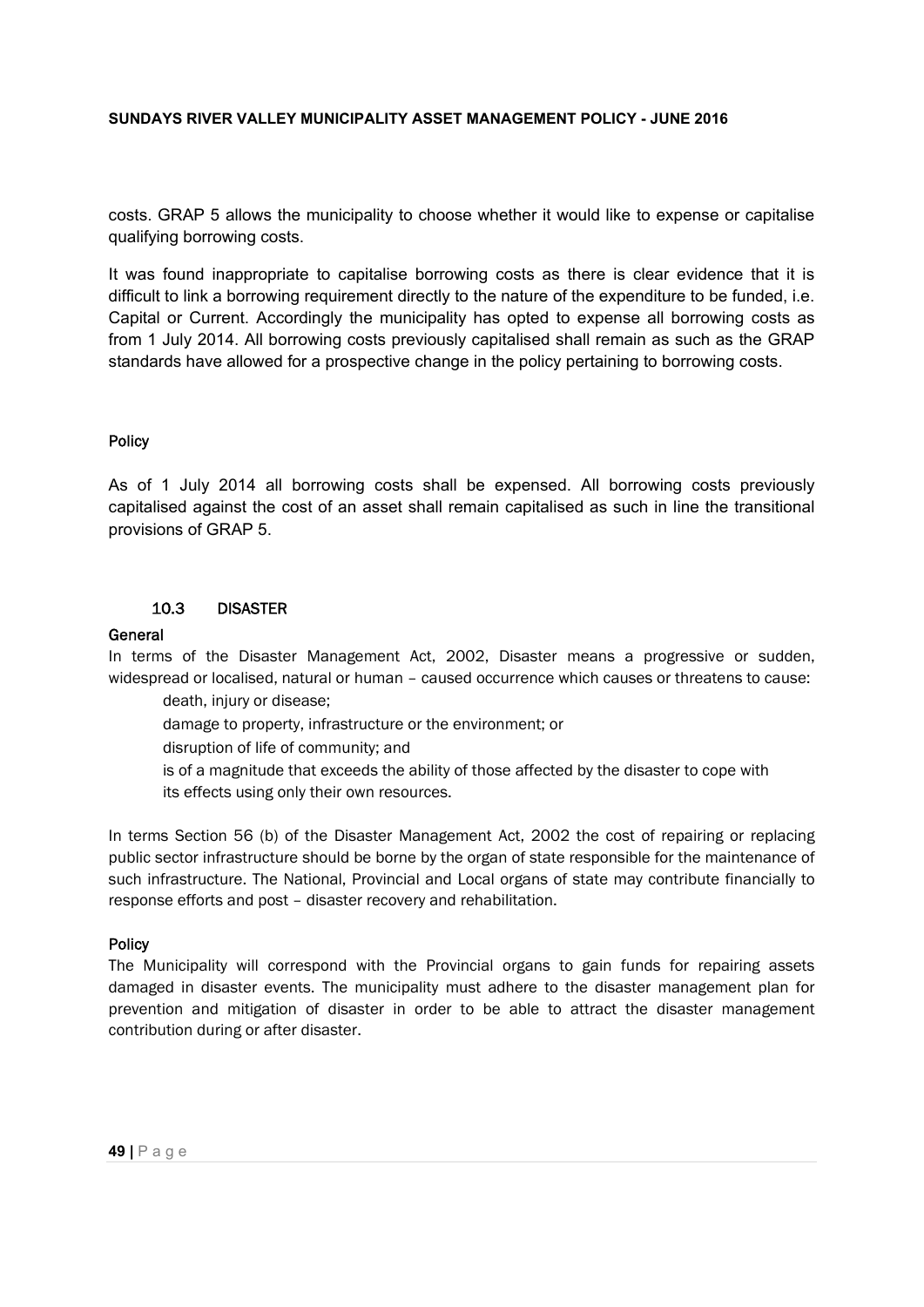costs. GRAP 5 allows the municipality to choose whether it would like to expense or capitalise qualifying borrowing costs.

It was found inappropriate to capitalise borrowing costs as there is clear evidence that it is difficult to link a borrowing requirement directly to the nature of the expenditure to be funded, i.e. Capital or Current. Accordingly the municipality has opted to expense all borrowing costs as from 1 July 2014. All borrowing costs previously capitalised shall remain as such as the GRAP standards have allowed for a prospective change in the policy pertaining to borrowing costs.

**Policy**

As of 1 July 2014 all borrowing costs shall be expensed. All borrowing costs previously capitalised against the cost of an asset shall remain capitalised as such in line the transitional provisions of GRAP 5.

### 10.3 DISASTER

**General**

In terms of the Disaster Management Act, 2002, Disaster means a progressive or sudden, widespread or localised, natural or human – caused occurrence which causes or threatens to cause:

- death, injury or disease;
- damage to property, infrastructure or the environment; or
- disruption of life of community; and
- is of a magnitude that exceeds the ability of those affected by the disaster to cope with its effects using only their own resources.

In terms Section 56 (b) of the Disaster Management Act, 2002 the cost of repairing or replacing public sector infrastructure should be borne by the organ of state responsible for the maintenance of such infrastructure. The National, Provincial and Local organs of state may contribute financially to response efforts and post – disaster recovery and rehabilitation.

**Policy**

The Municipality will correspond with the Provincial organs to gain funds for repairing assets damaged in disaster events. The municipality must adhere to the disaster management plan for prevention and mitigation of disaster in order to be able to attract the disaster management contribution during or after disaster.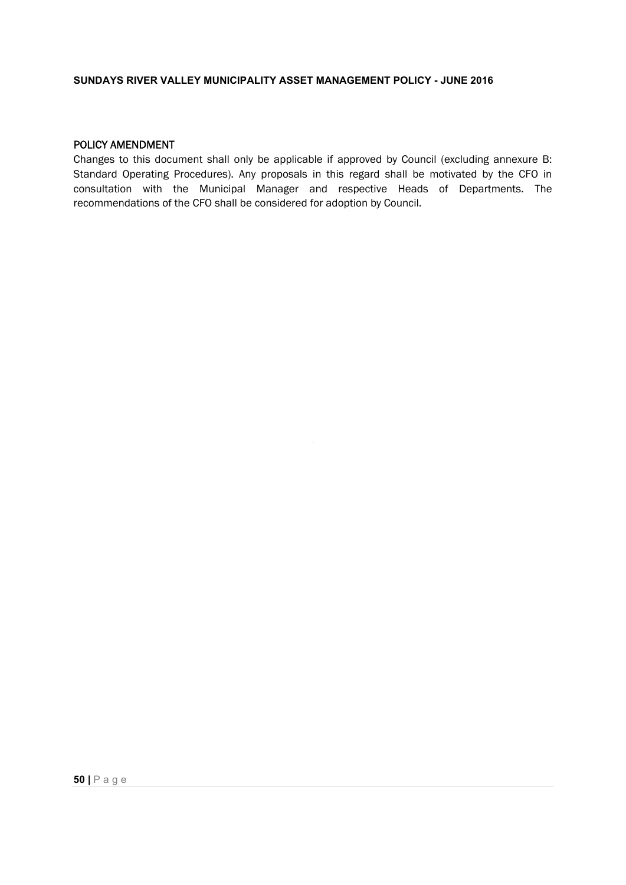## POLICY AMENDMENT

Changes to this document shall only be applicable if approved by Council (excluding annexure B: Standard Operating Procedures). Any proposals in this regard shall be motivated by the CFO in consultation with the Municipal Manager and respective Heads of Departments. The recommendations of the CFO shall be considered for adoption by Council.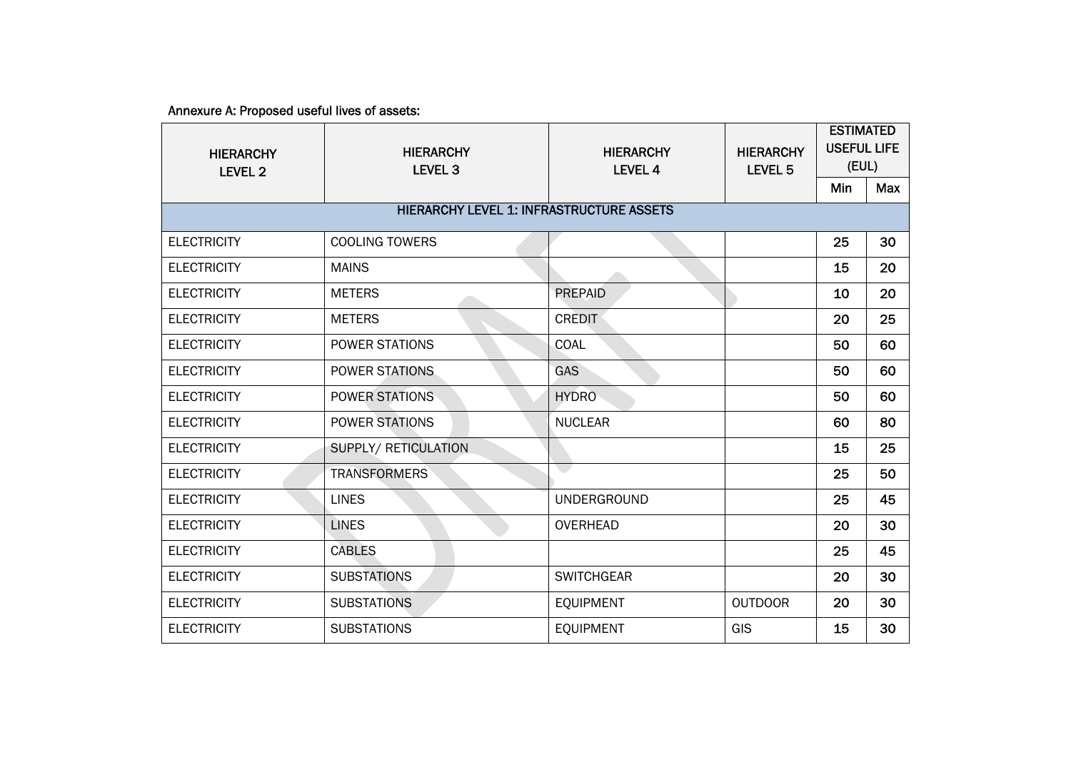Annexure A: Proposed useful lives of assets:

| HIERARCHY LEVEL 2 | HIERARCHY LEVEL 3 | HIERARCHY LEVEL 4 | HIERARCHY LEVEL 5 | ESTIMATED USEFUL LIFE (EUL) | |
|---|---|---|---|---|---|
| | | | | Min | Max |
| HIERARCHY LEVEL 1: INFRASTRUCTURE ASSETS | | | | | |
| ELECTRICITY | COOLING TOWERS | | | 25 | 30 |
| ELECTRICITY | MAINS | | | 15 | 20 |
| ELECTRICITY | METERS | PREPAID | | 10 | 20 |
| ELECTRICITY | METERS | CREDIT | | 20 | 25 |
| ELECTRICITY | POWER STATIONS | COAL | | 50 | 60 |
| ELECTRICITY | POWER STATIONS | GAS | | 50 | 60 |
| ELECTRICITY | POWER STATIONS | HYDRO | | 50 | 60 |
| ELECTRICITY | POWER STATIONS | NUCLEAR | | 60 | 80 |
| ELECTRICITY | SUPPLY/ RETICULATION | | | 15 | 25 |
| ELECTRICITY | TRANSFORMERS | | | 25 | 50 |
| ELECTRICITY | LINES | UNDERGROUND | | 25 | 45 |
| ELECTRICITY | LINES | OVERHEAD | | 20 | 30 |
| ELECTRICITY | CABLES | | | 25 | 45 |
| ELECTRICITY | SUBSTATIONS | SWITCHGEAR | | 20 | 30 |
| ELECTRICITY | SUBSTATIONS | EQUIPMENT | OUTDOOR | 20 | 30 |
| ELECTRICITY | SUBSTATIONS | EQUIPMENT | GIS | 15 | 30 |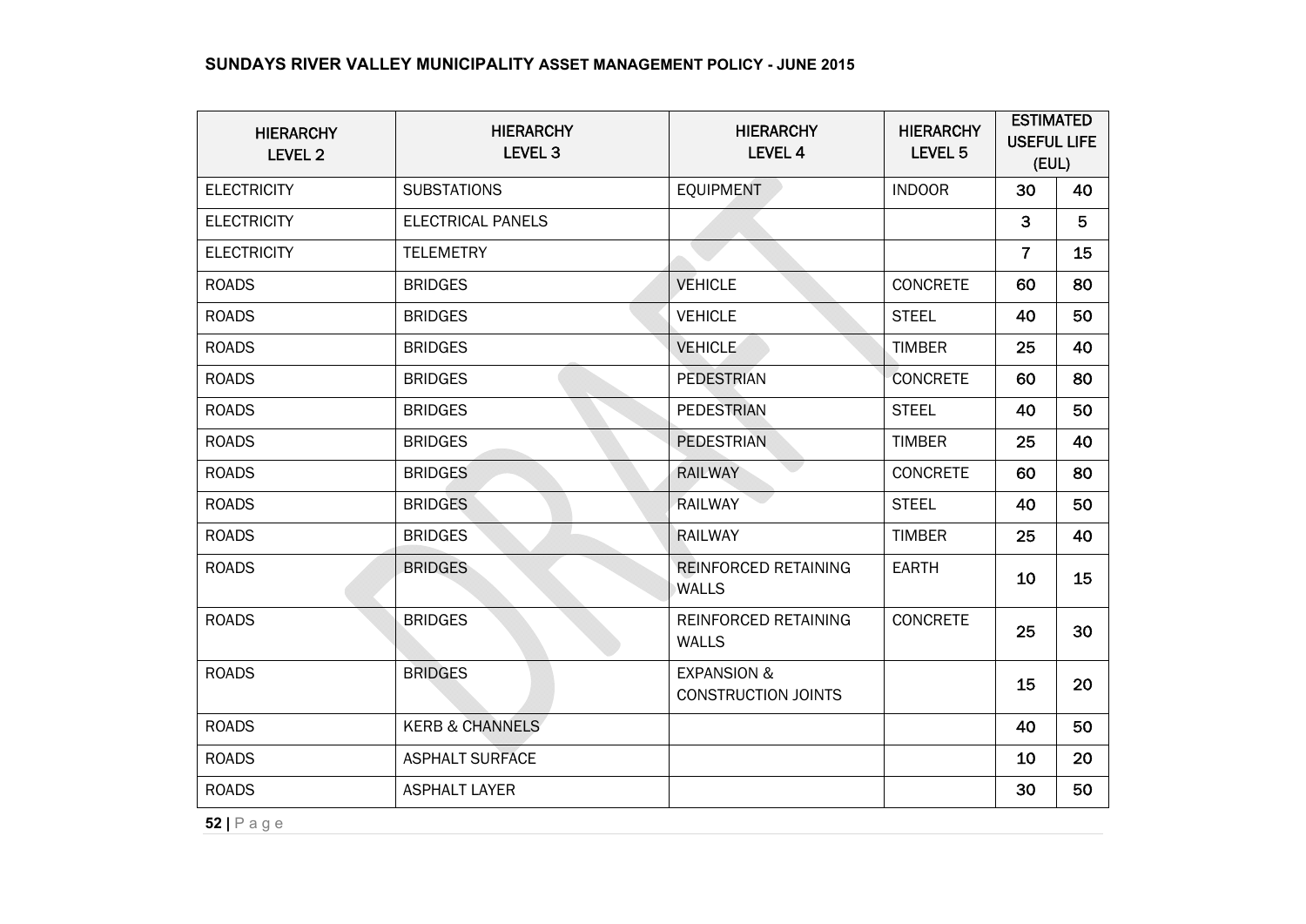| HIERARCHY LEVEL 2 | HIERARCHY LEVEL 3 | HIERARCHY LEVEL 4 | HIERARCHY LEVEL 5 | ESTIMATED USEFUL LIFE (EUL) | |
|---|---|---|---|---|---|
| ELECTRICITY | SUBSTATIONS | EQUIPMENT | INDOOR | 30 | 40 |
| ELECTRICITY | ELECTRICAL PANELS | | | 3 | 5 |
| ELECTRICITY | TELEMETRY | | | 7 | 15 |
| ROADS | BRIDGES | VEHICLE | CONCRETE | 60 | 80 |
| ROADS | BRIDGES | VEHICLE | STEEL | 40 | 50 |
| ROADS | BRIDGES | VEHICLE | TIMBER | 25 | 40 |
| ROADS | BRIDGES | PEDESTRIAN | CONCRETE | 60 | 80 |
| ROADS | BRIDGES | PEDESTRIAN | STEEL | 40 | 50 |
| ROADS | BRIDGES | PEDESTRIAN | TIMBER | 25 | 40 |
| ROADS | BRIDGES | RAILWAY | CONCRETE | 60 | 80 |
| ROADS | BRIDGES | RAILWAY | STEEL | 40 | 50 |
| ROADS | BRIDGES | RAILWAY | TIMBER | 25 | 40 |
| ROADS | BRIDGES | REINFORCED RETAINING WALLS | EARTH | 10 | 15 |
| ROADS | BRIDGES | REINFORCED RETAINING WALLS | CONCRETE | 25 | 30 |
| ROADS | BRIDGES | EXPANSION & CONSTRUCTION JOINTS | | 15 | 20 |
| ROADS | KERB & CHANNELS | | | 40 | 50 |
| ROADS | ASPHALT SURFACE | | | 10 | 20 |
| ROADS | ASPHALT LAYER | | | 30 | 50 |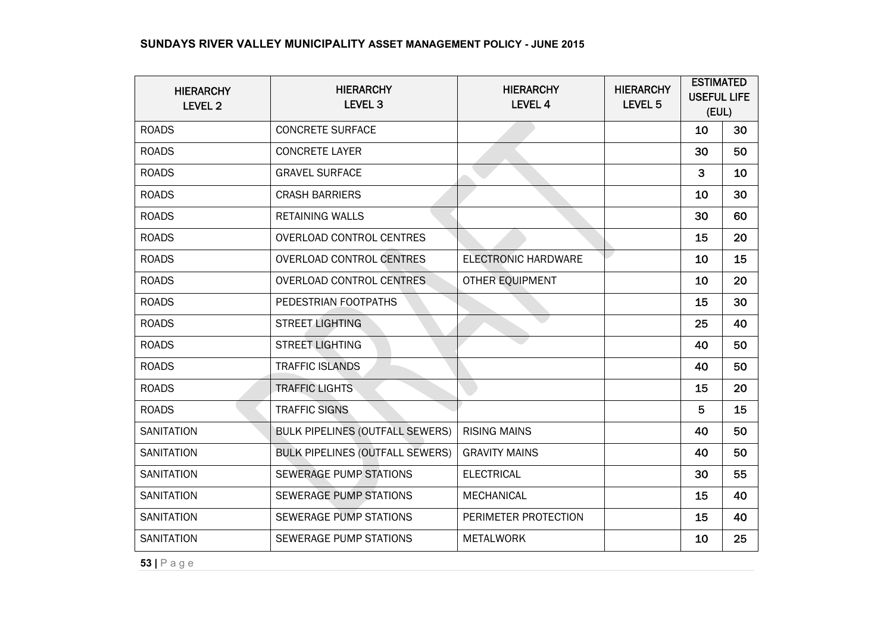| HIERARCHY LEVEL 2 | HIERARCHY LEVEL 3 | HIERARCHY LEVEL 4 | HIERARCHY LEVEL 5 | ESTIMATED USEFUL LIFE (EUL) | |
|---|---|---|---|---|---|
| ROADS | CONCRETE SURFACE | | | 10 | 30 |
| ROADS | CONCRETE LAYER | | | 30 | 50 |
| ROADS | GRAVEL SURFACE | | | 3 | 10 |
| ROADS | CRASH BARRIERS | | | 10 | 30 |
| ROADS | RETAINING WALLS | | | 30 | 60 |
| ROADS | OVERLOAD CONTROL CENTRES | | | 15 | 20 |
| ROADS | OVERLOAD CONTROL CENTRES | ELECTRONIC HARDWARE | | 10 | 15 |
| ROADS | OVERLOAD CONTROL CENTRES | OTHER EQUIPMENT | | 10 | 20 |
| ROADS | PEDESTRIAN FOOTPATHS | | | 15 | 30 |
| ROADS | STREET LIGHTING | | | 25 | 40 |
| ROADS | STREET LIGHTING | | | 40 | 50 |
| ROADS | TRAFFIC ISLANDS | | | 40 | 50 |
| ROADS | TRAFFIC LIGHTS | | | 15 | 20 |
| ROADS | TRAFFIC SIGNS | | | 5 | 15 |
| SANITATION | BULK PIPELINES (OUTFALL SEWERS) | RISING MAINS | | 40 | 50 |
| SANITATION | BULK PIPELINES (OUTFALL SEWERS) | GRAVITY MAINS | | 40 | 50 |
| SANITATION | SEWERAGE PUMP STATIONS | ELECTRICAL | | 30 | 55 |
| SANITATION | SEWERAGE PUMP STATIONS | MECHANICAL | | 15 | 40 |
| SANITATION | SEWERAGE PUMP STATIONS | PERIMETER PROTECTION | | 15 | 40 |
| SANITATION | SEWERAGE PUMP STATIONS | METALWORK | | 10 | 25 |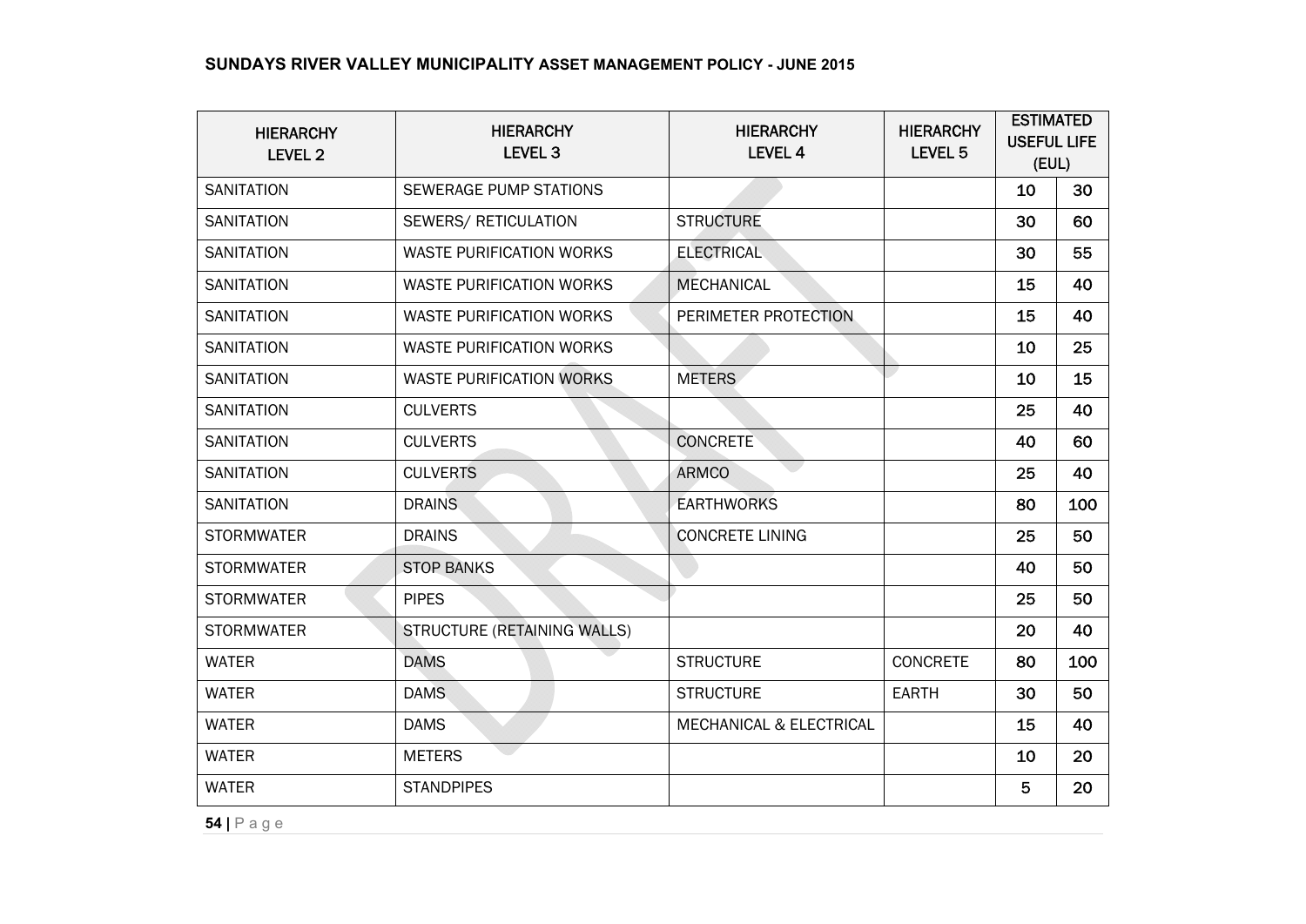| HIERARCHY LEVEL 2 | HIERARCHY LEVEL 3 | HIERARCHY LEVEL 4 | HIERARCHY LEVEL 5 | ESTIMATED USEFUL LIFE (EUL) | |
|---|---|---|---|---|---|
| SANITATION | SEWERAGE PUMP STATIONS | | | 10 | 30 |
| SANITATION | SEWERS/ RETICULATION | STRUCTURE | | 30 | 60 |
| SANITATION | WASTE PURIFICATION WORKS | ELECTRICAL | | 30 | 55 |
| SANITATION | WASTE PURIFICATION WORKS | MECHANICAL | | 15 | 40 |
| SANITATION | WASTE PURIFICATION WORKS | PERIMETER PROTECTION | | 15 | 40 |
| SANITATION | WASTE PURIFICATION WORKS | | | 10 | 25 |
| SANITATION | WASTE PURIFICATION WORKS | METERS | | 10 | 15 |
| SANITATION | CULVERTS | | | 25 | 40 |
| SANITATION | CULVERTS | CONCRETE | | 40 | 60 |
| SANITATION | CULVERTS | ARMCO | | 25 | 40 |
| SANITATION | DRAINS | EARTHWORKS | | 80 | 100 |
| STORMWATER | DRAINS | CONCRETE LINING | | 25 | 50 |
| STORMWATER | STOP BANKS | | | 40 | 50 |
| STORMWATER | PIPES | | | 25 | 50 |
| STORMWATER | STRUCTURE (RETAINING WALLS) | | | 20 | 40 |
| WATER | DAMS | STRUCTURE | CONCRETE | 80 | 100 |
| WATER | DAMS | STRUCTURE | EARTH | 30 | 50 |
| WATER | DAMS | MECHANICAL & ELECTRICAL | | 15 | 40 |
| WATER | METERS | | | 10 | 20 |
| WATER | STANDPIPES | | | 5 | 20 |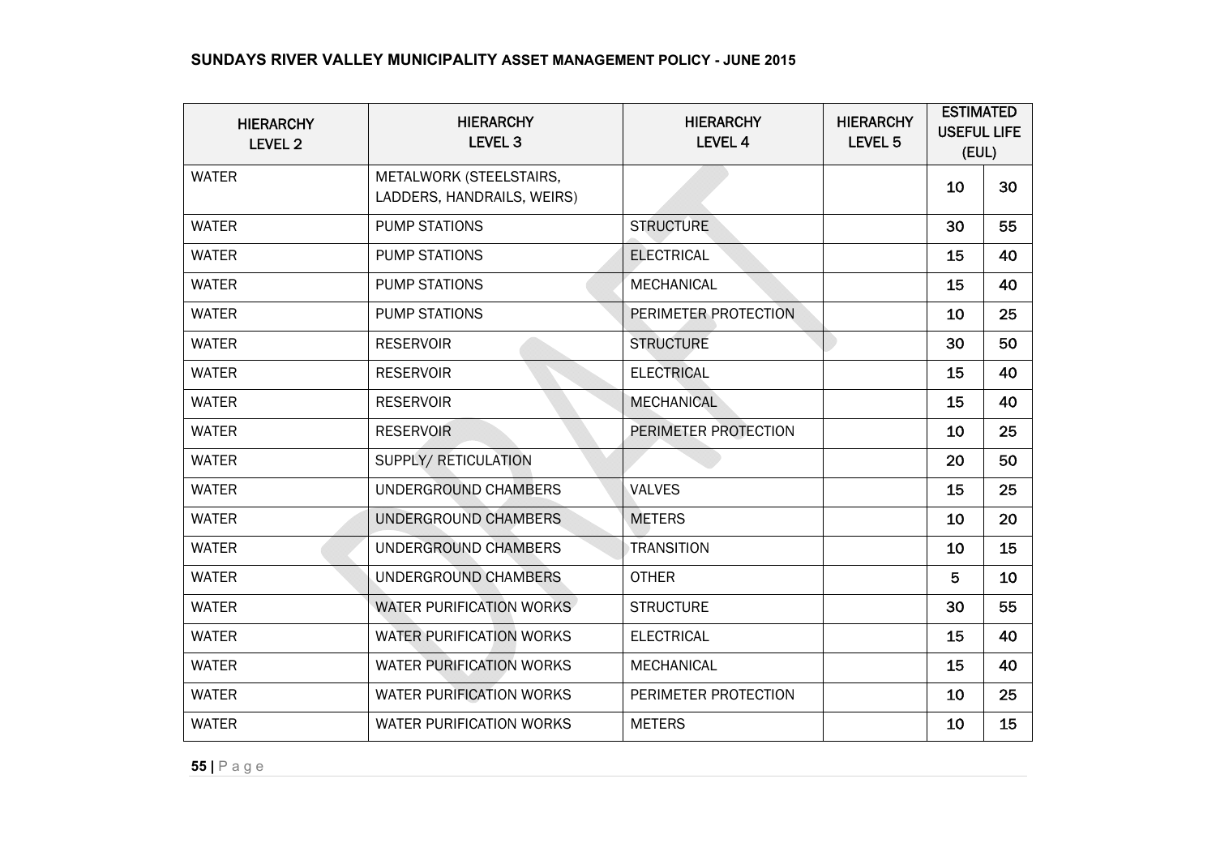| HIERARCHY LEVEL 2 | HIERARCHY LEVEL 3 | HIERARCHY LEVEL 4 | HIERARCHY LEVEL 5 | ESTIMATED USEFUL LIFE (EUL) | |
|---|---|---|---|---|---|
| WATER | METALWORK (STEELSTAIRS, LADDERS, HANDRAILS, WEIRS) | | | 10 | 30 |
| WATER | PUMP STATIONS | STRUCTURE | | 30 | 55 |
| WATER | PUMP STATIONS | ELECTRICAL | | 15 | 40 |
| WATER | PUMP STATIONS | MECHANICAL | | 15 | 40 |
| WATER | PUMP STATIONS | PERIMETER PROTECTION | | 10 | 25 |
| WATER | RESERVOIR | STRUCTURE | | 30 | 50 |
| WATER | RESERVOIR | ELECTRICAL | | 15 | 40 |
| WATER | RESERVOIR | MECHANICAL | | 15 | 40 |
| WATER | RESERVOIR | PERIMETER PROTECTION | | 10 | 25 |
| WATER | SUPPLY/ RETICULATION | | | 20 | 50 |
| WATER | UNDERGROUND CHAMBERS | VALVES | | 15 | 25 |
| WATER | UNDERGROUND CHAMBERS | METERS | | 10 | 20 |
| WATER | UNDERGROUND CHAMBERS | TRANSITION | | 10 | 15 |
| WATER | UNDERGROUND CHAMBERS | OTHER | | 5 | 10 |
| WATER | WATER PURIFICATION WORKS | STRUCTURE | | 30 | 55 |
| WATER | WATER PURIFICATION WORKS | ELECTRICAL | | 15 | 40 |
| WATER | WATER PURIFICATION WORKS | MECHANICAL | | 15 | 40 |
| WATER | WATER PURIFICATION WORKS | PERIMETER PROTECTION | | 10 | 25 |
| WATER | WATER PURIFICATION WORKS | METERS | | 10 | 15 |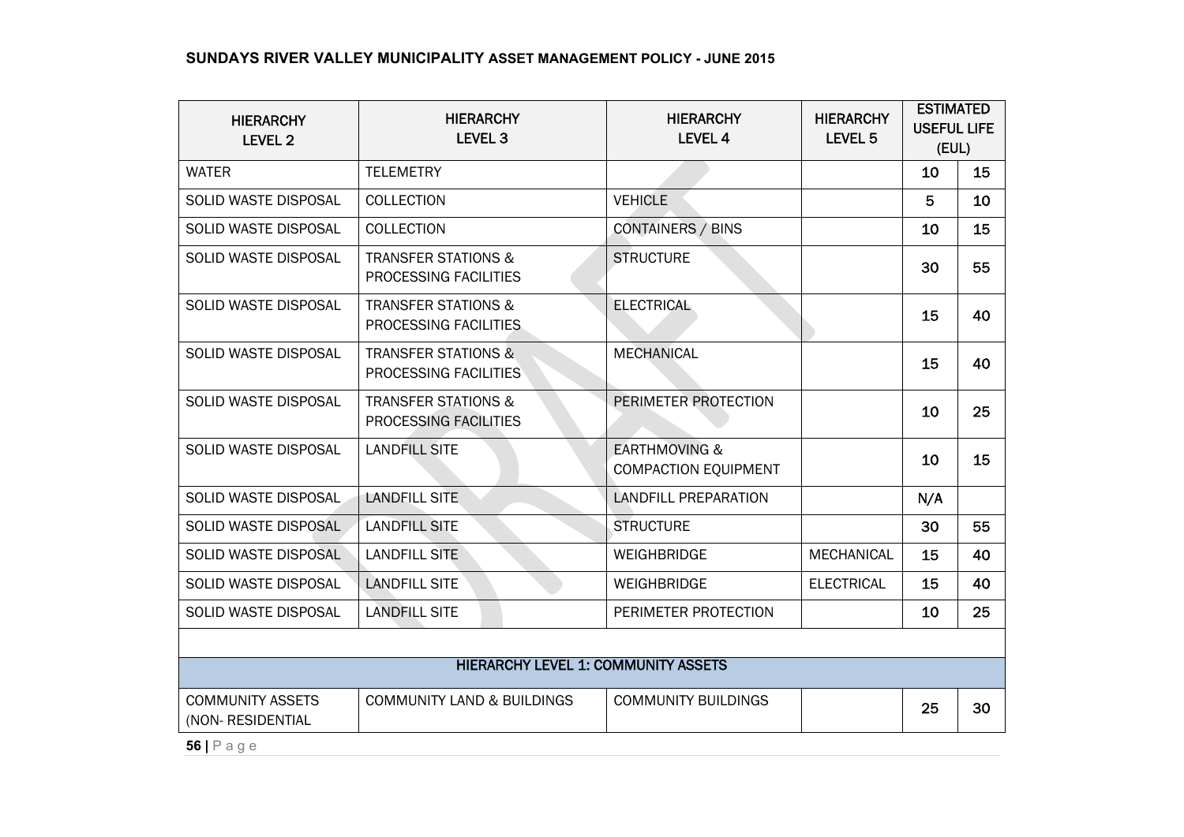| HIERARCHY LEVEL 2 | HIERARCHY LEVEL 3 | HIERARCHY LEVEL 4 | HIERARCHY LEVEL 5 | ESTIMATED USEFUL LIFE (EUL) | |
|---|---|---|---|---|---|
| WATER | TELEMETRY | | | 10 | 15 |
| SOLID WASTE DISPOSAL | COLLECTION | VEHICLE | | 5 | 10 |
| SOLID WASTE DISPOSAL | COLLECTION | CONTAINERS / BINS | | 10 | 15 |
| SOLID WASTE DISPOSAL | TRANSFER STATIONS & PROCESSING FACILITIES | STRUCTURE | | 30 | 55 |
| SOLID WASTE DISPOSAL | TRANSFER STATIONS & PROCESSING FACILITIES | ELECTRICAL | | 15 | 40 |
| SOLID WASTE DISPOSAL | TRANSFER STATIONS & PROCESSING FACILITIES | MECHANICAL | | 15 | 40 |
| SOLID WASTE DISPOSAL | TRANSFER STATIONS & PROCESSING FACILITIES | PERIMETER PROTECTION | | 10 | 25 |
| SOLID WASTE DISPOSAL | LANDFILL SITE | EARTHMOVING & COMPACTION EQUIPMENT | | 10 | 15 |
| SOLID WASTE DISPOSAL | LANDFILL SITE | LANDFILL PREPARATION | | N/A | |
| SOLID WASTE DISPOSAL | LANDFILL SITE | STRUCTURE | | 30 | 55 |
| SOLID WASTE DISPOSAL | LANDFILL SITE | WEIGHBRIDGE | MECHANICAL | 15 | 40 |
| SOLID WASTE DISPOSAL | LANDFILL SITE | WEIGHBRIDGE | ELECTRICAL | 15 | 40 |
| SOLID WASTE DISPOSAL | LANDFILL SITE | PERIMETER PROTECTION | | 10 | 25 |
| | | | | | |
| HIERARCHY LEVEL 1: COMMUNITY ASSETS | | | | | |
| COMMUNITY ASSETS (NON- RESIDENTIAL | COMMUNITY LAND & BUILDINGS | COMMUNITY BUILDINGS | | 25 | 30 |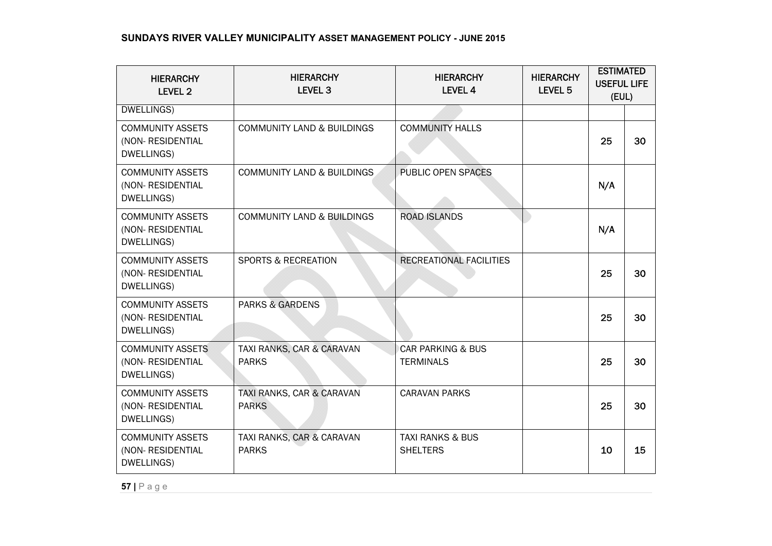| HIERARCHY LEVEL 2 | HIERARCHY LEVEL 3 | HIERARCHY LEVEL 4 | HIERARCHY LEVEL 5 | ESTIMATED USEFUL LIFE (EUL) | |
|---|---|---|---|---|---|
| DWELLINGS) | | | | | |
| COMMUNITY ASSETS (NON- RESIDENTIAL DWELLINGS) | COMMUNITY LAND & BUILDINGS | COMMUNITY HALLS | | 25 | 30 |
| COMMUNITY ASSETS (NON- RESIDENTIAL DWELLINGS) | COMMUNITY LAND & BUILDINGS | PUBLIC OPEN SPACES | | N/A | |
| COMMUNITY ASSETS (NON- RESIDENTIAL DWELLINGS) | COMMUNITY LAND & BUILDINGS | ROAD ISLANDS | | N/A | |
| COMMUNITY ASSETS (NON- RESIDENTIAL DWELLINGS) | SPORTS & RECREATION | RECREATIONAL FACILITIES | | 25 | 30 |
| COMMUNITY ASSETS (NON- RESIDENTIAL DWELLINGS) | PARKS & GARDENS | | | 25 | 30 |
| COMMUNITY ASSETS (NON- RESIDENTIAL DWELLINGS) | TAXI RANKS, CAR & CARAVAN PARKS | CAR PARKING & BUS TERMINALS | | 25 | 30 |
| COMMUNITY ASSETS (NON- RESIDENTIAL DWELLINGS) | TAXI RANKS, CAR & CARAVAN PARKS | CARAVAN PARKS | | 25 | 30 |
| COMMUNITY ASSETS (NON- RESIDENTIAL DWELLINGS) | TAXI RANKS, CAR & CARAVAN PARKS | TAXI RANKS & BUS SHELTERS | | 10 | 15 |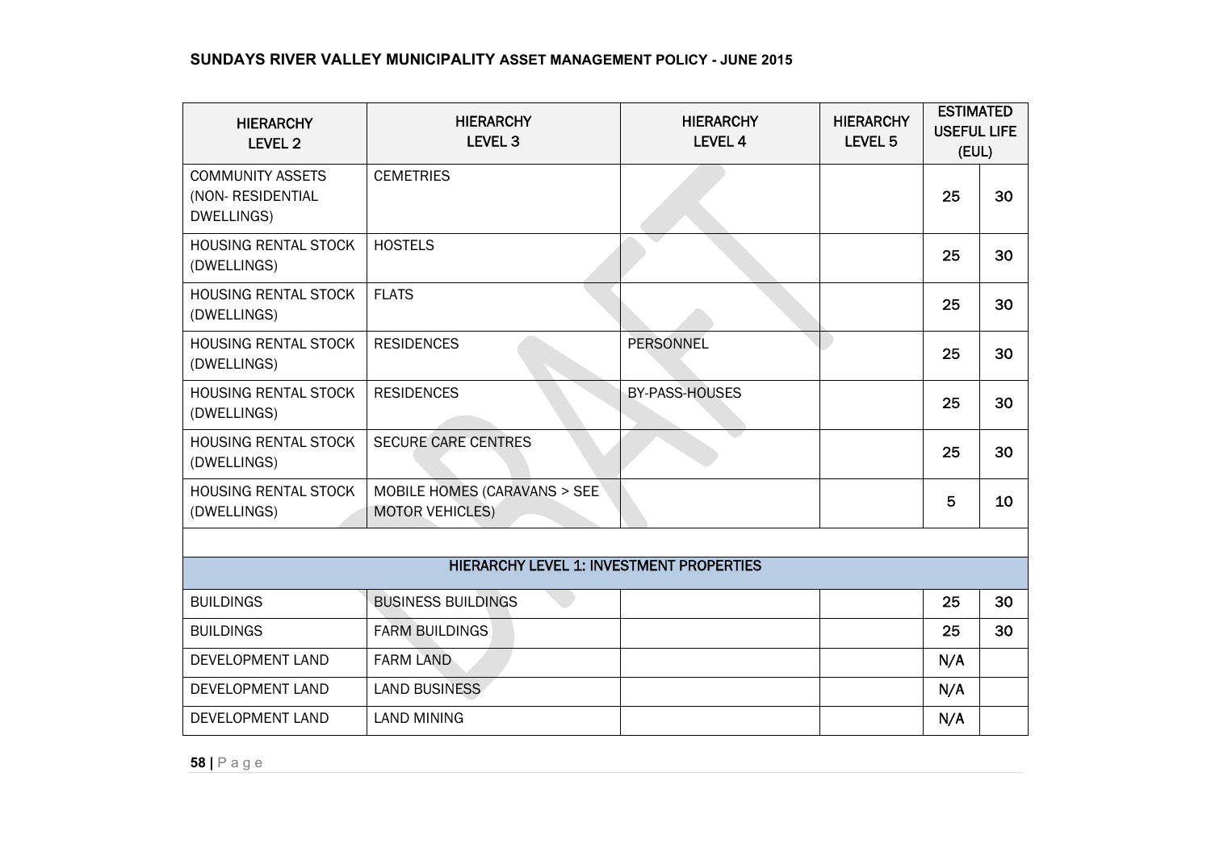| HIERARCHY LEVEL 2 | HIERARCHY LEVEL 3 | HIERARCHY LEVEL 4 | HIERARCHY LEVEL 5 | ESTIMATED USEFUL LIFE (EUL) | |
|---|---|---|---|---|---|
| COMMUNITY ASSETS (NON- RESIDENTIAL DWELLINGS) | CEMETRIES | | | 25 | 30 |
| HOUSING RENTAL STOCK (DWELLINGS) | HOSTELS | | | 25 | 30 |
| HOUSING RENTAL STOCK (DWELLINGS) | FLATS | | | 25 | 30 |
| HOUSING RENTAL STOCK (DWELLINGS) | RESIDENCES | PERSONNEL | | 25 | 30 |
| HOUSING RENTAL STOCK (DWELLINGS) | RESIDENCES | BY-PASS-HOUSES | | 25 | 30 |
| HOUSING RENTAL STOCK (DWELLINGS) | SECURE CARE CENTRES | | | 25 | 30 |
| HOUSING RENTAL STOCK (DWELLINGS) | MOBILE HOMES (CARAVANS > SEE MOTOR VEHICLES) | | | 5 | 10 |
| | | | | | |
| **HIERARCHY LEVEL 1: INVESTMENT PROPERTIES** | | | | | |
| BUILDINGS | BUSINESS BUILDINGS | | | 25 | 30 |
| BUILDINGS | FARM BUILDINGS | | | 25 | 30 |
| DEVELOPMENT LAND | FARM LAND | | | N/A | |
| DEVELOPMENT LAND | LAND BUSINESS | | | N/A | |
| DEVELOPMENT LAND | LAND MINING | | | N/A | |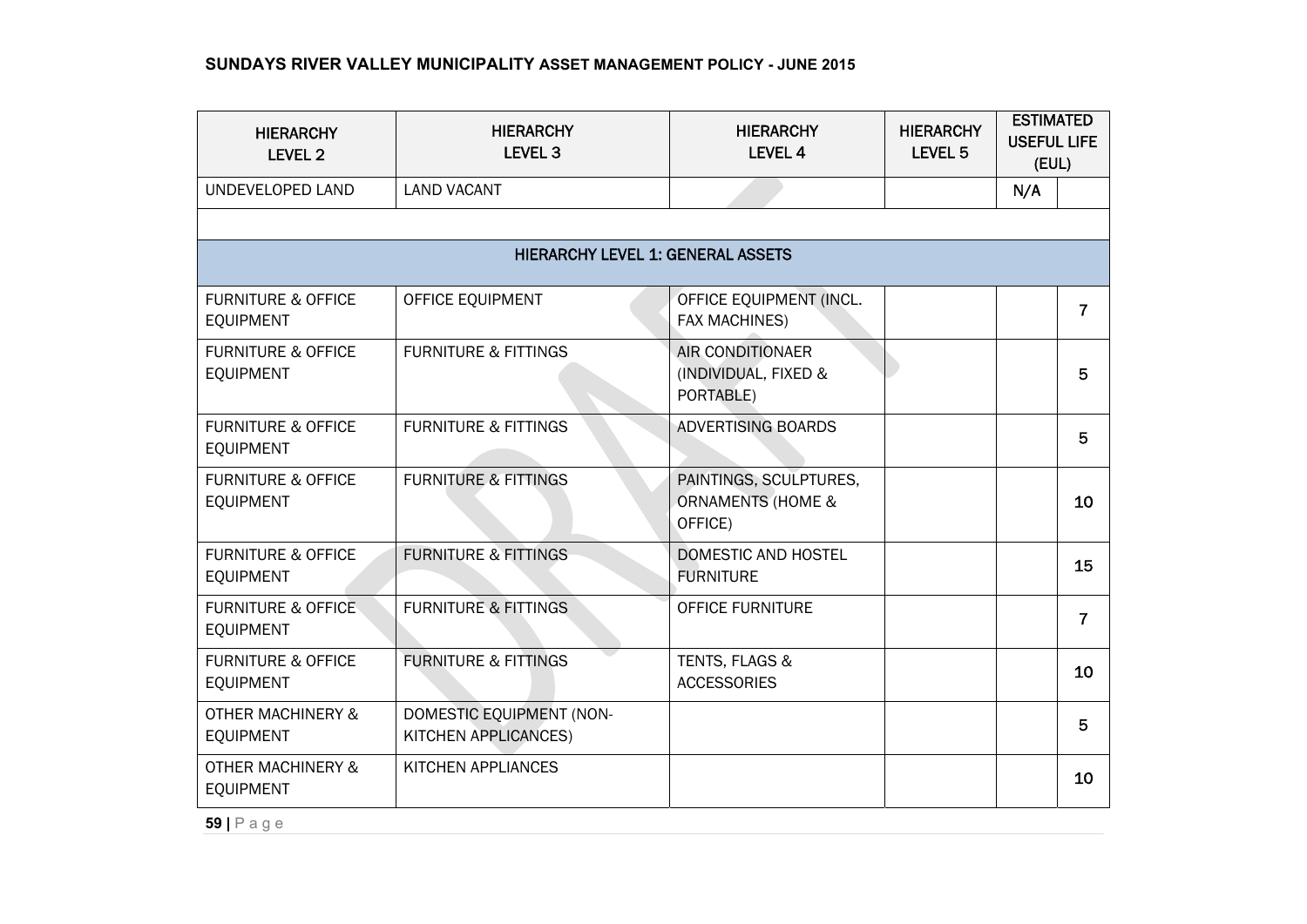| HIERARCHY LEVEL 2 | HIERARCHY LEVEL 3 | HIERARCHY LEVEL 4 | HIERARCHY LEVEL 5 | ESTIMATED USEFUL LIFE (EUL) | |
|---|---|---|---|---|---|
| UNDEVELOPED LAND | LAND VACANT | | | N/A | |
| | | | | | |
| HIERARCHY LEVEL 1: GENERAL ASSETS | | | | | |
| FURNITURE & OFFICE EQUIPMENT | OFFICE EQUIPMENT | OFFICE EQUIPMENT (INCL. FAX MACHINES) | | | 7 |
| FURNITURE & OFFICE EQUIPMENT | FURNITURE & FITTINGS | AIR CONDITIONAER (INDIVIDUAL, FIXED & PORTABLE) | | | 5 |
| FURNITURE & OFFICE EQUIPMENT | FURNITURE & FITTINGS | ADVERTISING BOARDS | | | 5 |
| FURNITURE & OFFICE EQUIPMENT | FURNITURE & FITTINGS | PAINTINGS, SCULPTURES, ORNAMENTS (HOME & OFFICE) | | | 10 |
| FURNITURE & OFFICE EQUIPMENT | FURNITURE & FITTINGS | DOMESTIC AND HOSTEL FURNITURE | | | 15 |
| FURNITURE & OFFICE EQUIPMENT | FURNITURE & FITTINGS | OFFICE FURNITURE | | | 7 |
| FURNITURE & OFFICE EQUIPMENT | FURNITURE & FITTINGS | TENTS, FLAGS & ACCESSORIES | | | 10 |
| OTHER MACHINERY & EQUIPMENT | DOMESTIC EQUIPMENT (NON-KITCHEN APPLICANCES) | | | | 5 |
| OTHER MACHINERY & EQUIPMENT | KITCHEN APPLIANCES | | | | 10 |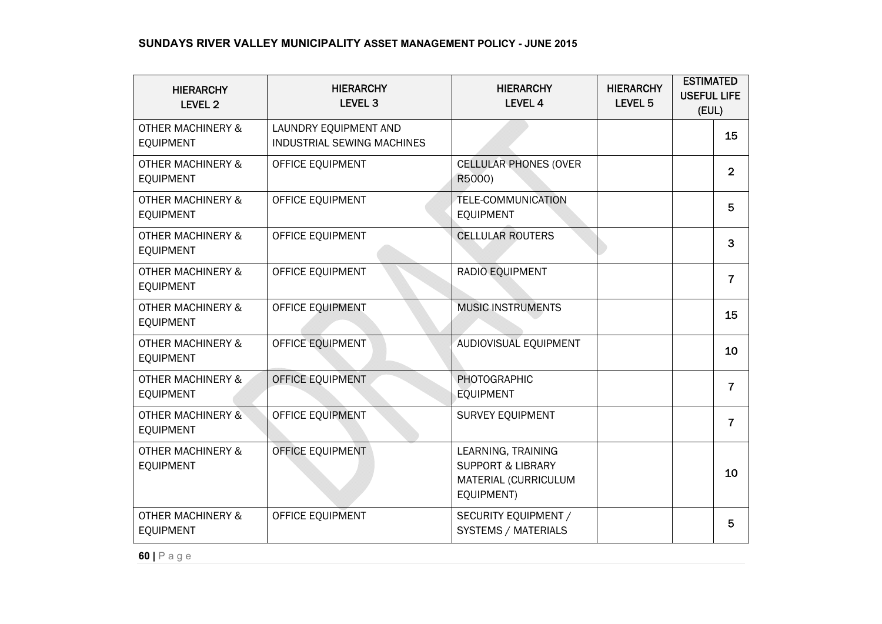| HIERARCHY LEVEL 2 | HIERARCHY LEVEL 3 | HIERARCHY LEVEL 4 | HIERARCHY LEVEL 5 | ESTIMATED USEFUL LIFE (EUL) | |
|---|---|---|---|---|---|
| OTHER MACHINERY & EQUIPMENT | LAUNDRY EQUIPMENT AND INDUSTRIAL SEWING MACHINES | | | | 15 |
| OTHER MACHINERY & EQUIPMENT | OFFICE EQUIPMENT | CELLULAR PHONES (OVER R5000) | | | 2 |
| OTHER MACHINERY & EQUIPMENT | OFFICE EQUIPMENT | TELE-COMMUNICATION EQUIPMENT | | | 5 |
| OTHER MACHINERY & EQUIPMENT | OFFICE EQUIPMENT | CELLULAR ROUTERS | | | 3 |
| OTHER MACHINERY & EQUIPMENT | OFFICE EQUIPMENT | RADIO EQUIPMENT | | | 7 |
| OTHER MACHINERY & EQUIPMENT | OFFICE EQUIPMENT | MUSIC INSTRUMENTS | | | 15 |
| OTHER MACHINERY & EQUIPMENT | OFFICE EQUIPMENT | AUDIOVISUAL EQUIPMENT | | | 10 |
| OTHER MACHINERY & EQUIPMENT | OFFICE EQUIPMENT | PHOTOGRAPHIC EQUIPMENT | | | 7 |
| OTHER MACHINERY & EQUIPMENT | OFFICE EQUIPMENT | SURVEY EQUIPMENT | | | 7 |
| OTHER MACHINERY & EQUIPMENT | OFFICE EQUIPMENT | LEARNING, TRAINING SUPPORT & LIBRARY MATERIAL (CURRICULUM EQUIPMENT) | | | 10 |
| OTHER MACHINERY & EQUIPMENT | OFFICE EQUIPMENT | SECURITY EQUIPMENT / SYSTEMS / MATERIALS | | | 5 |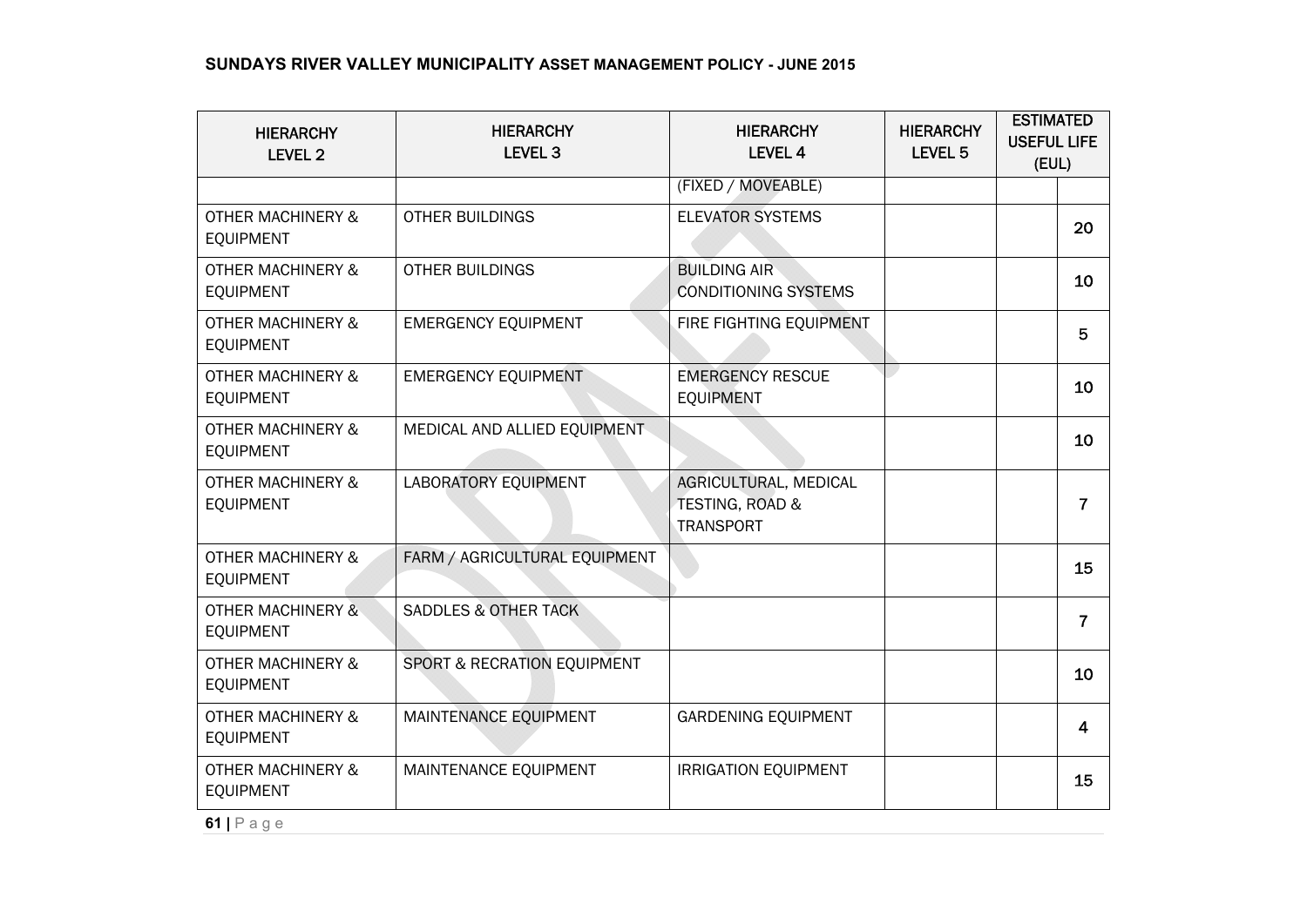| HIERARCHY LEVEL 2 | HIERARCHY LEVEL 3 | HIERARCHY LEVEL 4 | HIERARCHY LEVEL 5 | ESTIMATED USEFUL LIFE (EUL) | |
|---|---|---|---|---|---|
| | | (FIXED / MOVEABLE) | | | |
| OTHER MACHINERY & EQUIPMENT | OTHER BUILDINGS | ELEVATOR SYSTEMS | | | 20 |
| OTHER MACHINERY & EQUIPMENT | OTHER BUILDINGS | BUILDING AIR CONDITIONING SYSTEMS | | | 10 |
| OTHER MACHINERY & EQUIPMENT | EMERGENCY EQUIPMENT | FIRE FIGHTING EQUIPMENT | | | 5 |
| OTHER MACHINERY & EQUIPMENT | EMERGENCY EQUIPMENT | EMERGENCY RESCUE EQUIPMENT | | | 10 |
| OTHER MACHINERY & EQUIPMENT | MEDICAL AND ALLIED EQUIPMENT | | | | 10 |
| OTHER MACHINERY & EQUIPMENT | LABORATORY EQUIPMENT | AGRICULTURAL, MEDICAL TESTING, ROAD & TRANSPORT | | | 7 |
| OTHER MACHINERY & EQUIPMENT | FARM / AGRICULTURAL EQUIPMENT | | | | 15 |
| OTHER MACHINERY & EQUIPMENT | SADDLES & OTHER TACK | | | | 7 |
| OTHER MACHINERY & EQUIPMENT | SPORT & RECRATION EQUIPMENT | | | | 10 |
| OTHER MACHINERY & EQUIPMENT | MAINTENANCE EQUIPMENT | GARDENING EQUIPMENT | | | 4 |
| OTHER MACHINERY & EQUIPMENT | MAINTENANCE EQUIPMENT | IRRIGATION EQUIPMENT | | | 15 |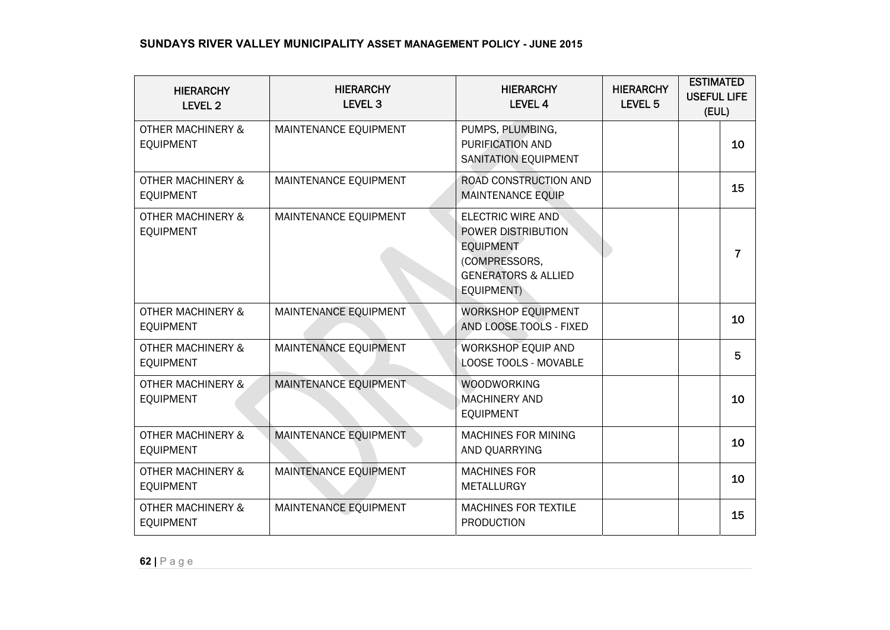| HIERARCHY LEVEL 2 | HIERARCHY LEVEL 3 | HIERARCHY LEVEL 4 | HIERARCHY LEVEL 5 | ESTIMATED USEFUL LIFE (EUL) | |
|---|---|---|---|---|---|
| OTHER MACHINERY & EQUIPMENT | MAINTENANCE EQUIPMENT | PUMPS, PLUMBING, PURIFICATION AND SANITATION EQUIPMENT | | | 10 |
| OTHER MACHINERY & EQUIPMENT | MAINTENANCE EQUIPMENT | ROAD CONSTRUCTION AND MAINTENANCE EQUIP | | | 15 |
| OTHER MACHINERY & EQUIPMENT | MAINTENANCE EQUIPMENT | ELECTRIC WIRE AND POWER DISTRIBUTION EQUIPMENT (COMPRESSORS, GENERATORS & ALLIED EQUIPMENT) | | | 7 |
| OTHER MACHINERY & EQUIPMENT | MAINTENANCE EQUIPMENT | WORKSHOP EQUIPMENT AND LOOSE TOOLS - FIXED | | | 10 |
| OTHER MACHINERY & EQUIPMENT | MAINTENANCE EQUIPMENT | WORKSHOP EQUIP AND LOOSE TOOLS - MOVABLE | | | 5 |
| OTHER MACHINERY & EQUIPMENT | MAINTENANCE EQUIPMENT | WOODWORKING MACHINERY AND EQUIPMENT | | | 10 |
| OTHER MACHINERY & EQUIPMENT | MAINTENANCE EQUIPMENT | MACHINES FOR MINING AND QUARRYING | | | 10 |
| OTHER MACHINERY & EQUIPMENT | MAINTENANCE EQUIPMENT | MACHINES FOR METALLURGY | | | 10 |
| OTHER MACHINERY & EQUIPMENT | MAINTENANCE EQUIPMENT | MACHINES FOR TEXTILE PRODUCTION | | | 15 |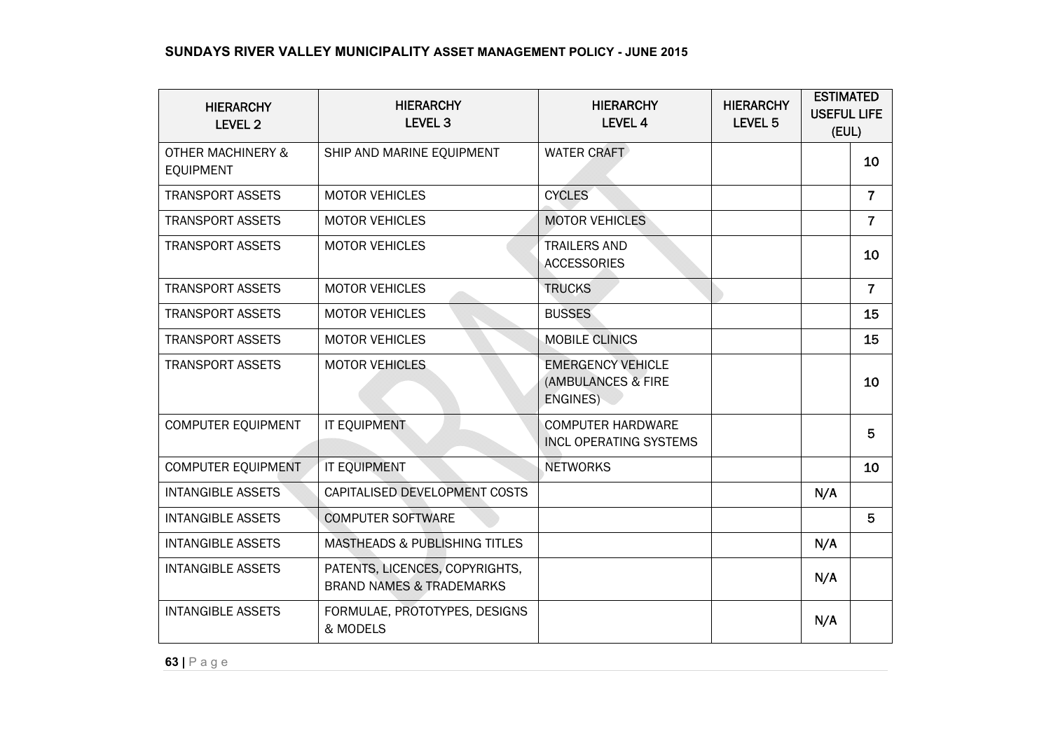| HIERARCHY LEVEL 2 | HIERARCHY LEVEL 3 | HIERARCHY LEVEL 4 | HIERARCHY LEVEL 5 | ESTIMATED USEFUL LIFE (EUL) | |
|---|---|---|---|---|---|
| OTHER MACHINERY & EQUIPMENT | SHIP AND MARINE EQUIPMENT | WATER CRAFT | | | 10 |
| TRANSPORT ASSETS | MOTOR VEHICLES | CYCLES | | | 7 |
| TRANSPORT ASSETS | MOTOR VEHICLES | MOTOR VEHICLES | | | 7 |
| TRANSPORT ASSETS | MOTOR VEHICLES | TRAILERS AND ACCESSORIES | | | 10 |
| TRANSPORT ASSETS | MOTOR VEHICLES | TRUCKS | | | 7 |
| TRANSPORT ASSETS | MOTOR VEHICLES | BUSSES | | | 15 |
| TRANSPORT ASSETS | MOTOR VEHICLES | MOBILE CLINICS | | | 15 |
| TRANSPORT ASSETS | MOTOR VEHICLES | EMERGENCY VEHICLE (AMBULANCES & FIRE ENGINES) | | | 10 |
| COMPUTER EQUIPMENT | IT EQUIPMENT | COMPUTER HARDWARE INCL OPERATING SYSTEMS | | | 5 |
| COMPUTER EQUIPMENT | IT EQUIPMENT | NETWORKS | | | 10 |
| INTANGIBLE ASSETS | CAPITALISED DEVELOPMENT COSTS | | | N/A | |
| INTANGIBLE ASSETS | COMPUTER SOFTWARE | | | | 5 |
| INTANGIBLE ASSETS | MASTHEADS & PUBLISHING TITLES | | | N/A | |
| INTANGIBLE ASSETS | PATENTS, LICENCES, COPYRIGHTS, BRAND NAMES & TRADEMARKS | | | N/A | |
| INTANGIBLE ASSETS | FORMULAE, PROTOTYPES, DESIGNS & MODELS | | | N/A | |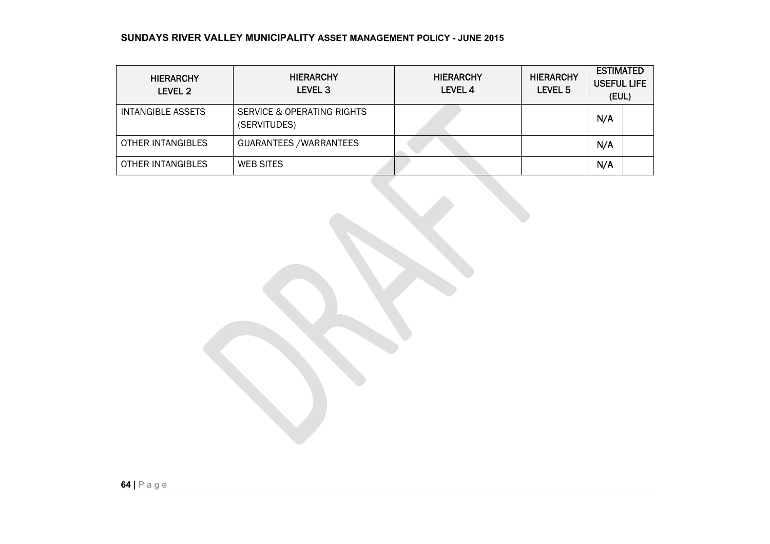| HIERARCHY LEVEL 2 | HIERARCHY LEVEL 3 | HIERARCHY LEVEL 4 | HIERARCHY LEVEL 5 | ESTIMATED USEFUL LIFE (EUL) | |
|---|---|---|---|---|---|
| INTANGIBLE ASSETS | SERVICE & OPERATING RIGHTS (SERVITUDES) | | | N/A | |
| OTHER INTANGIBLES | GUARANTEES /WARRANTEES | | | N/A | |
| OTHER INTANGIBLES | WEB SITES | | | N/A | |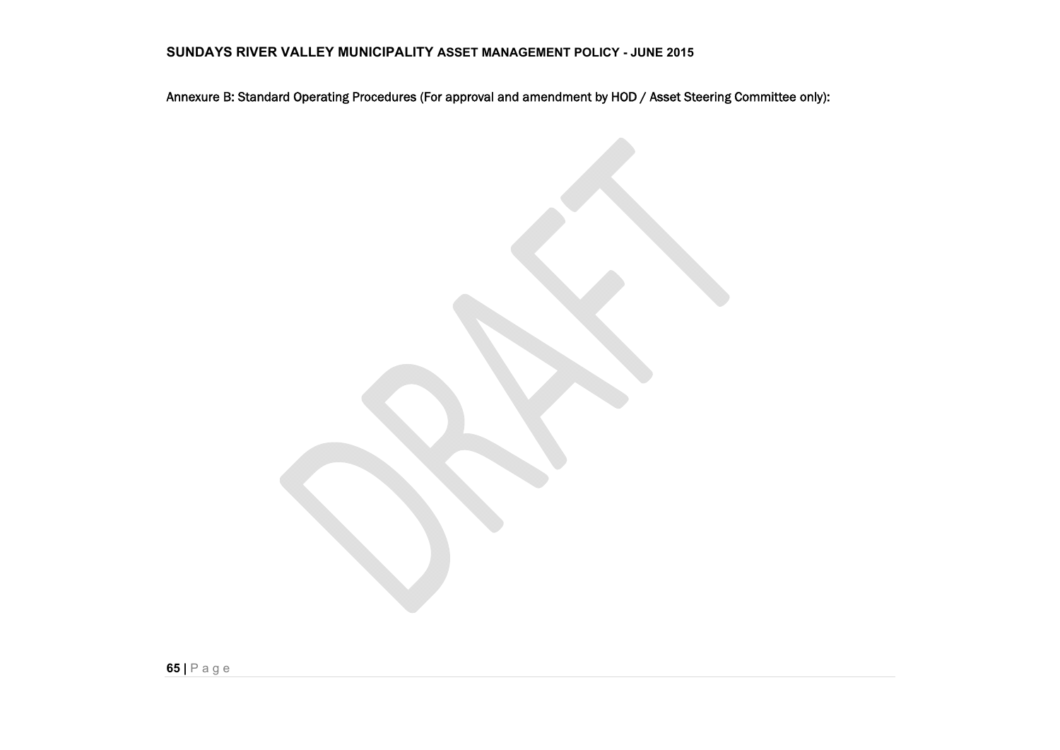Annexure B: Standard Operating Procedures (For approval and amendment by HOD / Asset Steering Committee only):